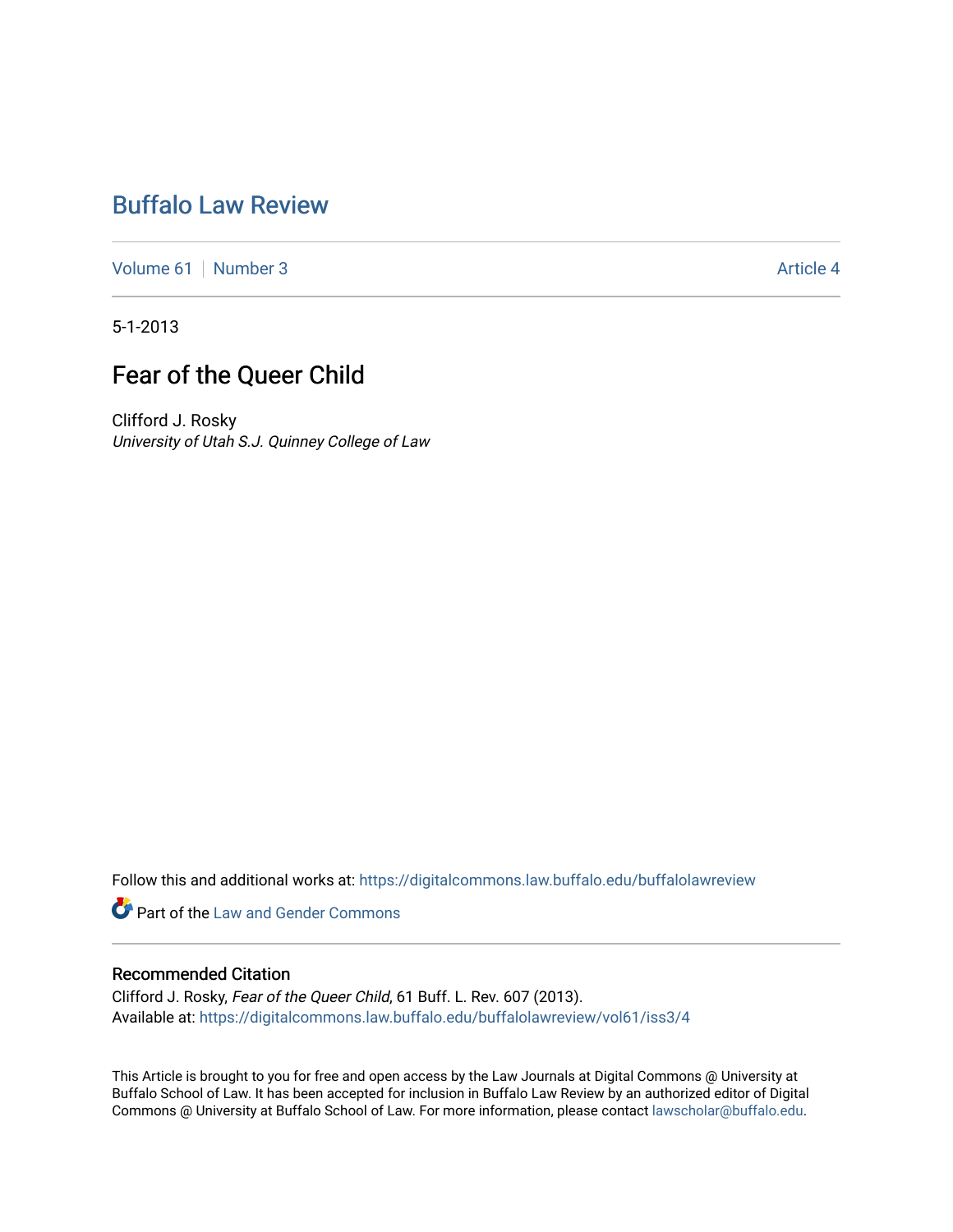# Buffalo Law Review

Volume 61 | Number 3 | Article 4

5-1-2013

## Fear of the Queer Child

Clifford J. Rosky
*University of Utah S.J. Quinney College of Law*

Follow this and additional works at: https://digitalcommons.law.buffalo.edu/buffalolawreview

Part of the Law and Gender Commons

### Recommended Citation

Clifford J. Rosky, *Fear of the Queer Child*, 61 Buff. L. Rev. 607 (2013).
Available at: https://digitalcommons.law.buffalo.edu/buffalolawreview/vol61/iss3/4

This Article is brought to you for free and open access by the Law Journals at Digital Commons @ University at Buffalo School of Law. It has been accepted for inclusion in Buffalo Law Review by an authorized editor of Digital Commons @ University at Buffalo School of Law. For more information, please contact lawscholar@buffalo.edu.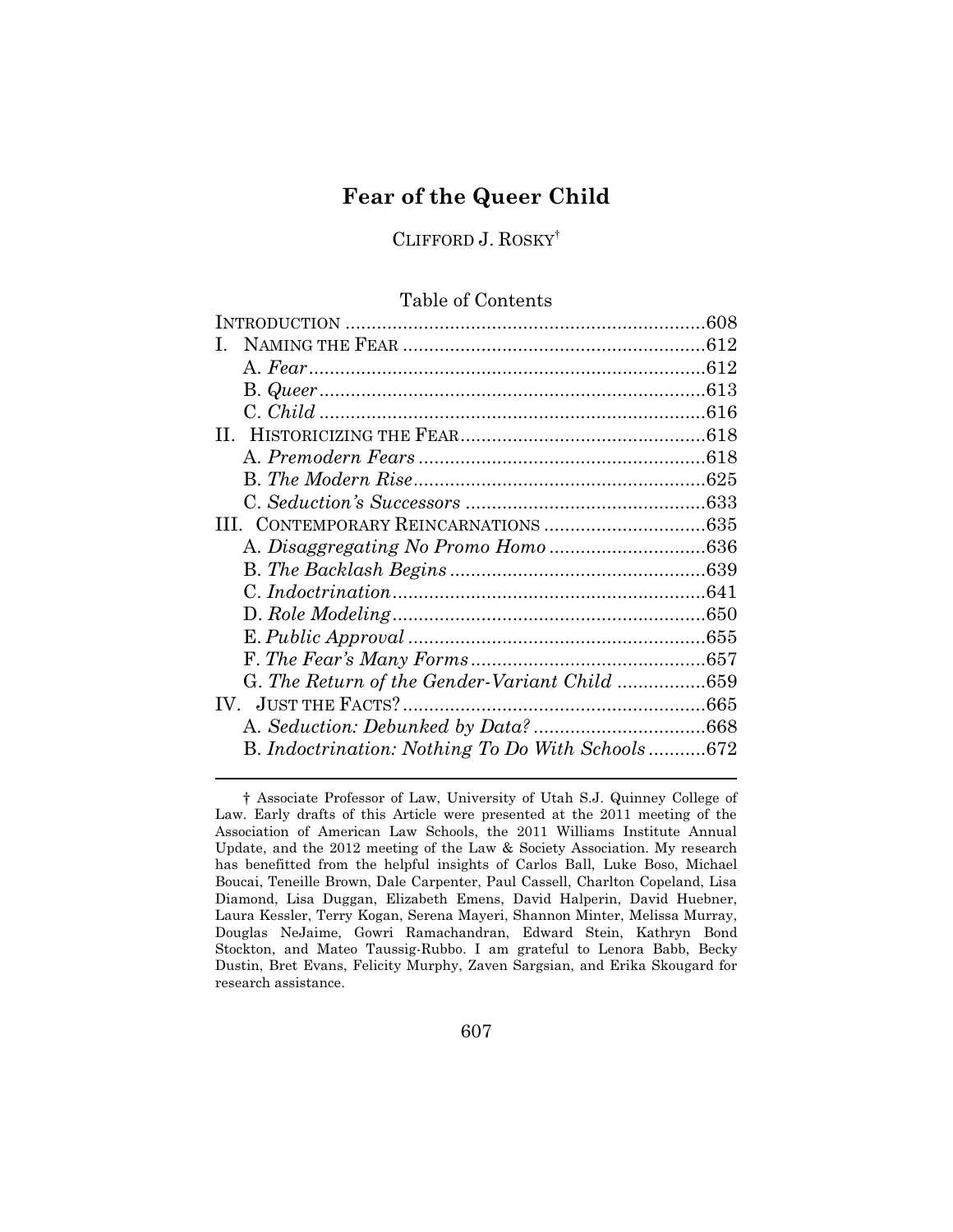# Fear of the Queer Child

CLIFFORD J. ROSKY[†]

Table of Contents

INTRODUCTION ....................................................................608
I. NAMING THE FEAR ........................................................612
  A. *Fear* ..........................................................................612
  B. *Queer* .........................................................................613
  C. *Child* .........................................................................616
II. HISTORICIZING THE FEAR ..............................................618
  A. *Premodern Fears* ......................................................618
  B. *The Modern Rise* .......................................................625
  C. *Seduction's Successors* .............................................633
III. CONTEMPORARY REINCARNATIONS ...............................635
  A. *Disaggregating No Promo Homo* .............................636
  B. *The Backlash Begins* ................................................639
  C. *Indoctrination* ..........................................................641
  D. *Role Modeling* ...........................................................650
  E. *Public Approval* ........................................................655
  F. *The Fear's Many Forms* ............................................657
  G. *The Return of the Gender-Variant Child* .................659
IV. JUST THE FACTS? .........................................................665
  A. *Seduction: Debunked by Data?* ................................668
  B. *Indoctrination: Nothing To Do With Schools* ...........672

---

† Associate Professor of Law, University of Utah S.J. Quinney College of Law. Early drafts of this Article were presented at the 2011 meeting of the Association of American Law Schools, the 2011 Williams Institute Annual Update, and the 2012 meeting of the Law & Society Association. My research has benefitted from the helpful insights of Carlos Ball, Luke Boso, Michael Boucai, Teneille Brown, Dale Carpenter, Paul Cassell, Charlton Copeland, Lisa Diamond, Lisa Duggan, Elizabeth Emens, David Halperin, David Huebner, Laura Kessler, Terry Kogan, Serena Mayeri, Shannon Minter, Melissa Murray, Douglas NeJaime, Gowri Ramachandran, Edward Stein, Kathryn Bond Stockton, and Mateo Taussig-Rubbo. I am grateful to Lenora Babb, Becky Dustin, Bret Evans, Felicity Murphy, Zaven Sargsian, and Erika Skougard for research assistance.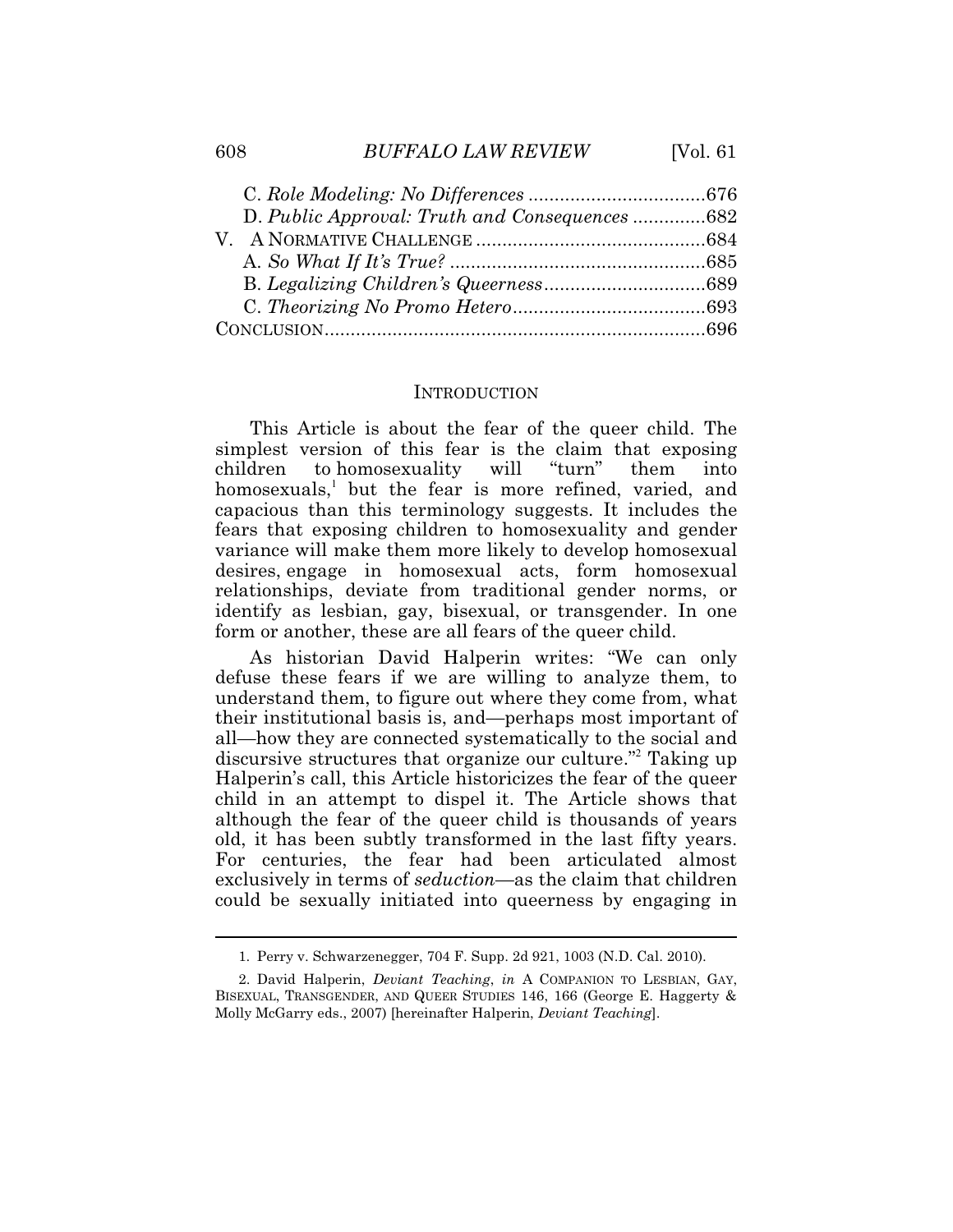C. *Role Modeling: No Differences* .................................676
D. *Public Approval: Truth and Consequences* .............682
V. A NORMATIVE CHALLENGE ...........................................684
A. *So What If It's True?* ................................................685
B. *Legalizing Children's Queerness*...............................689
C. *Theorizing No Promo Hetero*.....................................693
CONCLUSION........................................................................696

## INTRODUCTION

This Article is about the fear of the queer child. The simplest version of this fear is the claim that exposing children to homosexuality will "turn" them into homosexuals,[1] but the fear is more refined, varied, and capacious than this terminology suggests. It includes the fears that exposing children to homosexuality and gender variance will make them more likely to develop homosexual desires, engage in homosexual acts, form homosexual relationships, deviate from traditional gender norms, or identify as lesbian, gay, bisexual, or transgender. In one form or another, these are all fears of the queer child.

As historian David Halperin writes: "We can only defuse these fears if we are willing to analyze them, to understand them, to figure out where they come from, what their institutional basis is, and—perhaps most important of all—how they are connected systematically to the social and discursive structures that organize our culture."[2] Taking up Halperin's call, this Article historicizes the fear of the queer child in an attempt to dispel it. The Article shows that although the fear of the queer child is thousands of years old, it has been subtly transformed in the last fifty years. For centuries, the fear had been articulated almost exclusively in terms of *seduction*—as the claim that children could be sexually initiated into queerness by engaging in

---

1. Perry v. Schwarzenegger, 704 F. Supp. 2d 921, 1003 (N.D. Cal. 2010).

2. David Halperin, *Deviant Teaching*, *in* A COMPANION TO LESBIAN, GAY, BISEXUAL, TRANSGENDER, AND QUEER STUDIES 146, 166 (George E. Haggerty & Molly McGarry eds., 2007) [hereinafter Halperin, *Deviant Teaching*].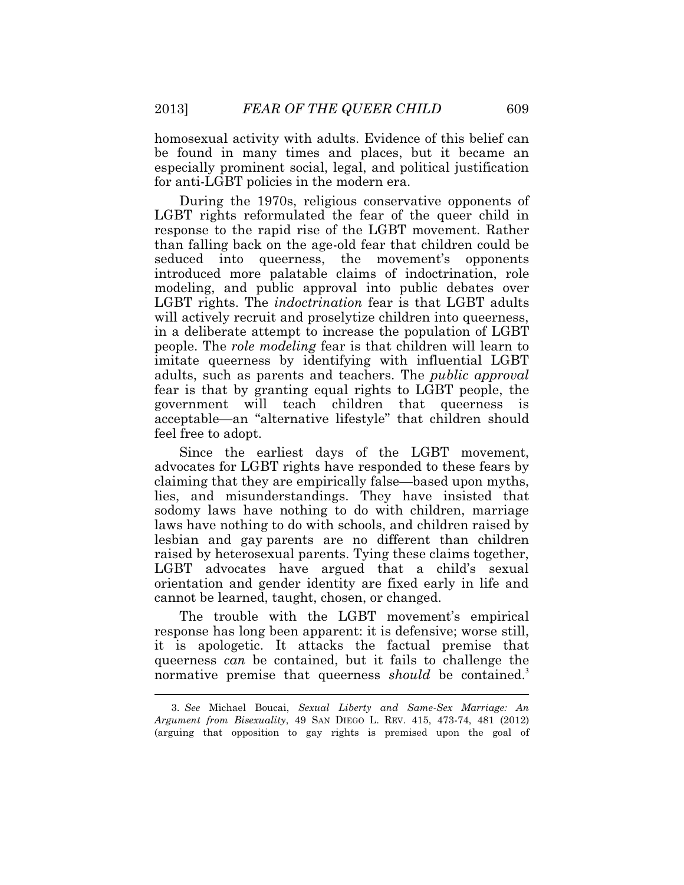homosexual activity with adults. Evidence of this belief can be found in many times and places, but it became an especially prominent social, legal, and political justification for anti-LGBT policies in the modern era.

During the 1970s, religious conservative opponents of LGBT rights reformulated the fear of the queer child in response to the rapid rise of the LGBT movement. Rather than falling back on the age-old fear that children could be seduced into queerness, the movement's opponents introduced more palatable claims of indoctrination, role modeling, and public approval into public debates over LGBT rights. The *indoctrination* fear is that LGBT adults will actively recruit and proselytize children into queerness, in a deliberate attempt to increase the population of LGBT people. The *role modeling* fear is that children will learn to imitate queerness by identifying with influential LGBT adults, such as parents and teachers. The *public approval* fear is that by granting equal rights to LGBT people, the government will teach children that queerness is acceptable—an "alternative lifestyle" that children should feel free to adopt.

Since the earliest days of the LGBT movement, advocates for LGBT rights have responded to these fears by claiming that they are empirically false—based upon myths, lies, and misunderstandings. They have insisted that sodomy laws have nothing to do with children, marriage laws have nothing to do with schools, and children raised by lesbian and gay parents are no different than children raised by heterosexual parents. Tying these claims together, LGBT advocates have argued that a child's sexual orientation and gender identity are fixed early in life and cannot be learned, taught, chosen, or changed.

The trouble with the LGBT movement's empirical response has long been apparent: it is defensive; worse still, it is apologetic. It attacks the factual premise that queerness *can* be contained, but it fails to challenge the normative premise that queerness *should* be contained.[3]

---

3. *See* Michael Boucai, *Sexual Liberty and Same-Sex Marriage: An Argument from Bisexuality*, 49 SAN DIEGO L. REV. 415, 473-74, 481 (2012) (arguing that opposition to gay rights is premised upon the goal of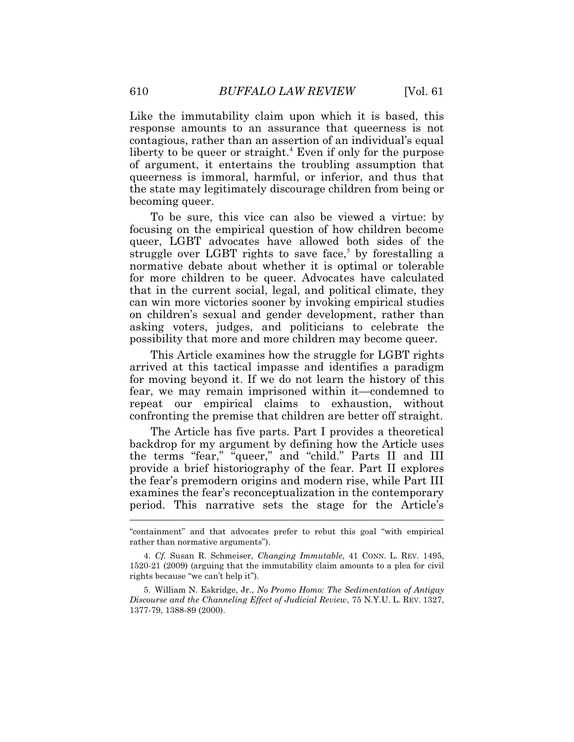Like the immutability claim upon which it is based, this response amounts to an assurance that queerness is not contagious, rather than an assertion of an individual's equal liberty to be queer or straight.[4] Even if only for the purpose of argument, it entertains the troubling assumption that queerness is immoral, harmful, or inferior, and thus that the state may legitimately discourage children from being or becoming queer.

To be sure, this vice can also be viewed a virtue: by focusing on the empirical question of how children become queer, LGBT advocates have allowed both sides of the struggle over LGBT rights to save face,[5] by forestalling a normative debate about whether it is optimal or tolerable for more children to be queer. Advocates have calculated that in the current social, legal, and political climate, they can win more victories sooner by invoking empirical studies on children's sexual and gender development, rather than asking voters, judges, and politicians to celebrate the possibility that more and more children may become queer.

This Article examines how the struggle for LGBT rights arrived at this tactical impasse and identifies a paradigm for moving beyond it. If we do not learn the history of this fear, we may remain imprisoned within it—condemned to repeat our empirical claims to exhaustion, without confronting the premise that children are better off straight.

The Article has five parts. Part I provides a theoretical backdrop for my argument by defining how the Article uses the terms "fear," "queer," and "child." Parts II and III provide a brief historiography of the fear. Part II explores the fear's premodern origins and modern rise, while Part III examines the fear's reconceptualization in the contemporary period. This narrative sets the stage for the Article's

---

"containment" and that advocates prefer to rebut this goal "with empirical rather than normative arguments").

4. *Cf.* Susan R. Schmeiser, *Changing Immutable*, 41 CONN. L. REV. 1495, 1520-21 (2009) (arguing that the immutability claim amounts to a plea for civil rights because "we can't help it").

5. William N. Eskridge, Jr., *No Promo Homo: The Sedimentation of Antigay Discourse and the Channeling Effect of Judicial Review*, 75 N.Y.U. L. REV. 1327, 1377-79, 1388-89 (2000).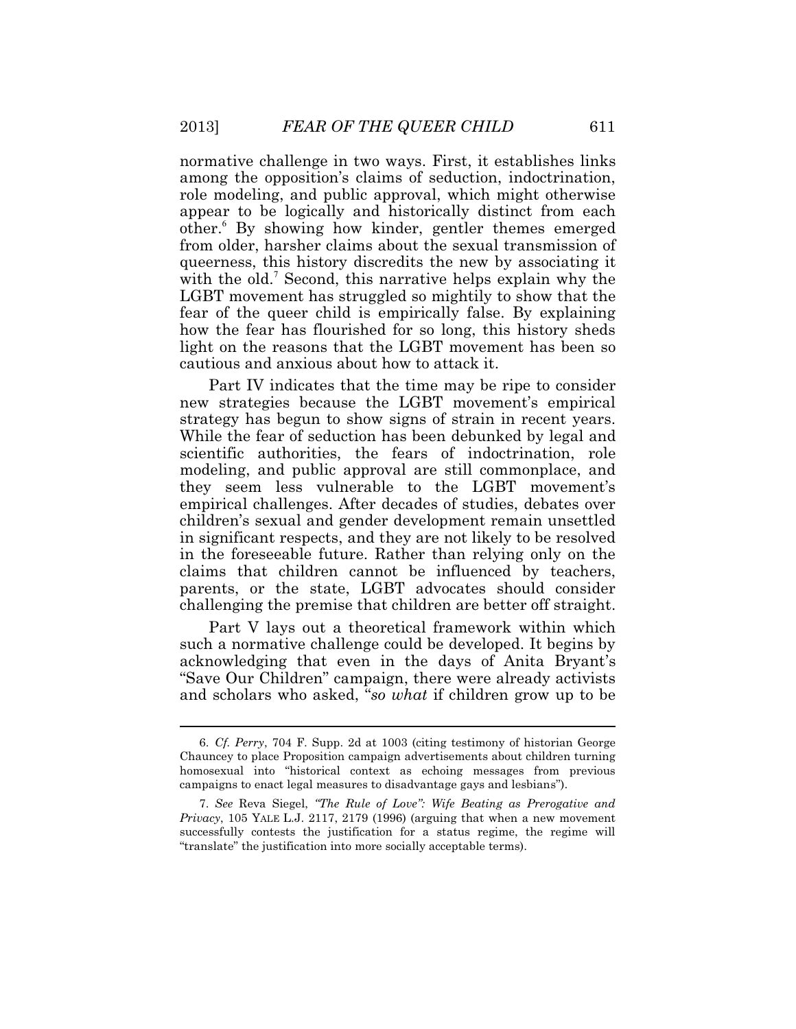normative challenge in two ways. First, it establishes links among the opposition's claims of seduction, indoctrination, role modeling, and public approval, which might otherwise appear to be logically and historically distinct from each other.[6] By showing how kinder, gentler themes emerged from older, harsher claims about the sexual transmission of queerness, this history discredits the new by associating it with the old.[7] Second, this narrative helps explain why the LGBT movement has struggled so mightily to show that the fear of the queer child is empirically false. By explaining how the fear has flourished for so long, this history sheds light on the reasons that the LGBT movement has been so cautious and anxious about how to attack it.

Part IV indicates that the time may be ripe to consider new strategies because the LGBT movement's empirical strategy has begun to show signs of strain in recent years. While the fear of seduction has been debunked by legal and scientific authorities, the fears of indoctrination, role modeling, and public approval are still commonplace, and they seem less vulnerable to the LGBT movement's empirical challenges. After decades of studies, debates over children's sexual and gender development remain unsettled in significant respects, and they are not likely to be resolved in the foreseeable future. Rather than relying only on the claims that children cannot be influenced by teachers, parents, or the state, LGBT advocates should consider challenging the premise that children are better off straight.

Part V lays out a theoretical framework within which such a normative challenge could be developed. It begins by acknowledging that even in the days of Anita Bryant's "Save Our Children" campaign, there were already activists and scholars who asked, "*so what* if children grow up to be

---

6. *Cf. Perry*, 704 F. Supp. 2d at 1003 (citing testimony of historian George Chauncey to place Proposition campaign advertisements about children turning homosexual into "historical context as echoing messages from previous campaigns to enact legal measures to disadvantage gays and lesbians").

7. *See* Reva Siegel, *"The Rule of Love": Wife Beating as Prerogative and Privacy*, 105 YALE L.J. 2117, 2179 (1996) (arguing that when a new movement successfully contests the justification for a status regime, the regime will "translate" the justification into more socially acceptable terms).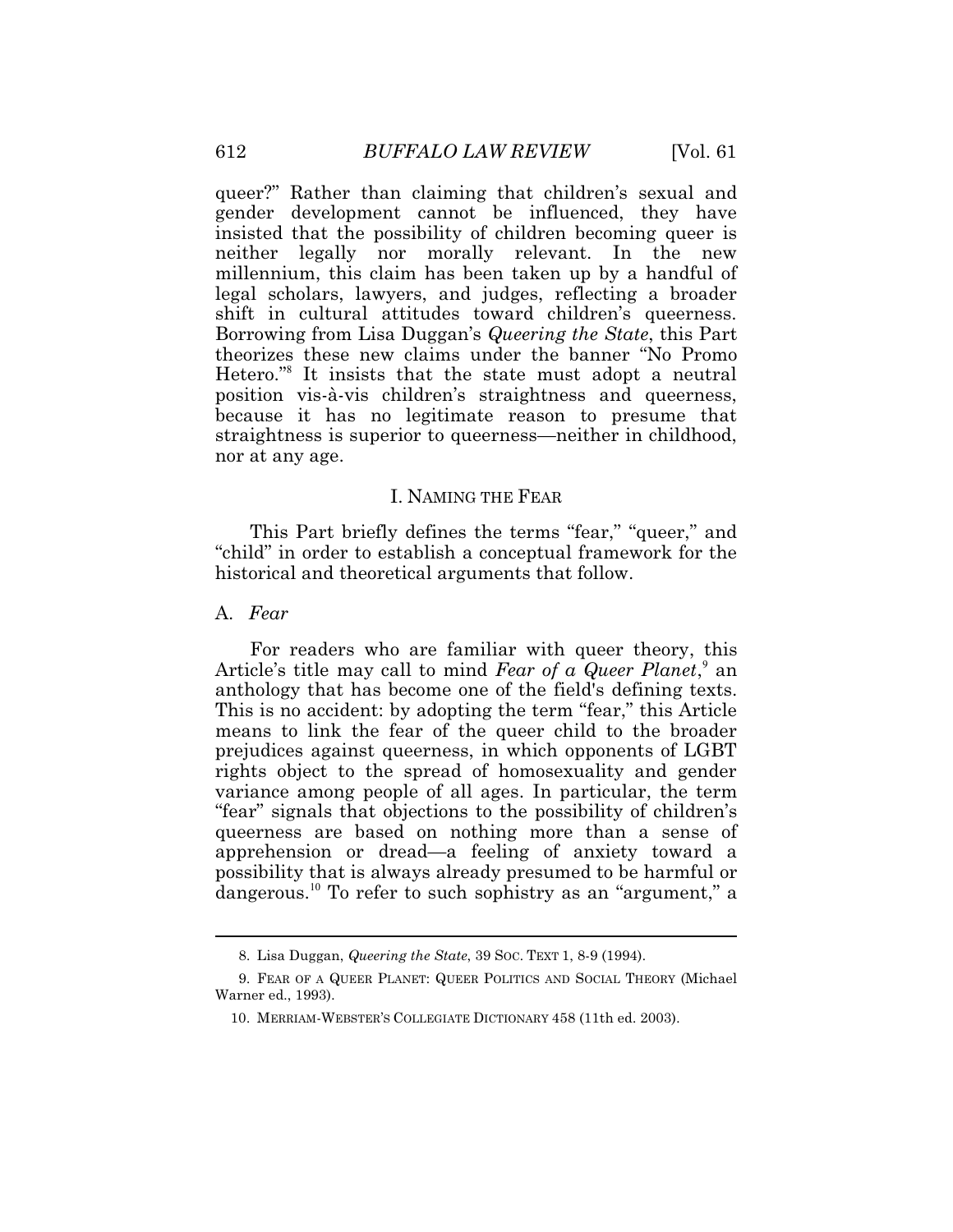queer?" Rather than claiming that children's sexual and gender development cannot be influenced, they have insisted that the possibility of children becoming queer is neither legally nor morally relevant. In the new millennium, this claim has been taken up by a handful of legal scholars, lawyers, and judges, reflecting a broader shift in cultural attitudes toward children's queerness. Borrowing from Lisa Duggan's *Queering the State*, this Part theorizes these new claims under the banner "No Promo Hetero."[8] It insists that the state must adopt a neutral position vis-à-vis children's straightness and queerness, because it has no legitimate reason to presume that straightness is superior to queerness—neither in childhood, nor at any age.

## I. NAMING THE FEAR

This Part briefly defines the terms "fear," "queer," and "child" in order to establish a conceptual framework for the historical and theoretical arguments that follow.

### A. *Fear*

For readers who are familiar with queer theory, this Article's title may call to mind *Fear of a Queer Planet*,[9] an anthology that has become one of the field's defining texts. This is no accident: by adopting the term "fear," this Article means to link the fear of the queer child to the broader prejudices against queerness, in which opponents of LGBT rights object to the spread of homosexuality and gender variance among people of all ages. In particular, the term "fear" signals that objections to the possibility of children's queerness are based on nothing more than a sense of apprehension or dread—a feeling of anxiety toward a possibility that is always already presumed to be harmful or dangerous.[10] To refer to such sophistry as an "argument," a

---

8. Lisa Duggan, *Queering the State*, 39 SOC. TEXT 1, 8-9 (1994).

9. FEAR OF A QUEER PLANET: QUEER POLITICS AND SOCIAL THEORY (Michael Warner ed., 1993).

10. MERRIAM-WEBSTER'S COLLEGIATE DICTIONARY 458 (11th ed. 2003).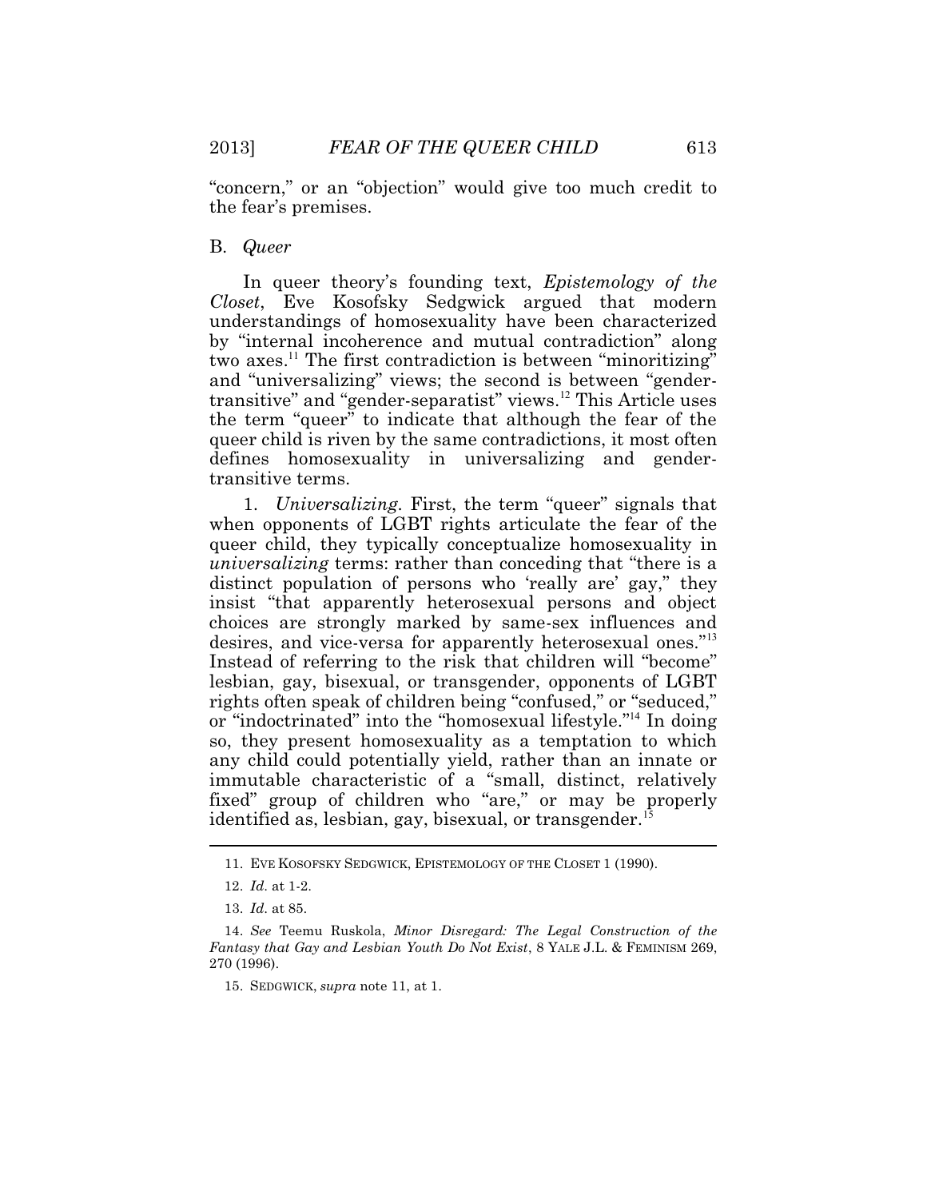"concern," or an "objection" would give too much credit to the fear's premises.

### B. *Queer*

In queer theory's founding text, *Epistemology of the Closet*, Eve Kosofsky Sedgwick argued that modern understandings of homosexuality have been characterized by "internal incoherence and mutual contradiction" along two axes.[11] The first contradiction is between "minoritizing" and "universalizing" views; the second is between "gender-transitive" and "gender-separatist" views.[12] This Article uses the term "queer" to indicate that although the fear of the queer child is riven by the same contradictions, it most often defines homosexuality in universalizing and gender-transitive terms.

1. *Universalizing*. First, the term "queer" signals that when opponents of LGBT rights articulate the fear of the queer child, they typically conceptualize homosexuality in *universalizing* terms: rather than conceding that "there is a distinct population of persons who 'really are' gay," they insist "that apparently heterosexual persons and object choices are strongly marked by same-sex influences and desires, and vice-versa for apparently heterosexual ones."[13] Instead of referring to the risk that children will "become" lesbian, gay, bisexual, or transgender, opponents of LGBT rights often speak of children being "confused," or "seduced," or "indoctrinated" into the "homosexual lifestyle."[14] In doing so, they present homosexuality as a temptation to which any child could potentially yield, rather than an innate or immutable characteristic of a "small, distinct, relatively fixed" group of children who "are," or may be properly identified as, lesbian, gay, bisexual, or transgender.[15]

---

11. EVE KOSOFSKY SEDGWICK, EPISTEMOLOGY OF THE CLOSET 1 (1990).

12. *Id.* at 1-2.

13. *Id.* at 85.

14. *See* Teemu Ruskola, *Minor Disregard: The Legal Construction of the Fantasy that Gay and Lesbian Youth Do Not Exist*, 8 YALE J.L. & FEMINISM 269, 270 (1996).

15. SEDGWICK, *supra* note 11, at 1.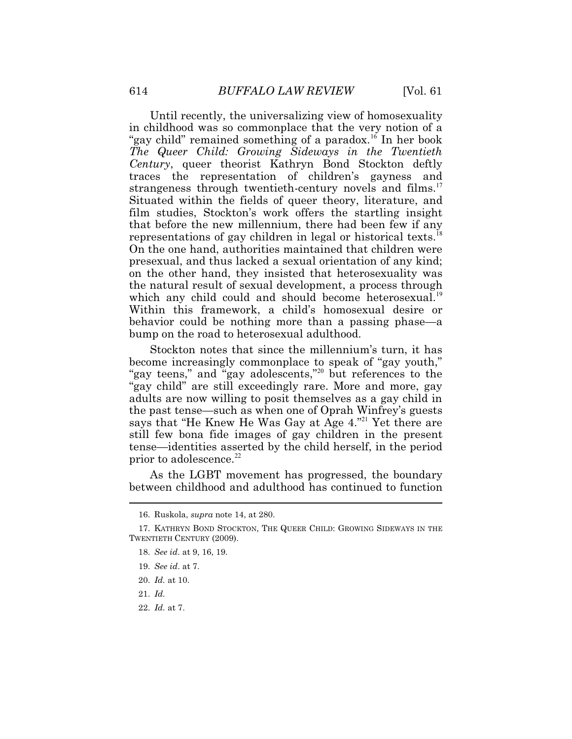Until recently, the universalizing view of homosexuality in childhood was so commonplace that the very notion of a "gay child" remained something of a paradox.[16] In her book *The Queer Child: Growing Sideways in the Twentieth Century*, queer theorist Kathryn Bond Stockton deftly traces the representation of children's gayness and strangeness through twentieth-century novels and films.[17] Situated within the fields of queer theory, literature, and film studies, Stockton's work offers the startling insight that before the new millennium, there had been few if any representations of gay children in legal or historical texts.[18] On the one hand, authorities maintained that children were presexual, and thus lacked a sexual orientation of any kind; on the other hand, they insisted that heterosexuality was the natural result of sexual development, a process through which any child could and should become heterosexual.[19] Within this framework, a child's homosexual desire or behavior could be nothing more than a passing phase—a bump on the road to heterosexual adulthood.

Stockton notes that since the millennium's turn, it has become increasingly commonplace to speak of "gay youth," "gay teens," and "gay adolescents,"[20] but references to the "gay child" are still exceedingly rare. More and more, gay adults are now willing to posit themselves as a gay child in the past tense—such as when one of Oprah Winfrey's guests says that "He Knew He Was Gay at Age 4."[21] Yet there are still few bona fide images of gay children in the present tense—identities asserted by the child herself, in the period prior to adolescence.[22]

As the LGBT movement has progressed, the boundary between childhood and adulthood has continued to function

---

16. Ruskola, *supra* note 14, at 280.

17. KATHRYN BOND STOCKTON, THE QUEER CHILD: GROWING SIDEWAYS IN THE TWENTIETH CENTURY (2009).

18. *See id*. at 9, 16, 19.

19. *See id*. at 7.

20. *Id.* at 10.

21. *Id.*

22. *Id.* at 7.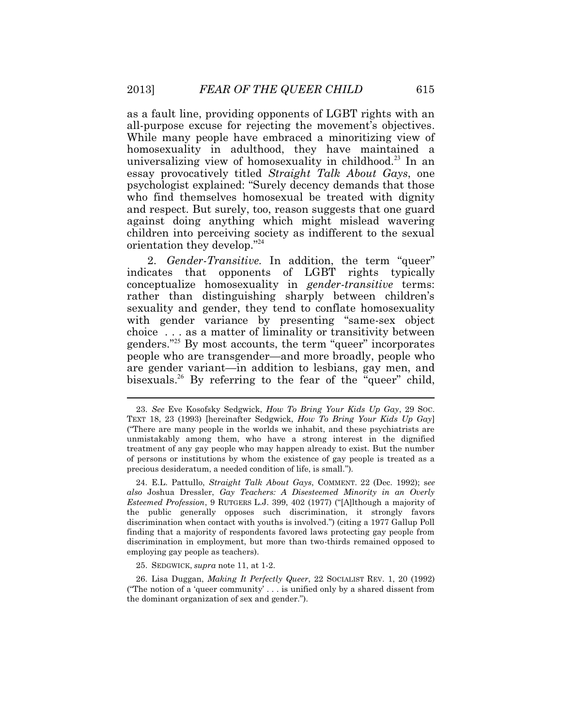as a fault line, providing opponents of LGBT rights with an all-purpose excuse for rejecting the movement's objectives. While many people have embraced a minoritizing view of homosexuality in adulthood, they have maintained a universalizing view of homosexuality in childhood.[23] In an essay provocatively titled *Straight Talk About Gays*, one psychologist explained: "Surely decency demands that those who find themselves homosexual be treated with dignity and respect. But surely, too, reason suggests that one guard against doing anything which might mislead wavering children into perceiving society as indifferent to the sexual orientation they develop."[24]

2. *Gender-Transitive.* In addition, the term "queer" indicates that opponents of LGBT rights typically conceptualize homosexuality in *gender-transitive* terms: rather than distinguishing sharply between children's sexuality and gender, they tend to conflate homosexuality with gender variance by presenting "same-sex object choice . . . as a matter of liminality or transitivity between genders."[25] By most accounts, the term "queer" incorporates people who are transgender—and more broadly, people who are gender variant—in addition to lesbians, gay men, and bisexuals.[26] By referring to the fear of the "queer" child,

---

23. *See* Eve Kosofsky Sedgwick, *How To Bring Your Kids Up Gay*, 29 SOC. TEXT 18, 23 (1993) [hereinafter Sedgwick, *How To Bring Your Kids Up Gay*] ("There are many people in the worlds we inhabit, and these psychiatrists are unmistakably among them, who have a strong interest in the dignified treatment of any gay people who may happen already to exist. But the number of persons or institutions by whom the existence of gay people is treated as a precious desideratum, a needed condition of life, is small.").

24. E.L. Pattullo, *Straight Talk About Gays*, COMMENT. 22 (Dec. 1992); *see also* Joshua Dressler, *Gay Teachers: A Disesteemed Minority in an Overly Esteemed Profession*, 9 RUTGERS L.J. 399, 402 (1977) ("[A]lthough a majority of the public generally opposes such discrimination, it strongly favors discrimination when contact with youths is involved.") (citing a 1977 Gallup Poll finding that a majority of respondents favored laws protecting gay people from discrimination in employment, but more than two-thirds remained opposed to employing gay people as teachers).

25. SEDGWICK, *supra* note 11, at 1-2.

26. Lisa Duggan, *Making It Perfectly Queer*, 22 SOCIALIST REV. 1, 20 (1992) ("The notion of a 'queer community' . . . is unified only by a shared dissent from the dominant organization of sex and gender.").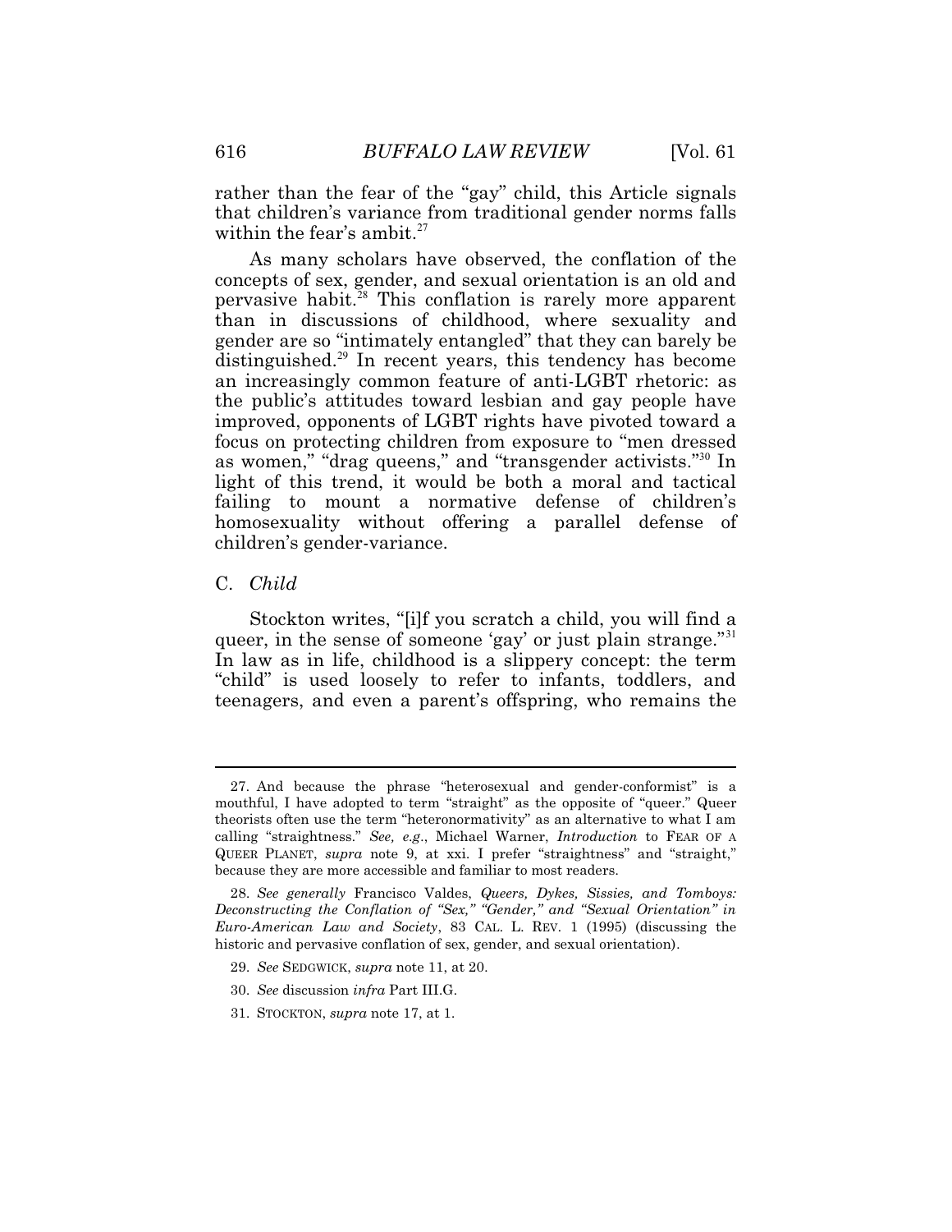rather than the fear of the "gay" child, this Article signals that children's variance from traditional gender norms falls within the fear's ambit.[27]

As many scholars have observed, the conflation of the concepts of sex, gender, and sexual orientation is an old and pervasive habit.[28] This conflation is rarely more apparent than in discussions of childhood, where sexuality and gender are so "intimately entangled" that they can barely be distinguished.[29] In recent years, this tendency has become an increasingly common feature of anti-LGBT rhetoric: as the public's attitudes toward lesbian and gay people have improved, opponents of LGBT rights have pivoted toward a focus on protecting children from exposure to "men dressed as women," "drag queens," and "transgender activists."[30] In light of this trend, it would be both a moral and tactical failing to mount a normative defense of children's homosexuality without offering a parallel defense of children's gender-variance.

### C. *Child*

Stockton writes, "[i]f you scratch a child, you will find a queer, in the sense of someone 'gay' or just plain strange."[31] In law as in life, childhood is a slippery concept: the term "child" is used loosely to refer to infants, toddlers, and teenagers, and even a parent's offspring, who remains the

---

27. And because the phrase "heterosexual and gender-conformist" is a mouthful, I have adopted to term "straight" as the opposite of "queer." Queer theorists often use the term "heteronormativity" as an alternative to what I am calling "straightness." *See, e.g.*, Michael Warner, *Introduction* to FEAR OF A QUEER PLANET, *supra* note 9, at xxi. I prefer "straightness" and "straight," because they are more accessible and familiar to most readers.

28. *See generally* Francisco Valdes, *Queers, Dykes, Sissies, and Tomboys: Deconstructing the Conflation of "Sex," "Gender," and "Sexual Orientation" in Euro-American Law and Society*, 83 CAL. L. REV. 1 (1995) (discussing the historic and pervasive conflation of sex, gender, and sexual orientation).

29. *See* SEDGWICK, *supra* note 11, at 20.

30. *See* discussion *infra* Part III.G.

31. STOCKTON, *supra* note 17, at 1.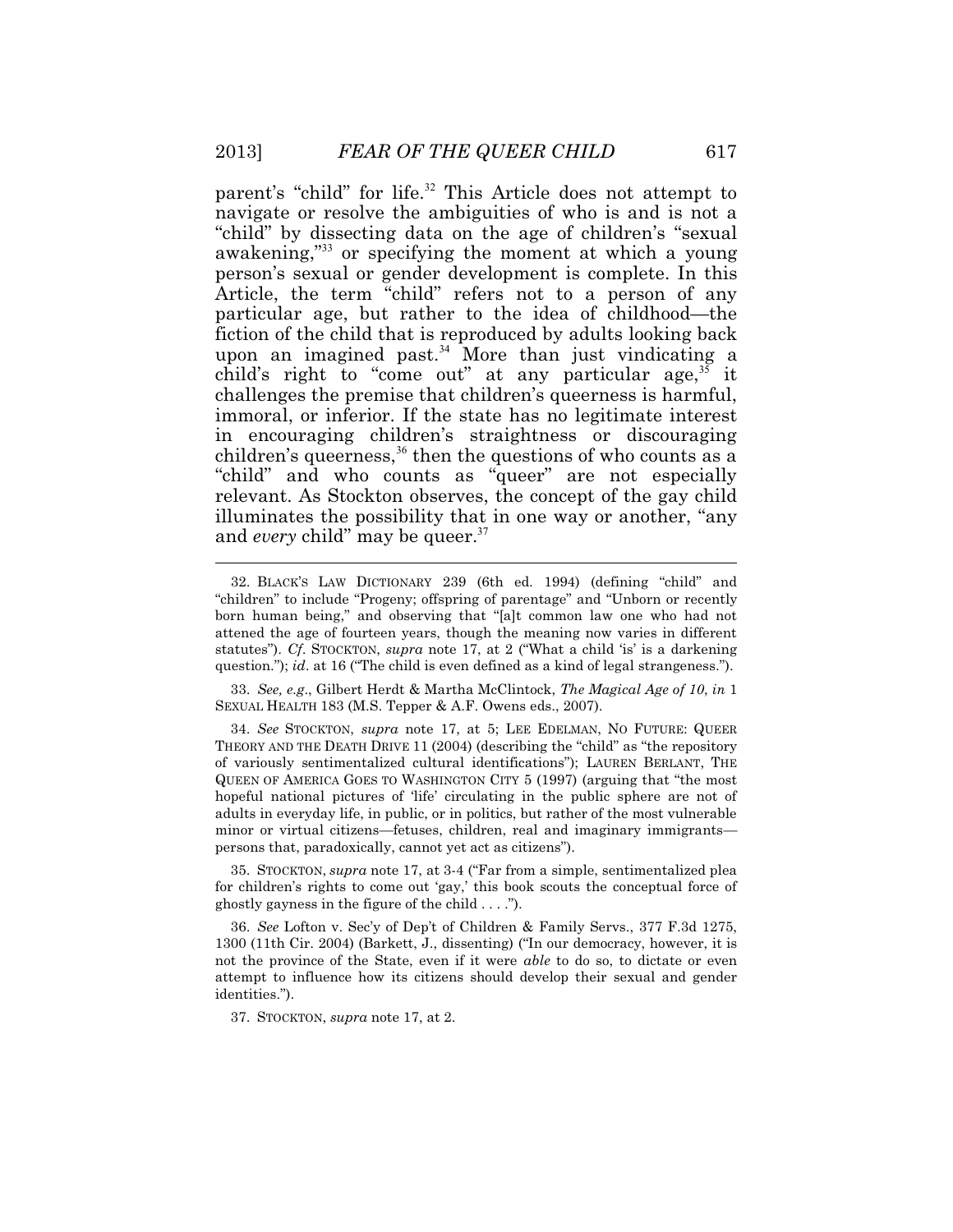parent's "child" for life.[32] This Article does not attempt to navigate or resolve the ambiguities of who is and is not a "child" by dissecting data on the age of children's "sexual awakening,"[33] or specifying the moment at which a young person's sexual or gender development is complete. In this Article, the term "child" refers not to a person of any particular age, but rather to the idea of childhood—the fiction of the child that is reproduced by adults looking back upon an imagined past.[34] More than just vindicating a child's right to "come out" at any particular age,[35] it challenges the premise that children's queerness is harmful, immoral, or inferior. If the state has no legitimate interest in encouraging children's straightness or discouraging children's queerness,[36] then the questions of who counts as a "child" and who counts as "queer" are not especially relevant. As Stockton observes, the concept of the gay child illuminates the possibility that in one way or another, "any and *every* child" may be queer.[37]

---

32. BLACK'S LAW DICTIONARY 239 (6th ed. 1994) (defining "child" and "children" to include "Progeny; offspring of parentage" and "Unborn or recently born human being," and observing that "[a]t common law one who had not attened the age of fourteen years, though the meaning now varies in different statutes"). *Cf*. STOCKTON, *supra* note 17, at 2 ("What a child 'is' is a darkening question."); *id*. at 16 ("The child is even defined as a kind of legal strangeness.").

33. *See, e.g.*, Gilbert Herdt & Martha McClintock, *The Magical Age of 10*, *in* 1 SEXUAL HEALTH 183 (M.S. Tepper & A.F. Owens eds., 2007).

34. *See* STOCKTON, *supra* note 17, at 5; LEE EDELMAN, NO FUTURE: QUEER THEORY AND THE DEATH DRIVE 11 (2004) (describing the "child" as "the repository of variously sentimentalized cultural identifications"); LAUREN BERLANT, THE QUEEN OF AMERICA GOES TO WASHINGTON CITY 5 (1997) (arguing that "the most hopeful national pictures of 'life' circulating in the public sphere are not of adults in everyday life, in public, or in politics, but rather of the most vulnerable minor or virtual citizens—fetuses, children, real and imaginary immigrants—persons that, paradoxically, cannot yet act as citizens").

35. STOCKTON, *supra* note 17, at 3-4 ("Far from a simple, sentimentalized plea for children's rights to come out 'gay,' this book scouts the conceptual force of ghostly gayness in the figure of the child . . . .").

36. *See* Lofton v. Sec'y of Dep't of Children & Family Servs., 377 F.3d 1275, 1300 (11th Cir. 2004) (Barkett, J., dissenting) ("In our democracy, however, it is not the province of the State, even if it were *able* to do so, to dictate or even attempt to influence how its citizens should develop their sexual and gender identities.").

37. STOCKTON, *supra* note 17, at 2.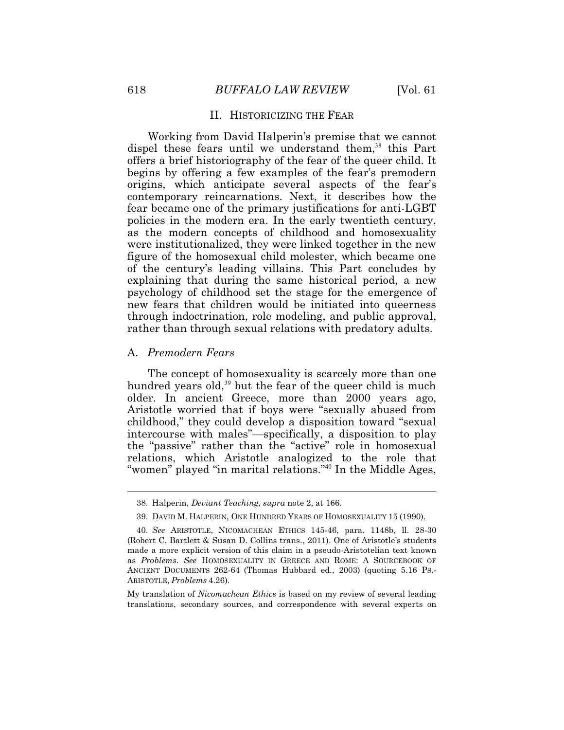## II. HISTORICIZING THE FEAR

Working from David Halperin's premise that we cannot dispel these fears until we understand them,[38] this Part offers a brief historiography of the fear of the queer child. It begins by offering a few examples of the fear's premodern origins, which anticipate several aspects of the fear's contemporary reincarnations. Next, it describes how the fear became one of the primary justifications for anti-LGBT policies in the modern era. In the early twentieth century, as the modern concepts of childhood and homosexuality were institutionalized, they were linked together in the new figure of the homosexual child molester, which became one of the century's leading villains. This Part concludes by explaining that during the same historical period, a new psychology of childhood set the stage for the emergence of new fears that children would be initiated into queerness through indoctrination, role modeling, and public approval, rather than through sexual relations with predatory adults.

### A. *Premodern Fears*

The concept of homosexuality is scarcely more than one hundred years old,[39] but the fear of the queer child is much older. In ancient Greece, more than 2000 years ago, Aristotle worried that if boys were "sexually abused from childhood," they could develop a disposition toward "sexual intercourse with males"—specifically, a disposition to play the "passive" rather than the "active" role in homosexual relations, which Aristotle analogized to the role that "women" played "in marital relations."[40] In the Middle Ages,

---

38. Halperin, *Deviant Teaching*, *supra* note 2, at 166.

39. DAVID M. HALPERIN, ONE HUNDRED YEARS OF HOMOSEXUALITY 15 (1990).

40. *See* ARISTOTLE, NICOMACHEAN ETHICS 145-46, para. 1148b, ll. 28-30 (Robert C. Bartlett & Susan D. Collins trans., 2011). One of Aristotle's students made a more explicit version of this claim in a pseudo-Aristotelian text known as *Problems*. *See* HOMOSEXUALITY IN GREECE AND ROME: A SOURCEBOOK OF ANCIENT DOCUMENTS 262-64 (Thomas Hubbard ed., 2003) (quoting 5.16 PS.-ARISTOTLE, *Problems* 4.26).

My translation of *Nicomachean Ethics* is based on my review of several leading translations, secondary sources, and correspondence with several experts on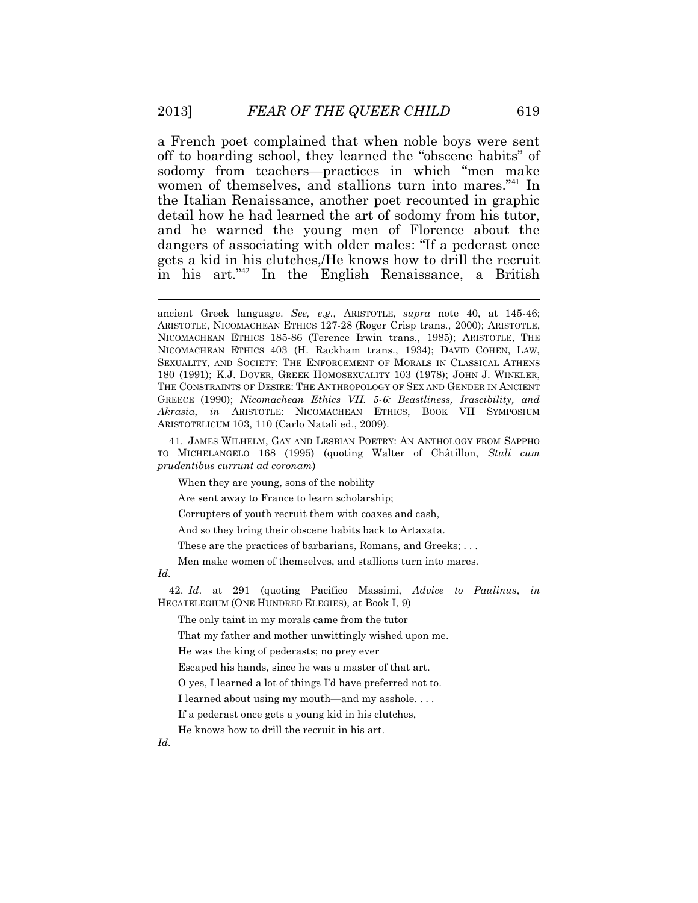a French poet complained that when noble boys were sent off to boarding school, they learned the "obscene habits" of sodomy from teachers—practices in which "men make women of themselves, and stallions turn into mares."[41] In the Italian Renaissance, another poet recounted in graphic detail how he had learned the art of sodomy from his tutor, and he warned the young men of Florence about the dangers of associating with older males: "If a pederast once gets a kid in his clutches,/He knows how to drill the recruit in his art."[42] In the English Renaissance, a British

---

ancient Greek language. *See, e.g.*, ARISTOTLE, *supra* note 40, at 145-46; ARISTOTLE, NICOMACHEAN ETHICS 127-28 (Roger Crisp trans., 2000); ARISTOTLE, NICOMACHEAN ETHICS 185-86 (Terence Irwin trans., 1985); ARISTOTLE, THE NICOMACHEAN ETHICS 403 (H. Rackham trans., 1934); DAVID COHEN, LAW, SEXUALITY, AND SOCIETY: THE ENFORCEMENT OF MORALS IN CLASSICAL ATHENS 180 (1991); K.J. DOVER, GREEK HOMOSEXUALITY 103 (1978); JOHN J. WINKLER, THE CONSTRAINTS OF DESIRE: THE ANTHROPOLOGY OF SEX AND GENDER IN ANCIENT GREECE (1990); *Nicomachean Ethics VII. 5-6: Beastliness, Irascibility, and Akrasia*, *in* ARISTOTLE: NICOMACHEAN ETHICS, BOOK VII SYMPOSIUM ARISTOTELICUM 103, 110 (Carlo Natali ed., 2009).

41. JAMES WILHELM, GAY AND LESBIAN POETRY: AN ANTHOLOGY FROM SAPPHO TO MICHELANGELO 168 (1995) (quoting Walter of Châtillon, *Stuli cum prudentibus currunt ad coronam*)

> When they are young, sons of the nobility
>
> Are sent away to France to learn scholarship;
>
> Corrupters of youth recruit them with coaxes and cash,
>
> And so they bring their obscene habits back to Artaxata.
>
> These are the practices of barbarians, Romans, and Greeks; . . .
>
> Men make women of themselves, and stallions turn into mares.

*Id.*

42. *Id*. at 291 (quoting Pacifico Massimi, *Advice to Paulinus*, *in* HECATELEGIUM (ONE HUNDRED ELEGIES), at Book I, 9)

> The only taint in my morals came from the tutor
>
> That my father and mother unwittingly wished upon me.
>
> He was the king of pederasts; no prey ever
>
> Escaped his hands, since he was a master of that art.
>
> O yes, I learned a lot of things I'd have preferred not to.
>
> I learned about using my mouth—and my asshole. . . .
>
> If a pederast once gets a young kid in his clutches,
>
> He knows how to drill the recruit in his art.

*Id.*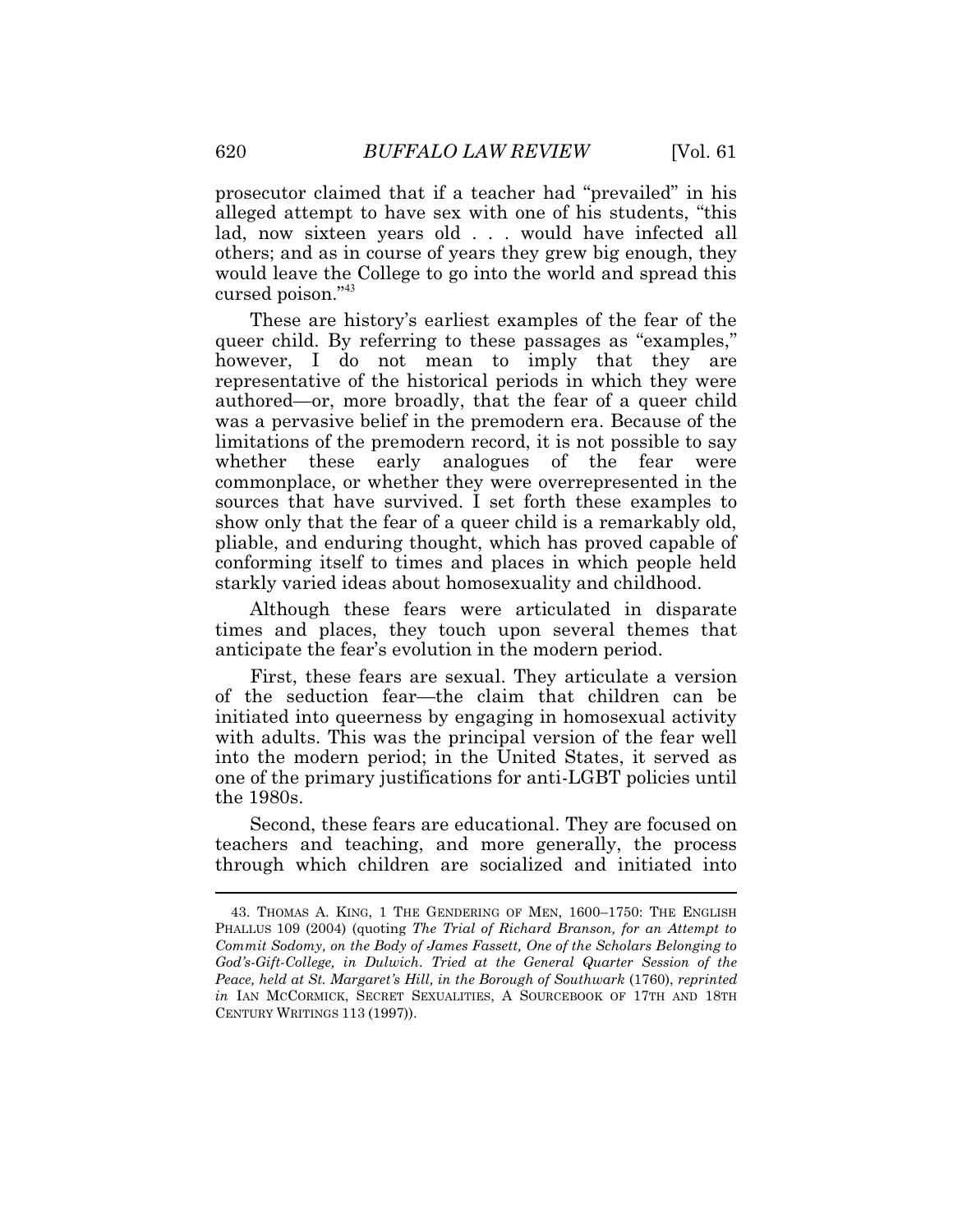prosecutor claimed that if a teacher had "prevailed" in his alleged attempt to have sex with one of his students, "this lad, now sixteen years old . . . would have infected all others; and as in course of years they grew big enough, they would leave the College to go into the world and spread this cursed poison."[43]

These are history's earliest examples of the fear of the queer child. By referring to these passages as "examples," however, I do not mean to imply that they are representative of the historical periods in which they were authored—or, more broadly, that the fear of a queer child was a pervasive belief in the premodern era. Because of the limitations of the premodern record, it is not possible to say whether these early analogues of the fear were commonplace, or whether they were overrepresented in the sources that have survived. I set forth these examples to show only that the fear of a queer child is a remarkably old, pliable, and enduring thought, which has proved capable of conforming itself to times and places in which people held starkly varied ideas about homosexuality and childhood.

Although these fears were articulated in disparate times and places, they touch upon several themes that anticipate the fear's evolution in the modern period.

First, these fears are sexual. They articulate a version of the seduction fear—the claim that children can be initiated into queerness by engaging in homosexual activity with adults. This was the principal version of the fear well into the modern period; in the United States, it served as one of the primary justifications for anti-LGBT policies until the 1980s.

Second, these fears are educational. They are focused on teachers and teaching, and more generally, the process through which children are socialized and initiated into

---

43. THOMAS A. KING, 1 THE GENDERING OF MEN, 1600–1750: THE ENGLISH PHALLUS 109 (2004) (quoting *The Trial of Richard Branson, for an Attempt to Commit Sodomy, on the Body of James Fassett, One of the Scholars Belonging to God's-Gift-College, in Dulwich. Tried at the General Quarter Session of the Peace, held at St. Margaret's Hill, in the Borough of Southwark* (1760), *reprinted in* IAN MCCORMICK, SECRET SEXUALITIES, A SOURCEBOOK OF 17TH AND 18TH CENTURY WRITINGS 113 (1997)).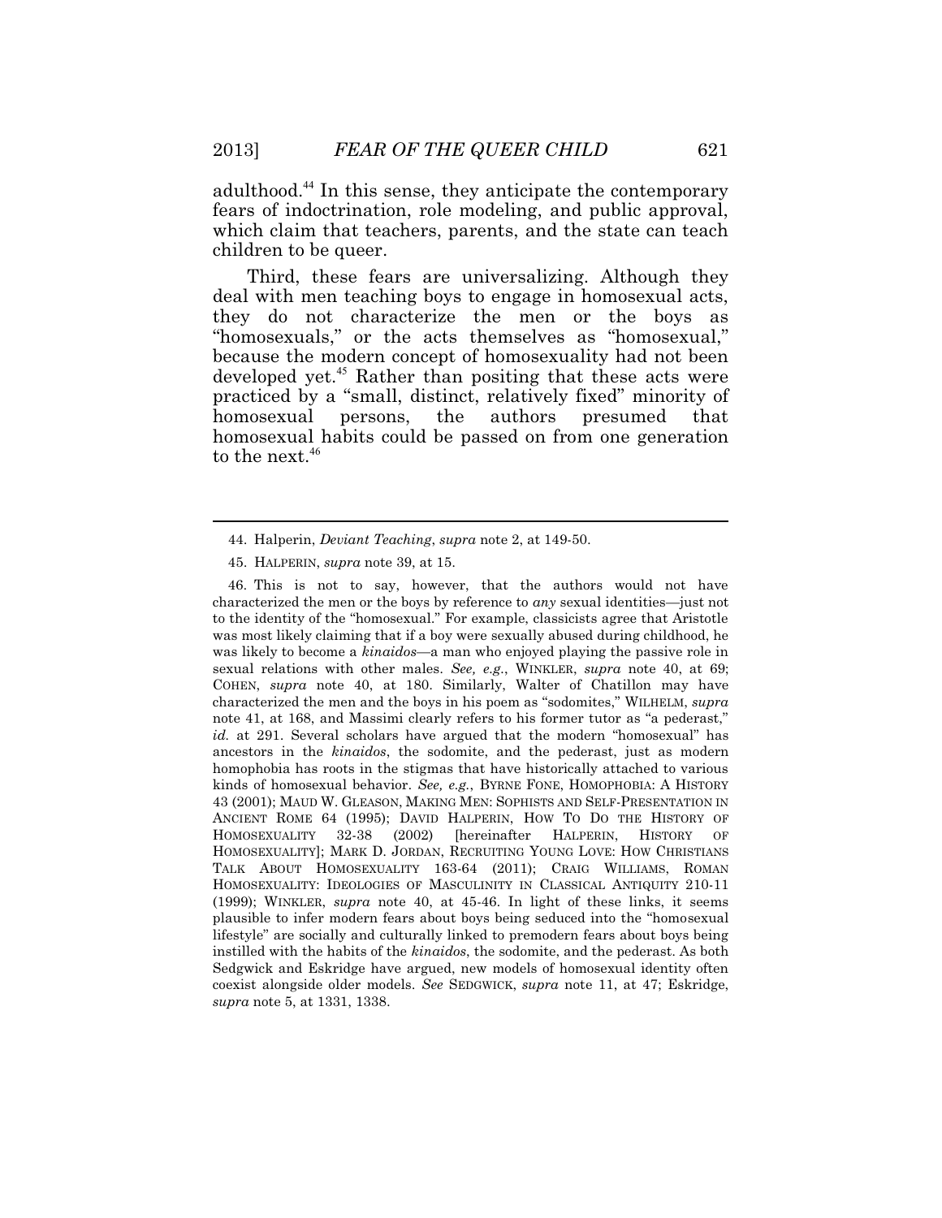adulthood.[44] In this sense, they anticipate the contemporary fears of indoctrination, role modeling, and public approval, which claim that teachers, parents, and the state can teach children to be queer.

Third, these fears are universalizing. Although they deal with men teaching boys to engage in homosexual acts, they do not characterize the men or the boys as "homosexuals," or the acts themselves as "homosexual," because the modern concept of homosexuality had not been developed yet.[45] Rather than positing that these acts were practiced by a "small, distinct, relatively fixed" minority of homosexual persons, the authors presumed that homosexual habits could be passed on from one generation to the next.[46]

---

44. Halperin, *Deviant Teaching*, *supra* note 2, at 149-50.

45. HALPERIN, *supra* note 39, at 15.

46. This is not to say, however, that the authors would not have characterized the men or the boys by reference to *any* sexual identities—just not to the identity of the "homosexual." For example, classicists agree that Aristotle was most likely claiming that if a boy were sexually abused during childhood, he was likely to become a *kinaidos*—a man who enjoyed playing the passive role in sexual relations with other males. *See, e.g.*, WINKLER, *supra* note 40, at 69; COHEN, *supra* note 40, at 180. Similarly, Walter of Chatillon may have characterized the men and the boys in his poem as "sodomites," WILHELM, *supra* note 41, at 168, and Massimi clearly refers to his former tutor as "a pederast," *id.* at 291. Several scholars have argued that the modern "homosexual" has ancestors in the *kinaidos*, the sodomite, and the pederast, just as modern homophobia has roots in the stigmas that have historically attached to various kinds of homosexual behavior. *See, e.g.*, BYRNE FONE, HOMOPHOBIA: A HISTORY 43 (2001); MAUD W. GLEASON, MAKING MEN: SOPHISTS AND SELF-PRESENTATION IN ANCIENT ROME 64 (1995); DAVID HALPERIN, HOW TO DO THE HISTORY OF HOMOSEXUALITY 32-38 (2002) [hereinafter HALPERIN, HISTORY OF HOMOSEXUALITY]; MARK D. JORDAN, RECRUITING YOUNG LOVE: HOW CHRISTIANS TALK ABOUT HOMOSEXUALITY 163-64 (2011); CRAIG WILLIAMS, ROMAN HOMOSEXUALITY: IDEOLOGIES OF MASCULINITY IN CLASSICAL ANTIQUITY 210-11 (1999); WINKLER, *supra* note 40, at 45-46. In light of these links, it seems plausible to infer modern fears about boys being seduced into the "homosexual lifestyle" are socially and culturally linked to premodern fears about boys being instilled with the habits of the *kinaidos*, the sodomite, and the pederast. As both Sedgwick and Eskridge have argued, new models of homosexual identity often coexist alongside older models. *See* SEDGWICK, *supra* note 11, at 47; Eskridge, *supra* note 5, at 1331, 1338.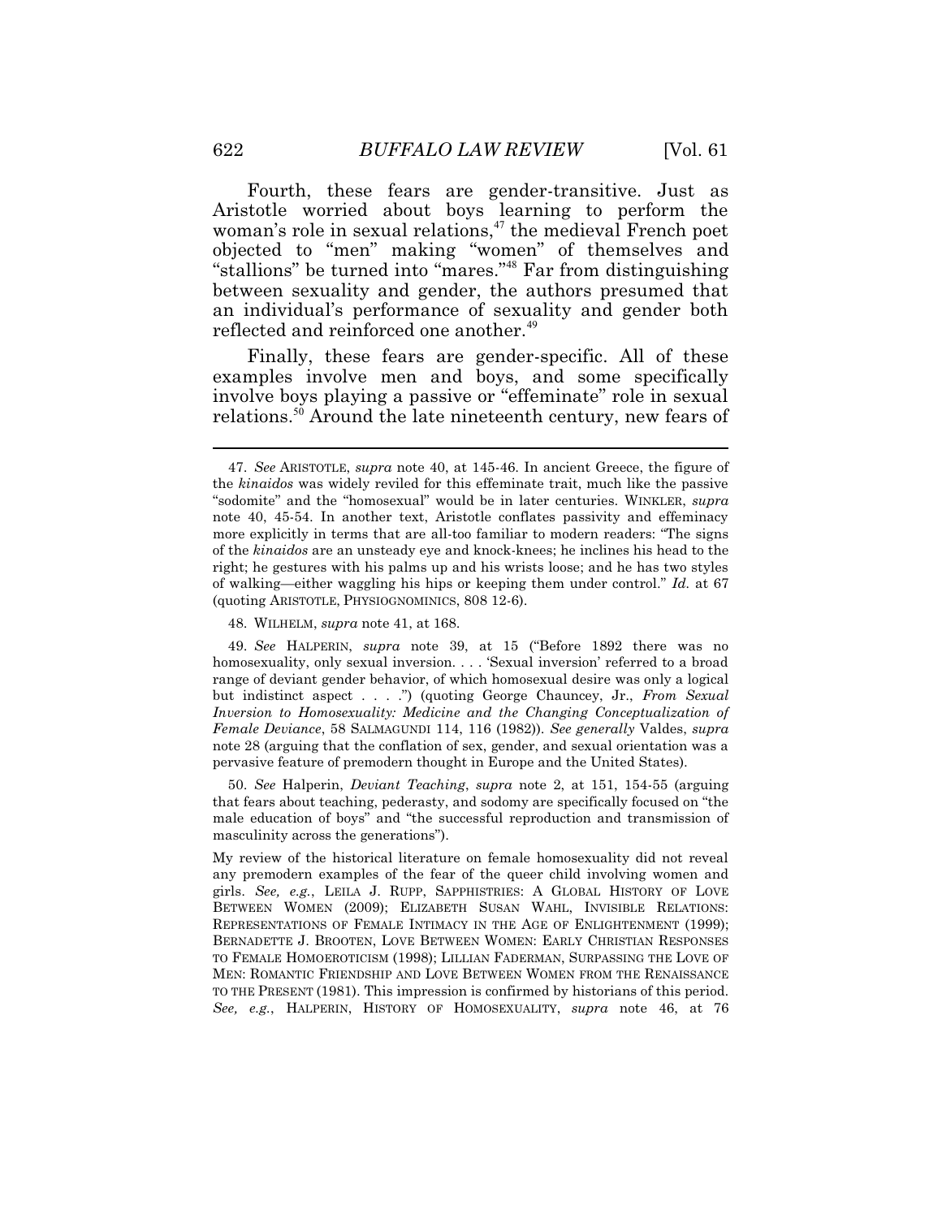Fourth, these fears are gender-transitive. Just as Aristotle worried about boys learning to perform the woman's role in sexual relations,[47] the medieval French poet objected to "men" making "women" of themselves and "stallions" be turned into "mares."[48] Far from distinguishing between sexuality and gender, the authors presumed that an individual's performance of sexuality and gender both reflected and reinforced one another.[49]

Finally, these fears are gender-specific. All of these examples involve men and boys, and some specifically involve boys playing a passive or "effeminate" role in sexual relations.[50] Around the late nineteenth century, new fears of

---

47. *See* ARISTOTLE, *supra* note 40, at 145-46. In ancient Greece, the figure of the *kinaidos* was widely reviled for this effeminate trait, much like the passive "sodomite" and the "homosexual" would be in later centuries. WINKLER, *supra* note 40, 45-54. In another text, Aristotle conflates passivity and effeminacy more explicitly in terms that are all-too familiar to modern readers: "The signs of the *kinaidos* are an unsteady eye and knock-knees; he inclines his head to the right; he gestures with his palms up and his wrists loose; and he has two styles of walking—either waggling his hips or keeping them under control." *Id.* at 67 (quoting ARISTOTLE, PHYSIOGNOMINICS, 808 12-6).

48. WILHELM, *supra* note 41, at 168.

49. *See* HALPERIN, *supra* note 39, at 15 ("Before 1892 there was no homosexuality, only sexual inversion. . . . 'Sexual inversion' referred to a broad range of deviant gender behavior, of which homosexual desire was only a logical but indistinct aspect . . . .") (quoting George Chauncey, Jr., *From Sexual Inversion to Homosexuality: Medicine and the Changing Conceptualization of Female Deviance*, 58 SALMAGUNDI 114, 116 (1982)). *See generally* Valdes, *supra* note 28 (arguing that the conflation of sex, gender, and sexual orientation was a pervasive feature of premodern thought in Europe and the United States).

50. *See* Halperin, *Deviant Teaching*, *supra* note 2, at 151, 154-55 (arguing that fears about teaching, pederasty, and sodomy are specifically focused on "the male education of boys" and "the successful reproduction and transmission of masculinity across the generations").

My review of the historical literature on female homosexuality did not reveal any premodern examples of the fear of the queer child involving women and girls. *See, e.g.*, LEILA J. RUPP, SAPPHISTRIES: A GLOBAL HISTORY OF LOVE BETWEEN WOMEN (2009); ELIZABETH SUSAN WAHL, INVISIBLE RELATIONS: REPRESENTATIONS OF FEMALE INTIMACY IN THE AGE OF ENLIGHTENMENT (1999); BERNADETTE J. BROOTEN, LOVE BETWEEN WOMEN: EARLY CHRISTIAN RESPONSES TO FEMALE HOMOEROTICISM (1998); LILLIAN FADERMAN, SURPASSING THE LOVE OF MEN: ROMANTIC FRIENDSHIP AND LOVE BETWEEN WOMEN FROM THE RENAISSANCE TO THE PRESENT (1981). This impression is confirmed by historians of this period. *See, e.g.*, HALPERIN, HISTORY OF HOMOSEXUALITY, *supra* note 46, at 76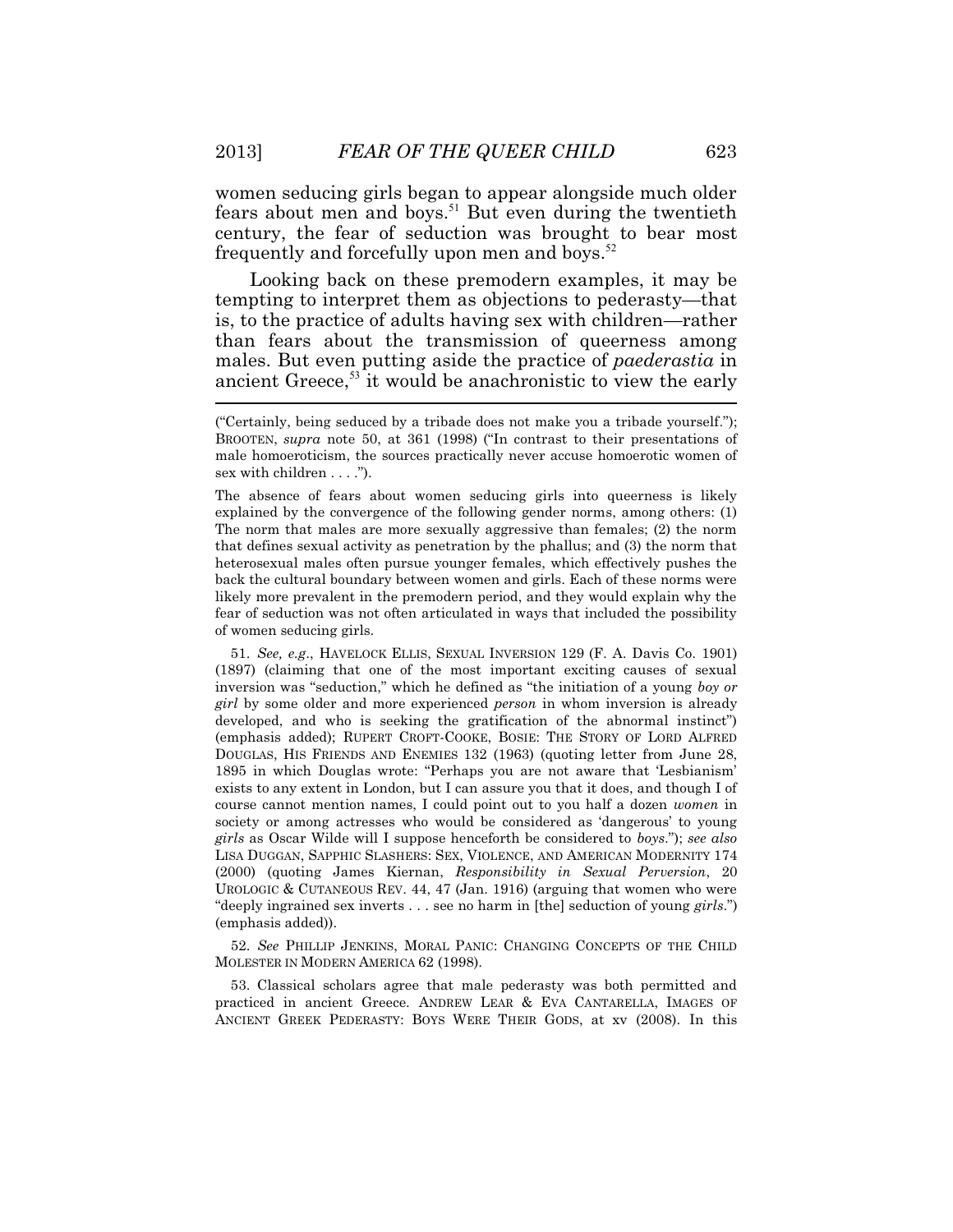women seducing girls began to appear alongside much older fears about men and boys.[51] But even during the twentieth century, the fear of seduction was brought to bear most frequently and forcefully upon men and boys.[52]

Looking back on these premodern examples, it may be tempting to interpret them as objections to pederasty—that is, to the practice of adults having sex with children—rather than fears about the transmission of queerness among males. But even putting aside the practice of *paederastia* in ancient Greece,[53] it would be anachronistic to view the early

---

("Certainly, being seduced by a tribade does not make you a tribade yourself."); BROOTEN, *supra* note 50, at 361 (1998) ("In contrast to their presentations of male homoeroticism, the sources practically never accuse homoerotic women of sex with children . . . .").

The absence of fears about women seducing girls into queerness is likely explained by the convergence of the following gender norms, among others: (1) The norm that males are more sexually aggressive than females; (2) the norm that defines sexual activity as penetration by the phallus; and (3) the norm that heterosexual males often pursue younger females, which effectively pushes the back the cultural boundary between women and girls. Each of these norms were likely more prevalent in the premodern period, and they would explain why the fear of seduction was not often articulated in ways that included the possibility of women seducing girls.

51. *See, e.g.*, HAVELOCK ELLIS, SEXUAL INVERSION 129 (F. A. Davis Co. 1901) (1897) (claiming that one of the most important exciting causes of sexual inversion was "seduction," which he defined as "the initiation of a young *boy or girl* by some older and more experienced *person* in whom inversion is already developed, and who is seeking the gratification of the abnormal instinct") (emphasis added); RUPERT CROFT-COOKE, BOSIE: THE STORY OF LORD ALFRED DOUGLAS, HIS FRIENDS AND ENEMIES 132 (1963) (quoting letter from June 28, 1895 in which Douglas wrote: "Perhaps you are not aware that 'Lesbianism' exists to any extent in London, but I can assure you that it does, and though I of course cannot mention names, I could point out to you half a dozen *women* in society or among actresses who would be considered as 'dangerous' to young *girls* as Oscar Wilde will I suppose henceforth be considered to *boys*."); *see also* LISA DUGGAN, SAPPHIC SLASHERS: SEX, VIOLENCE, AND AMERICAN MODERNITY 174 (2000) (quoting James Kiernan, *Responsibility in Sexual Perversion*, 20 UROLOGIC & CUTANEOUS REV. 44, 47 (Jan. 1916) (arguing that women who were "deeply ingrained sex inverts . . . see no harm in [the] seduction of young *girls*.") (emphasis added)).

52. *See* PHILLIP JENKINS, MORAL PANIC: CHANGING CONCEPTS OF THE CHILD MOLESTER IN MODERN AMERICA 62 (1998).

53. Classical scholars agree that male pederasty was both permitted and practiced in ancient Greece. ANDREW LEAR & EVA CANTARELLA, IMAGES OF ANCIENT GREEK PEDERASTY: BOYS WERE THEIR GODS, at xv (2008). In this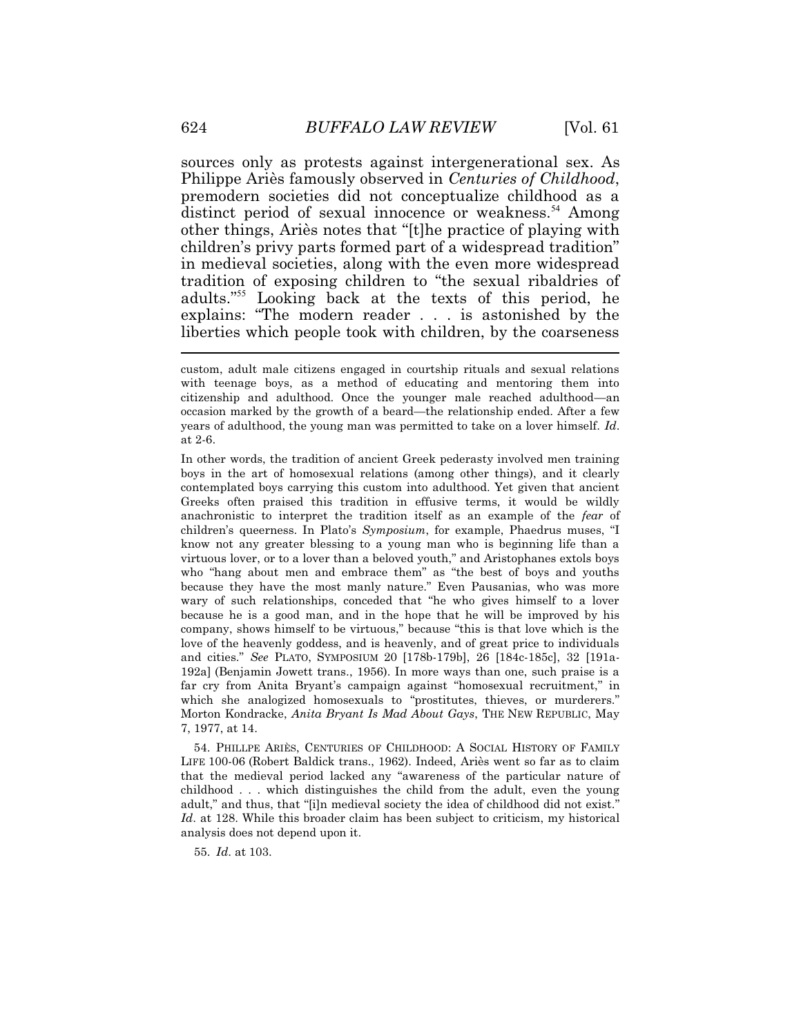sources only as protests against intergenerational sex. As Philippe Ariès famously observed in *Centuries of Childhood*, premodern societies did not conceptualize childhood as a distinct period of sexual innocence or weakness.[54] Among other things, Ariès notes that "[t]he practice of playing with children's privy parts formed part of a widespread tradition" in medieval societies, along with the even more widespread tradition of exposing children to "the sexual ribaldries of adults."[55] Looking back at the texts of this period, he explains: "The modern reader . . . is astonished by the liberties which people took with children, by the coarseness

---

custom, adult male citizens engaged in courtship rituals and sexual relations with teenage boys, as a method of educating and mentoring them into citizenship and adulthood. Once the younger male reached adulthood—an occasion marked by the growth of a beard—the relationship ended. After a few years of adulthood, the young man was permitted to take on a lover himself. *Id*. at 2-6.

In other words, the tradition of ancient Greek pederasty involved men training boys in the art of homosexual relations (among other things), and it clearly contemplated boys carrying this custom into adulthood. Yet given that ancient Greeks often praised this tradition in effusive terms, it would be wildly anachronistic to interpret the tradition itself as an example of the *fear* of children's queerness. In Plato's *Symposium*, for example, Phaedrus muses, "I know not any greater blessing to a young man who is beginning life than a virtuous lover, or to a lover than a beloved youth," and Aristophanes extols boys who "hang about men and embrace them" as "the best of boys and youths because they have the most manly nature." Even Pausanias, who was more wary of such relationships, conceded that "he who gives himself to a lover because he is a good man, and in the hope that he will be improved by his company, shows himself to be virtuous," because "this is that love which is the love of the heavenly goddess, and is heavenly, and of great price to individuals and cities." *See* PLATO, SYMPOSIUM 20 [178b-179b], 26 [184c-185c], 32 [191a-192a] (Benjamin Jowett trans., 1956). In more ways than one, such praise is a far cry from Anita Bryant's campaign against "homosexual recruitment," in which she analogized homosexuals to "prostitutes, thieves, or murderers." Morton Kondracke, *Anita Bryant Is Mad About Gays*, THE NEW REPUBLIC, May 7, 1977, at 14.

54. PHILLPE ARIÈS, CENTURIES OF CHILDHOOD: A SOCIAL HISTORY OF FAMILY LIFE 100-06 (Robert Baldick trans., 1962). Indeed, Ariès went so far as to claim that the medieval period lacked any "awareness of the particular nature of childhood . . . which distinguishes the child from the adult, even the young adult," and thus, that "[i]n medieval society the idea of childhood did not exist." *Id*. at 128. While this broader claim has been subject to criticism, my historical analysis does not depend upon it.

55. *Id*. at 103.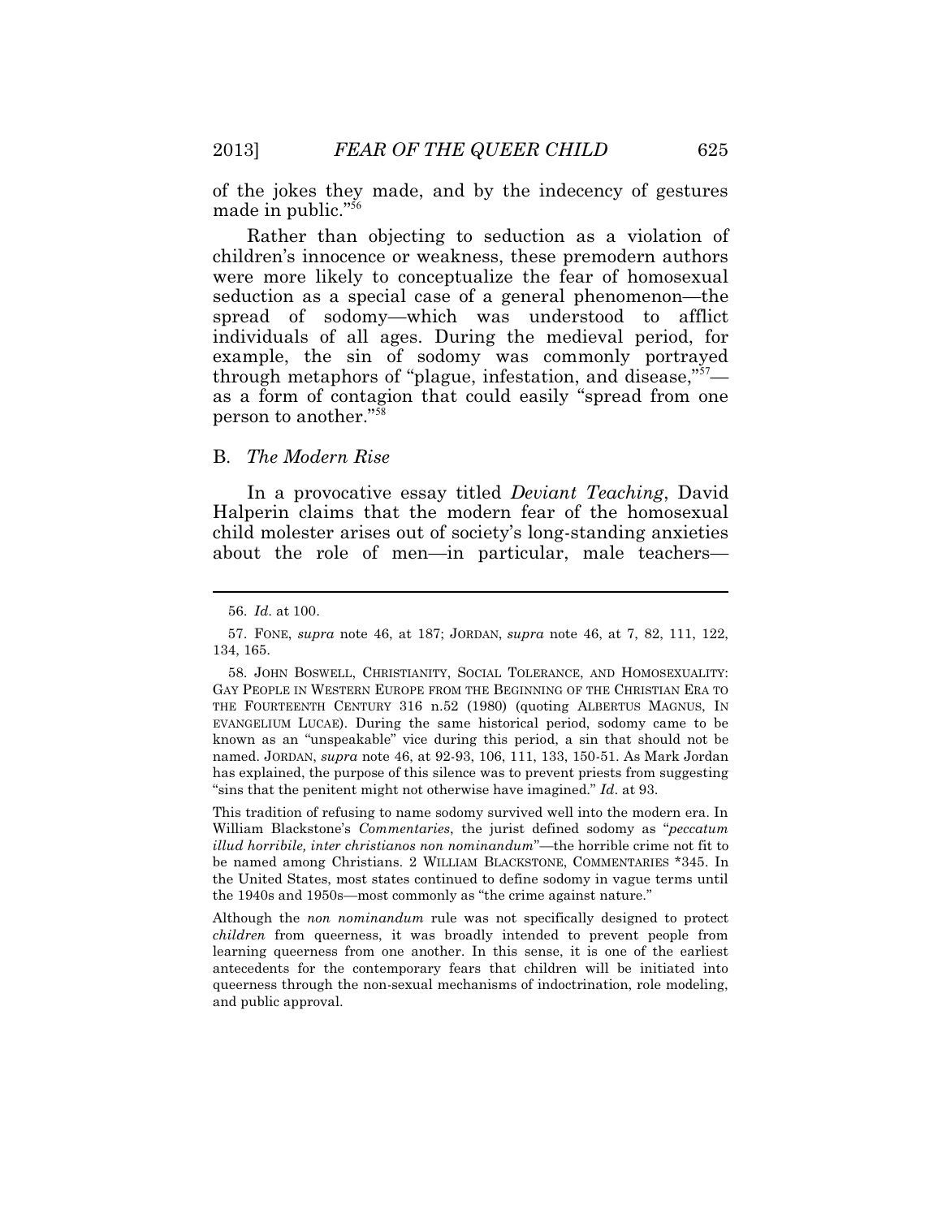of the jokes they made, and by the indecency of gestures made in public."[56]

Rather than objecting to seduction as a violation of children's innocence or weakness, these premodern authors were more likely to conceptualize the fear of homosexual seduction as a special case of a general phenomenon—the spread of sodomy—which was understood to afflict individuals of all ages. During the medieval period, for example, the sin of sodomy was commonly portrayed through metaphors of "plague, infestation, and disease,"[57]—as a form of contagion that could easily "spread from one person to another."[58]

### B. *The Modern Rise*

In a provocative essay titled *Deviant Teaching*, David Halperin claims that the modern fear of the homosexual child molester arises out of society's long-standing anxieties about the role of men—in particular, male teachers—

---

56. *Id.* at 100.

57. FONE, *supra* note 46, at 187; JORDAN, *supra* note 46, at 7, 82, 111, 122, 134, 165.

58. JOHN BOSWELL, CHRISTIANITY, SOCIAL TOLERANCE, AND HOMOSEXUALITY: GAY PEOPLE IN WESTERN EUROPE FROM THE BEGINNING OF THE CHRISTIAN ERA TO THE FOURTEENTH CENTURY 316 n.52 (1980) (quoting ALBERTUS MAGNUS, IN EVANGELIUM LUCAE). During the same historical period, sodomy came to be known as an "unspeakable" vice during this period, a sin that should not be named. JORDAN, *supra* note 46, at 92-93, 106, 111, 133, 150-51. As Mark Jordan has explained, the purpose of this silence was to prevent priests from suggesting "sins that the penitent might not otherwise have imagined." *Id.* at 93.

This tradition of refusing to name sodomy survived well into the modern era. In William Blackstone's *Commentaries*, the jurist defined sodomy as "*peccatum illud horribile, inter christianos non nominandum*"—the horrible crime not fit to be named among Christians. 2 WILLIAM BLACKSTONE, COMMENTARIES *345. In the United States, most states continued to define sodomy in vague terms until the 1940s and 1950s—most commonly as "the crime against nature."

Although the *non nominandum* rule was not specifically designed to protect *children* from queerness, it was broadly intended to prevent people from learning queerness from one another. In this sense, it is one of the earliest antecedents for the contemporary fears that children will be initiated into queerness through the non-sexual mechanisms of indoctrination, role modeling, and public approval.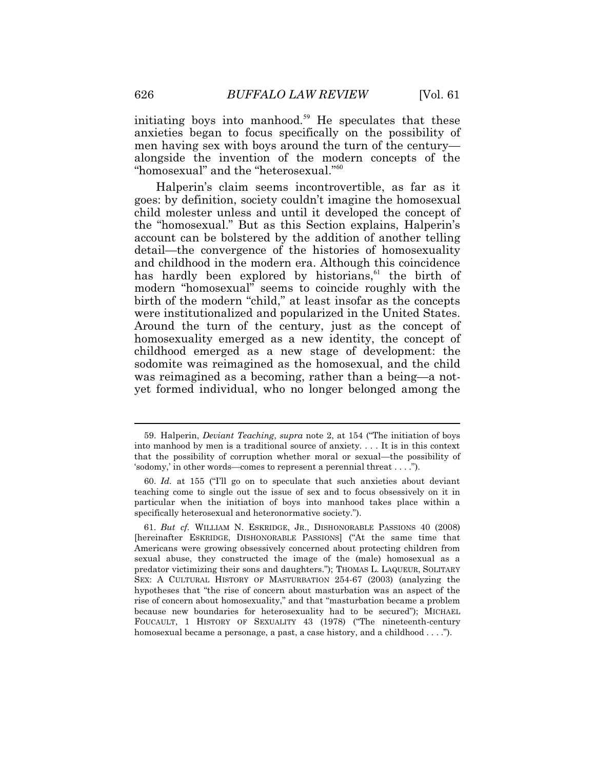initiating boys into manhood.[59] He speculates that these anxieties began to focus specifically on the possibility of men having sex with boys around the turn of the century—alongside the invention of the modern concepts of the "homosexual" and the "heterosexual."[60]

Halperin's claim seems incontrovertible, as far as it goes: by definition, society couldn't imagine the homosexual child molester unless and until it developed the concept of the "homosexual." But as this Section explains, Halperin's account can be bolstered by the addition of another telling detail—the convergence of the histories of homosexuality and childhood in the modern era. Although this coincidence has hardly been explored by historians,[61] the birth of modern "homosexual" seems to coincide roughly with the birth of the modern "child," at least insofar as the concepts were institutionalized and popularized in the United States. Around the turn of the century, just as the concept of homosexuality emerged as a new identity, the concept of childhood emerged as a new stage of development: the sodomite was reimagined as the homosexual, and the child was reimagined as a becoming, rather than a being—a not-yet formed individual, who no longer belonged among the

---

59. Halperin, *Deviant Teaching*, *supra* note 2, at 154 ("The initiation of boys into manhood by men is a traditional source of anxiety. . . . It is in this context that the possibility of corruption whether moral or sexual—the possibility of 'sodomy,' in other words—comes to represent a perennial threat . . . .").

60. *Id.* at 155 ("I'll go on to speculate that such anxieties about deviant teaching come to single out the issue of sex and to focus obsessively on it in particular when the initiation of boys into manhood takes place within a specifically heterosexual and heteronormative society.").

61. *But cf.* WILLIAM N. ESKRIDGE, JR., DISHONORABLE PASSIONS 40 (2008) [hereinafter ESKRIDGE, DISHONORABLE PASSIONS] ("At the same time that Americans were growing obsessively concerned about protecting children from sexual abuse, they constructed the image of the (male) homosexual as a predator victimizing their sons and daughters."); THOMAS L. LAQUEUR, SOLITARY SEX: A CULTURAL HISTORY OF MASTURBATION 254-67 (2003) (analyzing the hypotheses that "the rise of concern about masturbation was an aspect of the rise of concern about homosexuality," and that "masturbation became a problem because new boundaries for heterosexuality had to be secured"); MICHAEL FOUCAULT, 1 HISTORY OF SEXUALITY 43 (1978) ("The nineteenth-century homosexual became a personage, a past, a case history, and a childhood . . . .").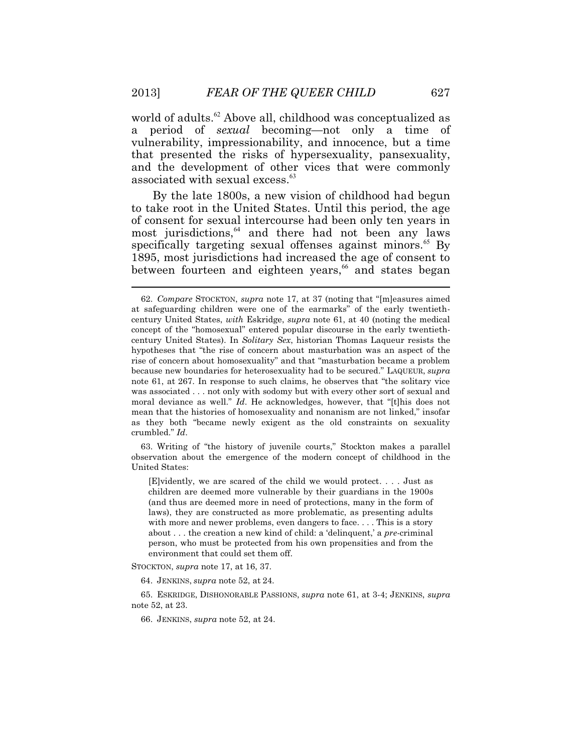world of adults.[62] Above all, childhood was conceptualized as a period of *sexual* becoming—not only a time of vulnerability, impressionability, and innocence, but a time that presented the risks of hypersexuality, pansexuality, and the development of other vices that were commonly associated with sexual excess.[63]

By the late 1800s, a new vision of childhood had begun to take root in the United States. Until this period, the age of consent for sexual intercourse had been only ten years in most jurisdictions,[64] and there had not been any laws specifically targeting sexual offenses against minors.[65] By 1895, most jurisdictions had increased the age of consent to between fourteen and eighteen years,[66] and states began

---

62. *Compare* STOCKTON, *supra* note 17, at 37 (noting that "[m]easures aimed at safeguarding children were one of the earmarks" of the early twentieth-century United States, *with* Eskridge, *supra* note 61, at 40 (noting the medical concept of the "homosexual" entered popular discourse in the early twentieth-century United States). In *Solitary Sex*, historian Thomas Laqueur resists the hypotheses that "the rise of concern about masturbation was an aspect of the rise of concern about homosexuality" and that "masturbation became a problem because new boundaries for heterosexuality had to be secured." LAQUEUR, *supra* note 61, at 267. In response to such claims, he observes that "the solitary vice was associated . . . not only with sodomy but with every other sort of sexual and moral deviance as well." *Id*. He acknowledges, however, that "[t]his does not mean that the histories of homosexuality and nonanism are not linked," insofar as they both "became newly exigent as the old constraints on sexuality crumbled." *Id*.

63. Writing of "the history of juvenile courts," Stockton makes a parallel observation about the emergence of the modern concept of childhood in the United States:

> [E]vidently, we are scared of the child we would protect. . . . Just as children are deemed more vulnerable by their guardians in the 1900s (and thus are deemed more in need of protections, many in the form of laws), they are constructed as more problematic, as presenting adults with more and newer problems, even dangers to face. . . . This is a story about . . . the creation a new kind of child: a 'delinquent,' a *pre*-criminal person, who must be protected from his own propensities and from the environment that could set them off.

STOCKTON, *supra* note 17, at 16, 37.

64. JENKINS, *supra* note 52, at 24.

65. ESKRIDGE, DISHONORABLE PASSIONS, *supra* note 61, at 3-4; JENKINS, *supra* note 52, at 23.

66. JENKINS, *supra* note 52, at 24.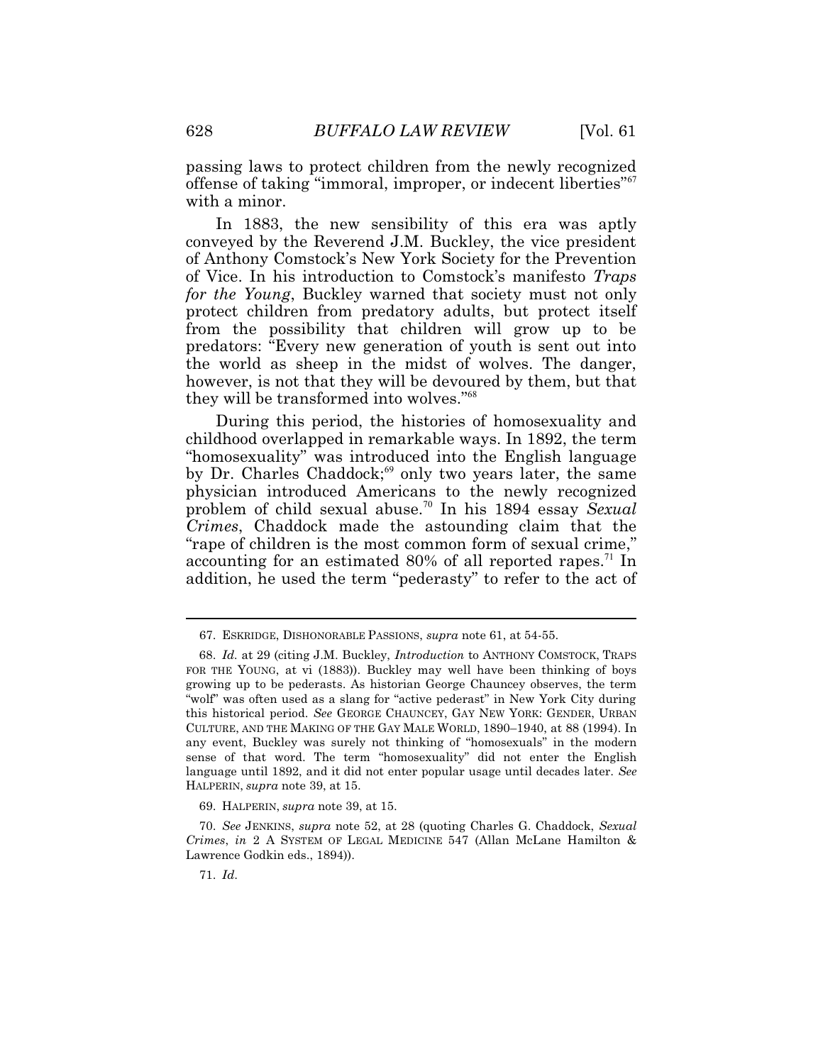passing laws to protect children from the newly recognized offense of taking "immoral, improper, or indecent liberties"[67] with a minor.

In 1883, the new sensibility of this era was aptly conveyed by the Reverend J.M. Buckley, the vice president of Anthony Comstock's New York Society for the Prevention of Vice. In his introduction to Comstock's manifesto *Traps for the Young*, Buckley warned that society must not only protect children from predatory adults, but protect itself from the possibility that children will grow up to be predators: "Every new generation of youth is sent out into the world as sheep in the midst of wolves. The danger, however, is not that they will be devoured by them, but that they will be transformed into wolves."[68]

During this period, the histories of homosexuality and childhood overlapped in remarkable ways. In 1892, the term "homosexuality" was introduced into the English language by Dr. Charles Chaddock;[69] only two years later, the same physician introduced Americans to the newly recognized problem of child sexual abuse.[70] In his 1894 essay *Sexual Crimes*, Chaddock made the astounding claim that the "rape of children is the most common form of sexual crime," accounting for an estimated 80% of all reported rapes.[71] In addition, he used the term "pederasty" to refer to the act of

---

67. ESKRIDGE, DISHONORABLE PASSIONS, *supra* note 61, at 54-55.

68. *Id.* at 29 (citing J.M. Buckley, *Introduction* to ANTHONY COMSTOCK, TRAPS FOR THE YOUNG, at vi (1883)). Buckley may well have been thinking of boys growing up to be pederasts. As historian George Chauncey observes, the term "wolf" was often used as a slang for "active pederast" in New York City during this historical period. *See* GEORGE CHAUNCEY, GAY NEW YORK: GENDER, URBAN CULTURE, AND THE MAKING OF THE GAY MALE WORLD, 1890–1940, at 88 (1994). In any event, Buckley was surely not thinking of "homosexuals" in the modern sense of that word. The term "homosexuality" did not enter the English language until 1892, and it did not enter popular usage until decades later. *See* HALPERIN, *supra* note 39, at 15.

69. HALPERIN, *supra* note 39, at 15.

70. *See* JENKINS, *supra* note 52, at 28 (quoting Charles G. Chaddock, *Sexual Crimes*, *in* 2 A SYSTEM OF LEGAL MEDICINE 547 (Allan McLane Hamilton & Lawrence Godkin eds., 1894)).

71. *Id.*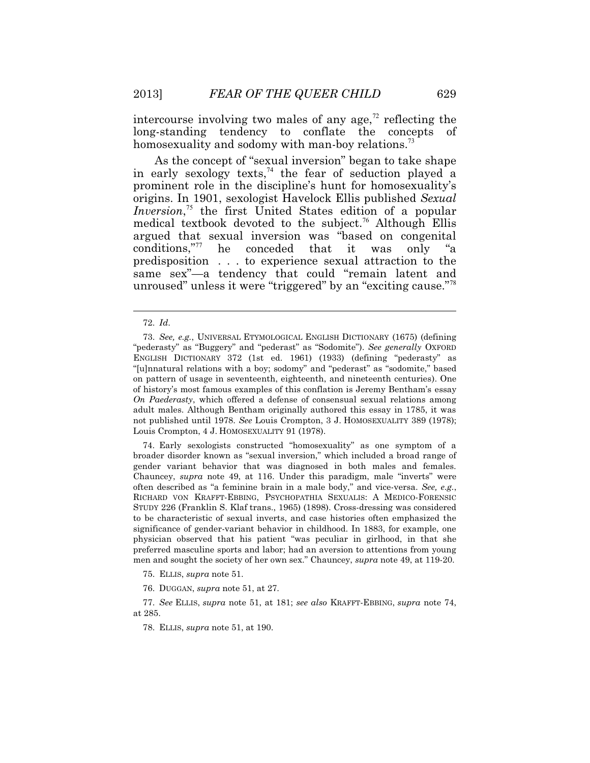intercourse involving two males of any age,[72] reflecting the long-standing tendency to conflate the concepts of homosexuality and sodomy with man-boy relations.[73]

As the concept of "sexual inversion" began to take shape in early sexology texts,[74] the fear of seduction played a prominent role in the discipline's hunt for homosexuality's origins. In 1901, sexologist Havelock Ellis published *Sexual Inversion*,[75] the first United States edition of a popular medical textbook devoted to the subject.[76] Although Ellis argued that sexual inversion was "based on congenital conditions,"[77] he conceded that it was only "a predisposition . . . to experience sexual attraction to the same sex"—a tendency that could "remain latent and unroused" unless it were "triggered" by an "exciting cause."[78]

---

72. *Id.*

73. *See, e.g.*, UNIVERSAL ETYMOLOGICAL ENGLISH DICTIONARY (1675) (defining "pederasty" as "Buggery" and "pederast" as "Sodomite"). *See generally* OXFORD ENGLISH DICTIONARY 372 (1st ed. 1961) (1933) (defining "pederasty" as "[u]nnatural relations with a boy; sodomy" and "pederast" as "sodomite," based on pattern of usage in seventeenth, eighteenth, and nineteenth centuries). One of history's most famous examples of this conflation is Jeremy Bentham's essay *On Paederasty*, which offered a defense of consensual sexual relations among adult males. Although Bentham originally authored this essay in 1785, it was not published until 1978. *See* Louis Crompton, 3 J. HOMOSEXUALITY 389 (1978); Louis Crompton, 4 J. HOMOSEXUALITY 91 (1978).

74. Early sexologists constructed "homosexuality" as one symptom of a broader disorder known as "sexual inversion," which included a broad range of gender variant behavior that was diagnosed in both males and females. Chauncey, *supra* note 49, at 116. Under this paradigm, male "inverts" were often described as "a feminine brain in a male body," and vice-versa. *See, e.g.*, RICHARD VON KRAFFT-EBBING, PSYCHOPATHIA SEXUALIS: A MEDICO-FORENSIC STUDY 226 (Franklin S. Klaf trans., 1965) (1898). Cross-dressing was considered to be characteristic of sexual inverts, and case histories often emphasized the significance of gender-variant behavior in childhood. In 1883, for example, one physician observed that his patient "was peculiar in girlhood, in that she preferred masculine sports and labor; had an aversion to attentions from young men and sought the society of her own sex." Chauncey, *supra* note 49, at 119-20.

75. ELLIS, *supra* note 51.

76. DUGGAN, *supra* note 51, at 27.

77. *See* ELLIS, *supra* note 51, at 181; *see also* KRAFFT-EBBING, *supra* note 74, at 285.

78. ELLIS, *supra* note 51, at 190.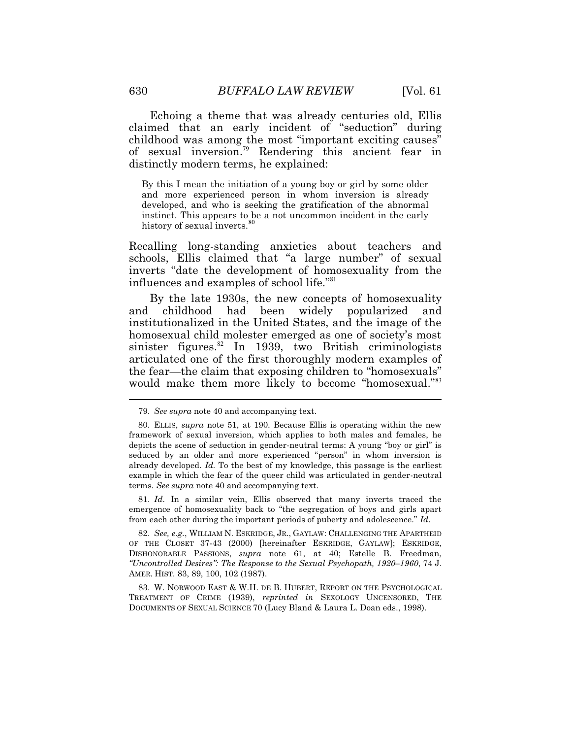Echoing a theme that was already centuries old, Ellis claimed that an early incident of "seduction" during childhood was among the most "important exciting causes" of sexual inversion.[79] Rendering this ancient fear in distinctly modern terms, he explained:

> By this I mean the initiation of a young boy or girl by some older and more experienced person in whom inversion is already developed, and who is seeking the gratification of the abnormal instinct. This appears to be a not uncommon incident in the early history of sexual inverts.[80]

Recalling long-standing anxieties about teachers and schools, Ellis claimed that "a large number" of sexual inverts "date the development of homosexuality from the influences and examples of school life."[81]

By the late 1930s, the new concepts of homosexuality and childhood had been widely popularized and institutionalized in the United States, and the image of the homosexual child molester emerged as one of society's most sinister figures.[82] In 1939, two British criminologists articulated one of the first thoroughly modern examples of the fear—the claim that exposing children to "homosexuals" would make them more likely to become "homosexual."[83]

---

79. *See supra* note 40 and accompanying text.

80. ELLIS, *supra* note 51, at 190. Because Ellis is operating within the new framework of sexual inversion, which applies to both males and females, he depicts the scene of seduction in gender-neutral terms: A young "boy or girl" is seduced by an older and more experienced "person" in whom inversion is already developed. *Id.* To the best of my knowledge, this passage is the earliest example in which the fear of the queer child was articulated in gender-neutral terms. *See supra* note 40 and accompanying text.

81. *Id*. In a similar vein, Ellis observed that many inverts traced the emergence of homosexuality back to "the segregation of boys and girls apart from each other during the important periods of puberty and adolescence." *Id*.

82. *See, e.g.*, WILLIAM N. ESKRIDGE, JR., GAYLAW: CHALLENGING THE APARTHEID OF THE CLOSET 37-43 (2000) [hereinafter ESKRIDGE, GAYLAW]; ESKRIDGE, DISHONORABLE PASSIONS, *supra* note 61, at 40; Estelle B. Freedman, *"Uncontrolled Desires": The Response to the Sexual Psychopath, 1920–1960*, 74 J. AMER. HIST. 83, 89, 100, 102 (1987).

83. W. NORWOOD EAST & W.H. DE B. HUBERT, REPORT ON THE PSYCHOLOGICAL TREATMENT OF CRIME (1939), *reprinted in* SEXOLOGY UNCENSORED, THE DOCUMENTS OF SEXUAL SCIENCE 70 (Lucy Bland & Laura L. Doan eds., 1998).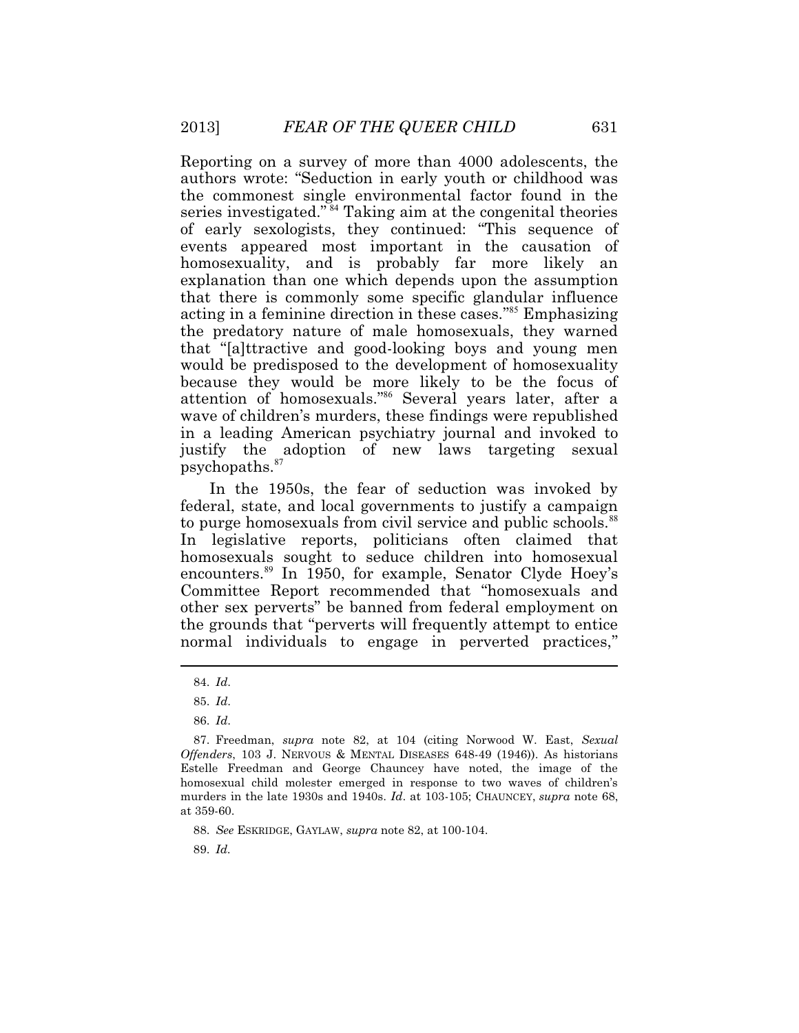Reporting on a survey of more than 4000 adolescents, the authors wrote: "Seduction in early youth or childhood was the commonest single environmental factor found in the series investigated."[84] Taking aim at the congenital theories of early sexologists, they continued: "This sequence of events appeared most important in the causation of homosexuality, and is probably far more likely an explanation than one which depends upon the assumption that there is commonly some specific glandular influence acting in a feminine direction in these cases."[85] Emphasizing the predatory nature of male homosexuals, they warned that "[a]ttractive and good-looking boys and young men would be predisposed to the development of homosexuality because they would be more likely to be the focus of attention of homosexuals."[86] Several years later, after a wave of children's murders, these findings were republished in a leading American psychiatry journal and invoked to justify the adoption of new laws targeting sexual psychopaths.[87]

In the 1950s, the fear of seduction was invoked by federal, state, and local governments to justify a campaign to purge homosexuals from civil service and public schools.[88] In legislative reports, politicians often claimed that homosexuals sought to seduce children into homosexual encounters.[89] In 1950, for example, Senator Clyde Hoey's Committee Report recommended that "homosexuals and other sex perverts" be banned from federal employment on the grounds that "perverts will frequently attempt to entice normal individuals to engage in perverted practices,"

---

84. *Id.*

85. *Id.*

86. *Id.*

87. Freedman, *supra* note 82, at 104 (citing Norwood W. East, *Sexual Offenders*, 103 J. NERVOUS & MENTAL DISEASES 648-49 (1946)). As historians Estelle Freedman and George Chauncey have noted, the image of the homosexual child molester emerged in response to two waves of children's murders in the late 1930s and 1940s. *Id.* at 103-105; CHAUNCEY, *supra* note 68, at 359-60.

88. *See* ESKRIDGE, GAYLAW, *supra* note 82, at 100-104.

89. *Id.*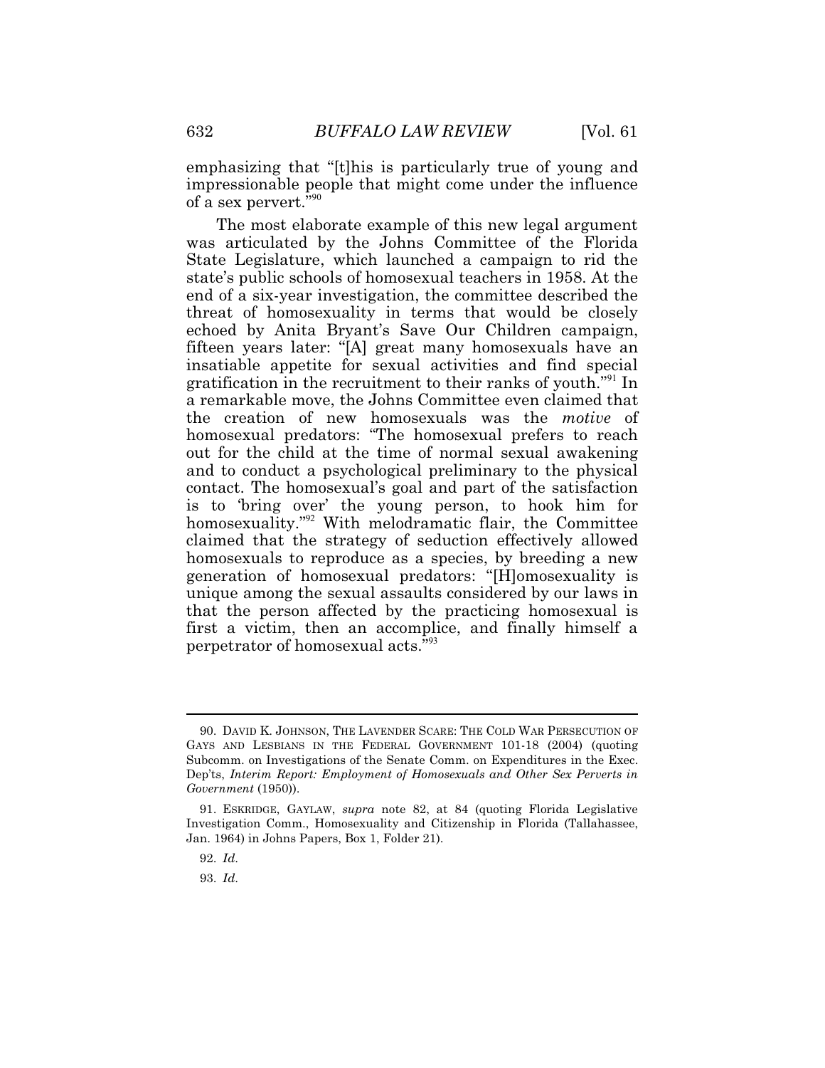emphasizing that "[t]his is particularly true of young and impressionable people that might come under the influence of a sex pervert."[90]

The most elaborate example of this new legal argument was articulated by the Johns Committee of the Florida State Legislature, which launched a campaign to rid the state's public schools of homosexual teachers in 1958. At the end of a six-year investigation, the committee described the threat of homosexuality in terms that would be closely echoed by Anita Bryant's Save Our Children campaign, fifteen years later: "[A] great many homosexuals have an insatiable appetite for sexual activities and find special gratification in the recruitment to their ranks of youth."[91] In a remarkable move, the Johns Committee even claimed that the creation of new homosexuals was the *motive* of homosexual predators: "The homosexual prefers to reach out for the child at the time of normal sexual awakening and to conduct a psychological preliminary to the physical contact. The homosexual's goal and part of the satisfaction is to 'bring over' the young person, to hook him for homosexuality."[92] With melodramatic flair, the Committee claimed that the strategy of seduction effectively allowed homosexuals to reproduce as a species, by breeding a new generation of homosexual predators: "[H]omosexuality is unique among the sexual assaults considered by our laws in that the person affected by the practicing homosexual is first a victim, then an accomplice, and finally himself a perpetrator of homosexual acts."[93]

---

90. DAVID K. JOHNSON, THE LAVENDER SCARE: THE COLD WAR PERSECUTION OF GAYS AND LESBIANS IN THE FEDERAL GOVERNMENT 101-18 (2004) (quoting Subcomm. on Investigations of the Senate Comm. on Expenditures in the Exec. Dep'ts, *Interim Report: Employment of Homosexuals and Other Sex Perverts in Government* (1950)).

91. ESKRIDGE, GAYLAW, *supra* note 82, at 84 (quoting Florida Legislative Investigation Comm., Homosexuality and Citizenship in Florida (Tallahassee, Jan. 1964) in Johns Papers, Box 1, Folder 21).

92. *Id.*

93. *Id.*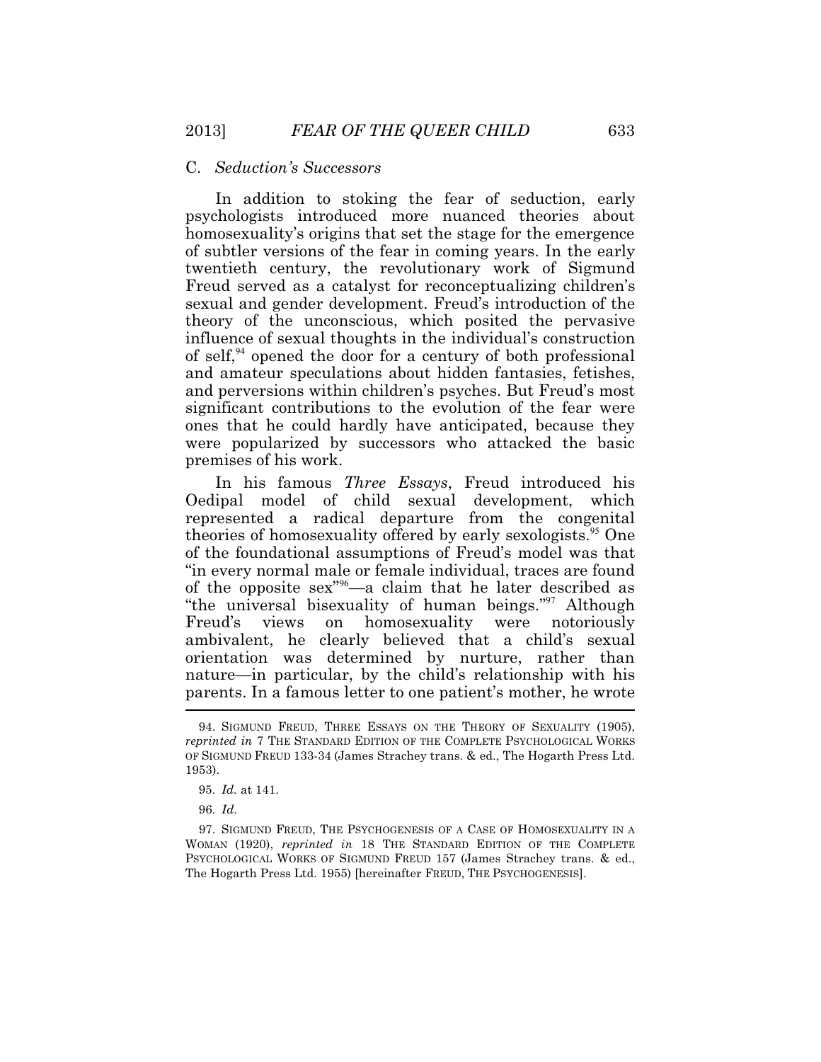### C. *Seduction's Successors*

In addition to stoking the fear of seduction, early psychologists introduced more nuanced theories about homosexuality's origins that set the stage for the emergence of subtler versions of the fear in coming years. In the early twentieth century, the revolutionary work of Sigmund Freud served as a catalyst for reconceptualizing children's sexual and gender development. Freud's introduction of the theory of the unconscious, which posited the pervasive influence of sexual thoughts in the individual's construction of self,[94] opened the door for a century of both professional and amateur speculations about hidden fantasies, fetishes, and perversions within children's psyches. But Freud's most significant contributions to the evolution of the fear were ones that he could hardly have anticipated, because they were popularized by successors who attacked the basic premises of his work.

In his famous *Three Essays*, Freud introduced his Oedipal model of child sexual development, which represented a radical departure from the congenital theories of homosexuality offered by early sexologists.[95] One of the foundational assumptions of Freud's model was that "in every normal male or female individual, traces are found of the opposite sex"[96]—a claim that he later described as "the universal bisexuality of human beings."[97] Although Freud's views on homosexuality were notoriously ambivalent, he clearly believed that a child's sexual orientation was determined by nurture, rather than nature—in particular, by the child's relationship with his parents. In a famous letter to one patient's mother, he wrote

---

94. SIGMUND FREUD, THREE ESSAYS ON THE THEORY OF SEXUALITY (1905), *reprinted in* 7 THE STANDARD EDITION OF THE COMPLETE PSYCHOLOGICAL WORKS OF SIGMUND FREUD 133-34 (James Strachey trans. & ed., The Hogarth Press Ltd. 1953).

95. *Id.* at 141.

96. *Id.*

97. SIGMUND FREUD, THE PSYCHOGENESIS OF A CASE OF HOMOSEXUALITY IN A WOMAN (1920), *reprinted in* 18 THE STANDARD EDITION OF THE COMPLETE PSYCHOLOGICAL WORKS OF SIGMUND FREUD 157 (James Strachey trans. & ed., The Hogarth Press Ltd. 1955) [hereinafter FREUD, THE PSYCHOGENESIS].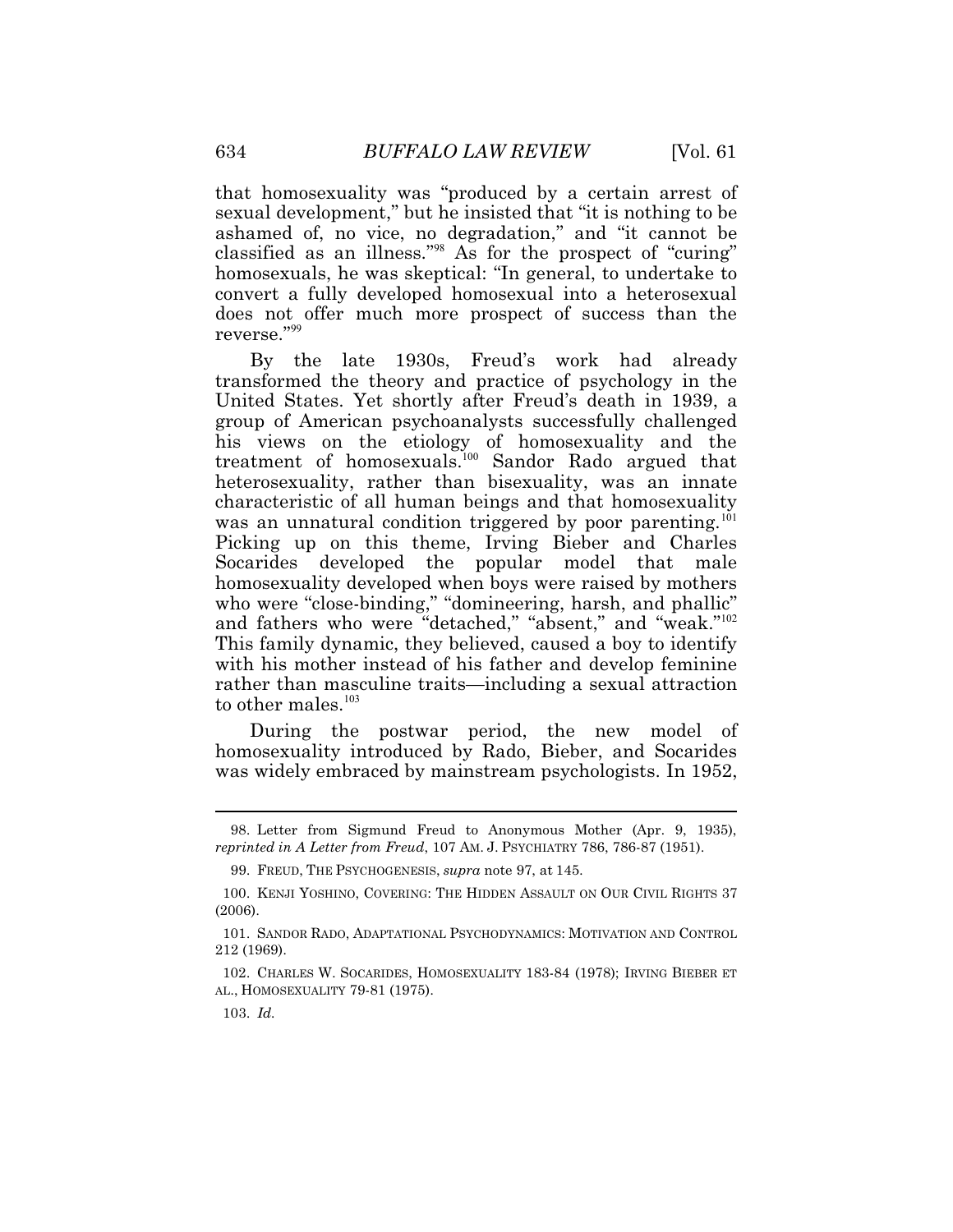that homosexuality was "produced by a certain arrest of sexual development," but he insisted that "it is nothing to be ashamed of, no vice, no degradation," and "it cannot be classified as an illness."[98] As for the prospect of "curing" homosexuals, he was skeptical: "In general, to undertake to convert a fully developed homosexual into a heterosexual does not offer much more prospect of success than the reverse."[99]

By the late 1930s, Freud's work had already transformed the theory and practice of psychology in the United States. Yet shortly after Freud's death in 1939, a group of American psychoanalysts successfully challenged his views on the etiology of homosexuality and the treatment of homosexuals.[100] Sandor Rado argued that heterosexuality, rather than bisexuality, was an innate characteristic of all human beings and that homosexuality was an unnatural condition triggered by poor parenting.[101] Picking up on this theme, Irving Bieber and Charles Socarides developed the popular model that male homosexuality developed when boys were raised by mothers who were "close-binding," "domineering, harsh, and phallic" and fathers who were "detached," "absent," and "weak."[102] This family dynamic, they believed, caused a boy to identify with his mother instead of his father and develop feminine rather than masculine traits—including a sexual attraction to other males.[103]

During the postwar period, the new model of homosexuality introduced by Rado, Bieber, and Socarides was widely embraced by mainstream psychologists. In 1952,

---

98. Letter from Sigmund Freud to Anonymous Mother (Apr. 9, 1935), *reprinted in A Letter from Freud*, 107 AM. J. PSYCHIATRY 786, 786-87 (1951).

99. FREUD, THE PSYCHOGENESIS, *supra* note 97, at 145.

100. KENJI YOSHINO, COVERING: THE HIDDEN ASSAULT ON OUR CIVIL RIGHTS 37 (2006).

101. SANDOR RADO, ADAPTATIONAL PSYCHODYNAMICS: MOTIVATION AND CONTROL 212 (1969).

102. CHARLES W. SOCARIDES, HOMOSEXUALITY 183-84 (1978); IRVING BIEBER ET AL., HOMOSEXUALITY 79-81 (1975).

103. *Id.*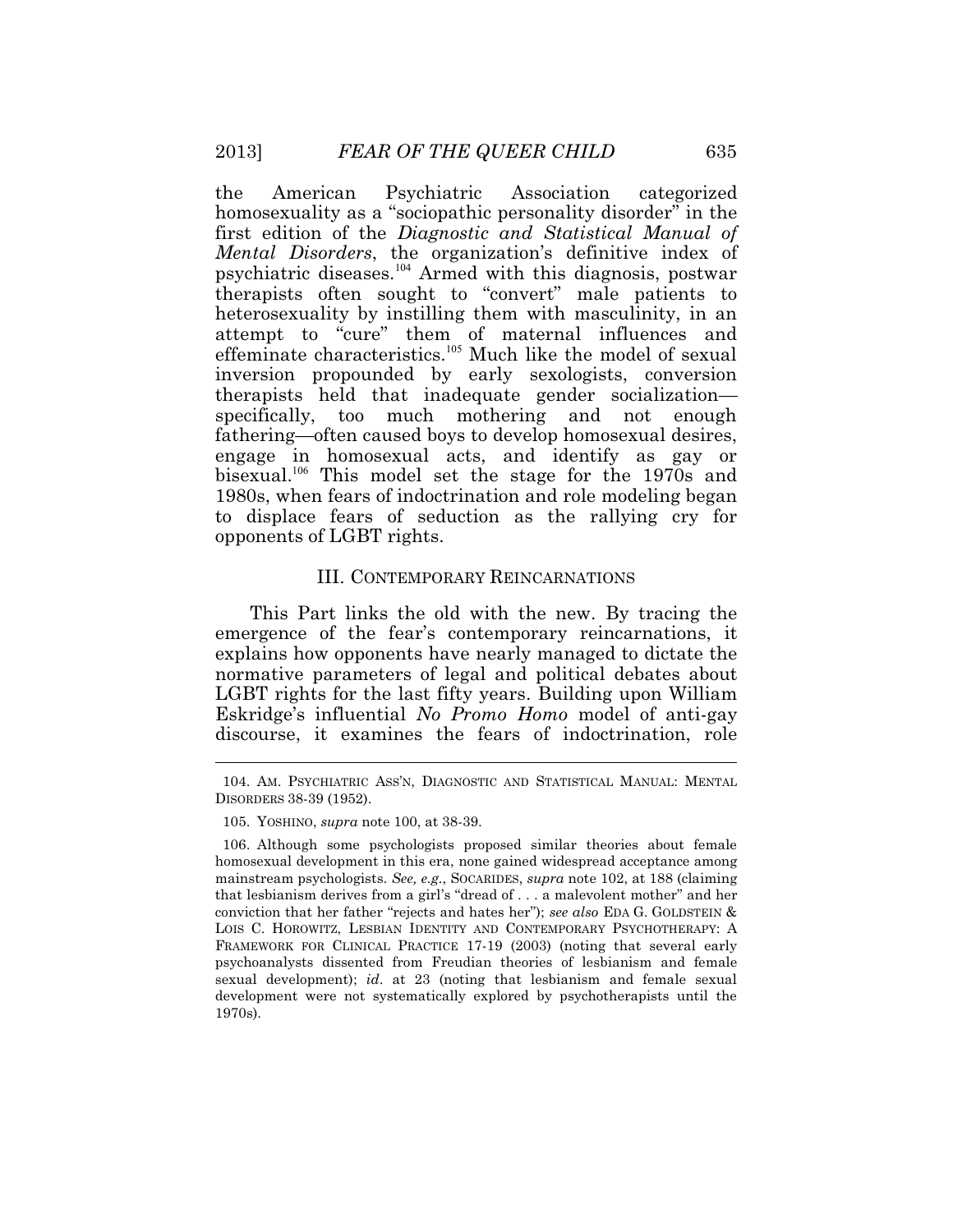the American Psychiatric Association categorized homosexuality as a "sociopathic personality disorder" in the first edition of the *Diagnostic and Statistical Manual of Mental Disorders*, the organization's definitive index of psychiatric diseases.[104] Armed with this diagnosis, postwar therapists often sought to "convert" male patients to heterosexuality by instilling them with masculinity, in an attempt to "cure" them of maternal influences and effeminate characteristics.[105] Much like the model of sexual inversion propounded by early sexologists, conversion therapists held that inadequate gender socialization—specifically, too much mothering and not enough fathering—often caused boys to develop homosexual desires, engage in homosexual acts, and identify as gay or bisexual.[106] This model set the stage for the 1970s and 1980s, when fears of indoctrination and role modeling began to displace fears of seduction as the rallying cry for opponents of LGBT rights.

## III. CONTEMPORARY REINCARNATIONS

This Part links the old with the new. By tracing the emergence of the fear's contemporary reincarnations, it explains how opponents have nearly managed to dictate the normative parameters of legal and political debates about LGBT rights for the last fifty years. Building upon William Eskridge's influential *No Promo Homo* model of anti-gay discourse, it examines the fears of indoctrination, role

---

104. AM. PSYCHIATRIC ASS'N, DIAGNOSTIC AND STATISTICAL MANUAL: MENTAL DISORDERS 38-39 (1952).

105. YOSHINO, *supra* note 100, at 38-39.

106. Although some psychologists proposed similar theories about female homosexual development in this era, none gained widespread acceptance among mainstream psychologists. *See, e.g.*, SOCARIDES, *supra* note 102, at 188 (claiming that lesbianism derives from a girl's "dread of . . . a malevolent mother" and her conviction that her father "rejects and hates her"); *see also* EDA G. GOLDSTEIN & LOIS C. HOROWITZ, LESBIAN IDENTITY AND CONTEMPORARY PSYCHOTHERAPY: A FRAMEWORK FOR CLINICAL PRACTICE 17-19 (2003) (noting that several early psychoanalysts dissented from Freudian theories of lesbianism and female sexual development); *id*. at 23 (noting that lesbianism and female sexual development were not systematically explored by psychotherapists until the 1970s).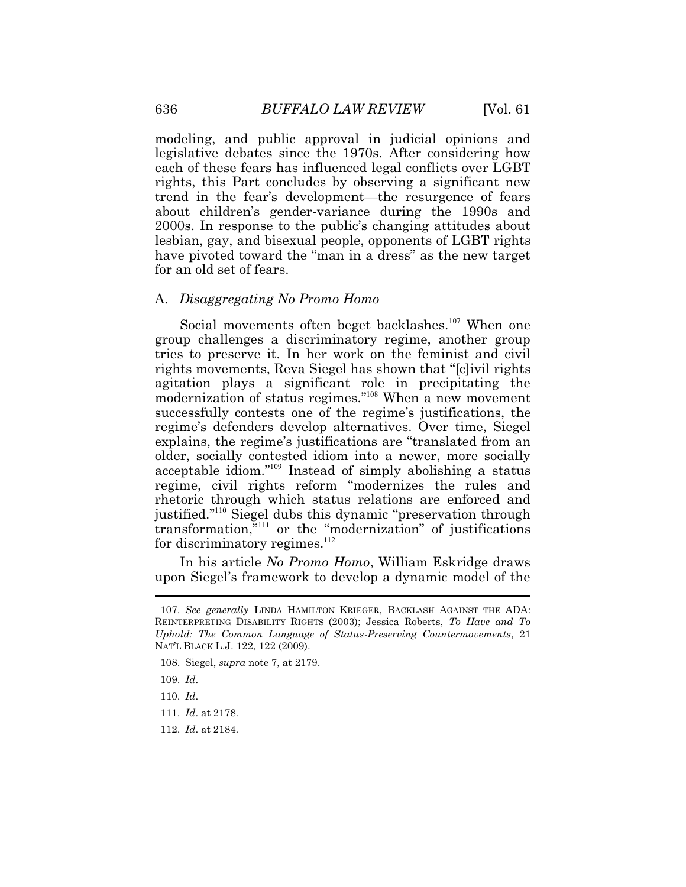modeling, and public approval in judicial opinions and legislative debates since the 1970s. After considering how each of these fears has influenced legal conflicts over LGBT rights, this Part concludes by observing a significant new trend in the fear's development—the resurgence of fears about children's gender-variance during the 1990s and 2000s. In response to the public's changing attitudes about lesbian, gay, and bisexual people, opponents of LGBT rights have pivoted toward the "man in a dress" as the new target for an old set of fears.

### A. *Disaggregating No Promo Homo*

Social movements often beget backlashes.[107] When one group challenges a discriminatory regime, another group tries to preserve it. In her work on the feminist and civil rights movements, Reva Siegel has shown that "[c]ivil rights agitation plays a significant role in precipitating the modernization of status regimes."[108] When a new movement successfully contests one of the regime's justifications, the regime's defenders develop alternatives. Over time, Siegel explains, the regime's justifications are "translated from an older, socially contested idiom into a newer, more socially acceptable idiom."[109] Instead of simply abolishing a status regime, civil rights reform "modernizes the rules and rhetoric through which status relations are enforced and justified."[110] Siegel dubs this dynamic "preservation through transformation,"[111] or the "modernization" of justifications for discriminatory regimes.[112]

In his article *No Promo Homo*, William Eskridge draws upon Siegel's framework to develop a dynamic model of the

---

107. *See generally* LINDA HAMILTON KRIEGER, BACKLASH AGAINST THE ADA: REINTERPRETING DISABILITY RIGHTS (2003); Jessica Roberts, *To Have and To Uphold: The Common Language of Status-Preserving Countermovements*, 21 NAT'L BLACK L.J. 122, 122 (2009).

108. Siegel, *supra* note 7, at 2179.

109. *Id*.

110. *Id*.

111. *Id*. at 2178.

112. *Id*. at 2184.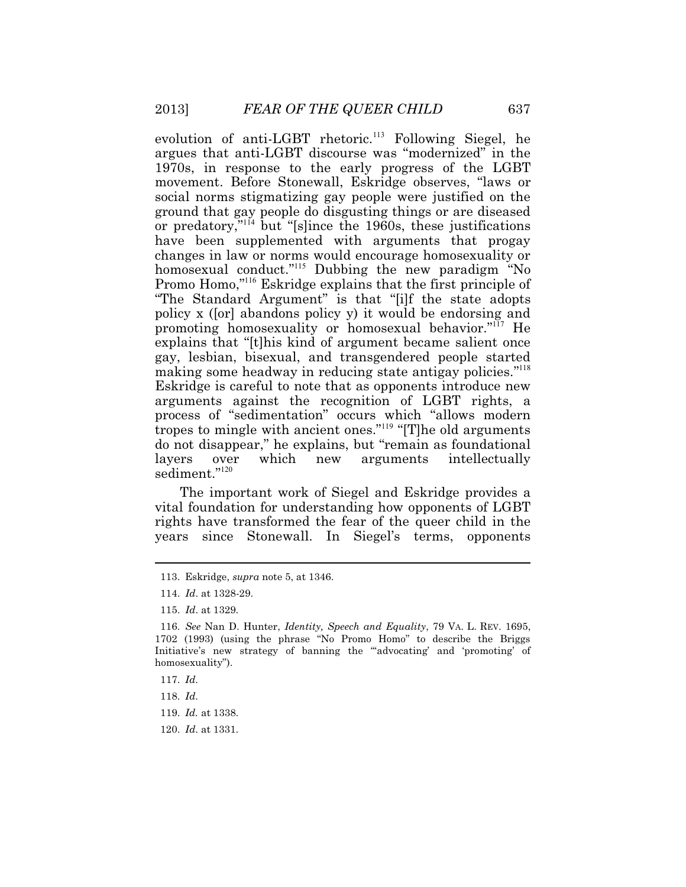evolution of anti-LGBT rhetoric.[113] Following Siegel, he argues that anti-LGBT discourse was "modernized" in the 1970s, in response to the early progress of the LGBT movement. Before Stonewall, Eskridge observes, "laws or social norms stigmatizing gay people were justified on the ground that gay people do disgusting things or are diseased or predatory,"[114] but "[s]ince the 1960s, these justifications have been supplemented with arguments that progay changes in law or norms would encourage homosexuality or homosexual conduct."[115] Dubbing the new paradigm "No Promo Homo,"[116] Eskridge explains that the first principle of "The Standard Argument" is that "[i]f the state adopts policy x ([or] abandons policy y) it would be endorsing and promoting homosexuality or homosexual behavior."[117] He explains that "[t]his kind of argument became salient once gay, lesbian, bisexual, and transgendered people started making some headway in reducing state antigay policies."[118] Eskridge is careful to note that as opponents introduce new arguments against the recognition of LGBT rights, a process of "sedimentation" occurs which "allows modern tropes to mingle with ancient ones."[119] "[T]he old arguments do not disappear," he explains, but "remain as foundational layers over which new arguments intellectually sediment."[120]

The important work of Siegel and Eskridge provides a vital foundation for understanding how opponents of LGBT rights have transformed the fear of the queer child in the years since Stonewall. In Siegel's terms, opponents

---

113. Eskridge, *supra* note 5, at 1346.

114. *Id*. at 1328-29.

115. *Id*. at 1329.

116. *See* Nan D. Hunter, *Identity, Speech and Equality*, 79 VA. L. REV. 1695, 1702 (1993) (using the phrase "No Promo Homo" to describe the Briggs Initiative's new strategy of banning the "'advocating' and 'promoting' of homosexuality").

117. *Id*.

118. *Id*.

119. *Id*. at 1338.

120. *Id*. at 1331.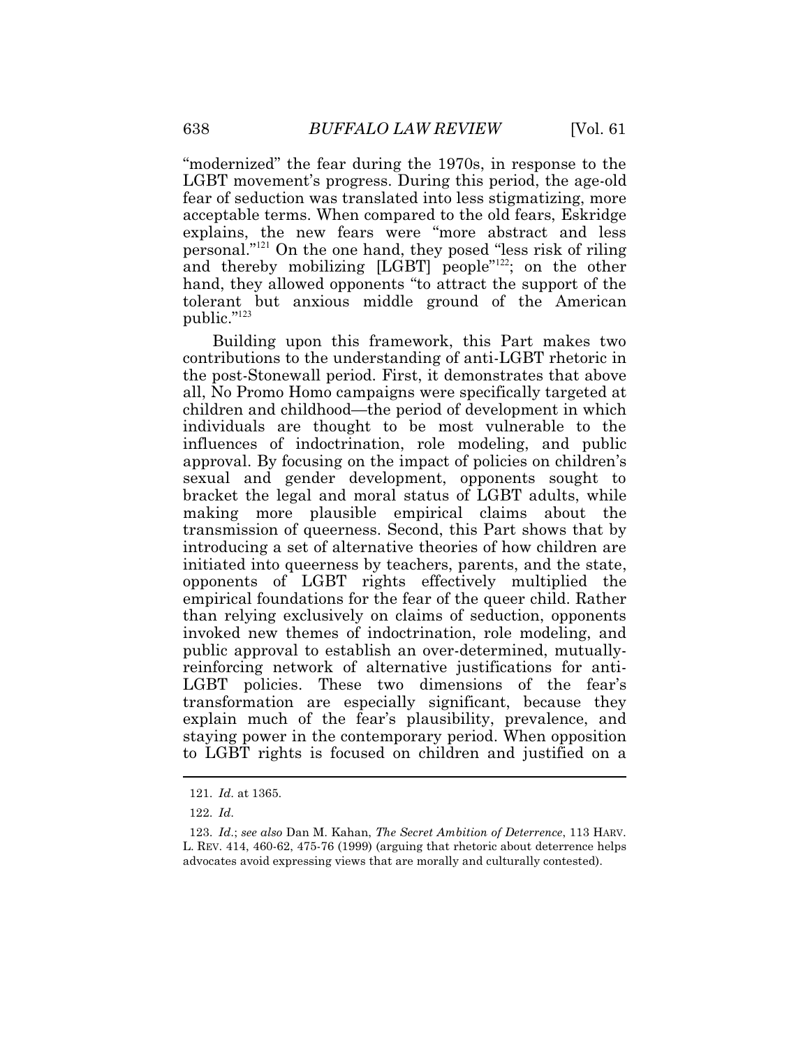"modernized" the fear during the 1970s, in response to the LGBT movement's progress. During this period, the age-old fear of seduction was translated into less stigmatizing, more acceptable terms. When compared to the old fears, Eskridge explains, the new fears were "more abstract and less personal."[121] On the one hand, they posed "less risk of riling and thereby mobilizing [LGBT] people"[122]; on the other hand, they allowed opponents "to attract the support of the tolerant but anxious middle ground of the American public."[123]

Building upon this framework, this Part makes two contributions to the understanding of anti-LGBT rhetoric in the post-Stonewall period. First, it demonstrates that above all, No Promo Homo campaigns were specifically targeted at children and childhood—the period of development in which individuals are thought to be most vulnerable to the influences of indoctrination, role modeling, and public approval. By focusing on the impact of policies on children's sexual and gender development, opponents sought to bracket the legal and moral status of LGBT adults, while making more plausible empirical claims about the transmission of queerness. Second, this Part shows that by introducing a set of alternative theories of how children are initiated into queerness by teachers, parents, and the state, opponents of LGBT rights effectively multiplied the empirical foundations for the fear of the queer child. Rather than relying exclusively on claims of seduction, opponents invoked new themes of indoctrination, role modeling, and public approval to establish an over-determined, mutually-reinforcing network of alternative justifications for anti-LGBT policies. These two dimensions of the fear's transformation are especially significant, because they explain much of the fear's plausibility, prevalence, and staying power in the contemporary period. When opposition to LGBT rights is focused on children and justified on a

---

121. *Id.* at 1365.

122. *Id.*

123. *Id.*; *see also* Dan M. Kahan, *The Secret Ambition of Deterrence*, 113 HARV. L. REV. 414, 460-62, 475-76 (1999) (arguing that rhetoric about deterrence helps advocates avoid expressing views that are morally and culturally contested).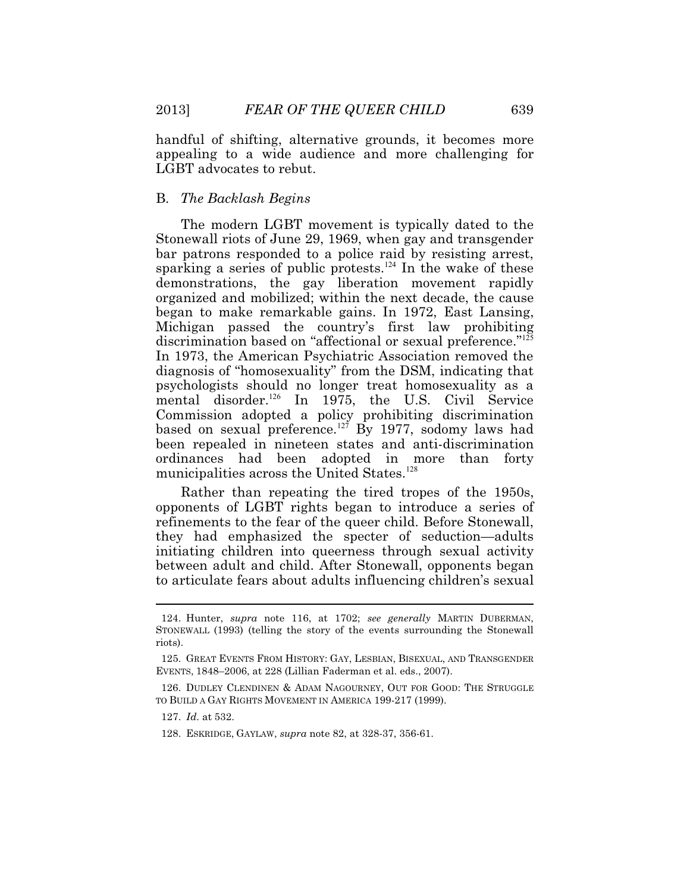handful of shifting, alternative grounds, it becomes more appealing to a wide audience and more challenging for LGBT advocates to rebut.

## B. *The Backlash Begins*

The modern LGBT movement is typically dated to the Stonewall riots of June 29, 1969, when gay and transgender bar patrons responded to a police raid by resisting arrest, sparking a series of public protests.[124] In the wake of these demonstrations, the gay liberation movement rapidly organized and mobilized; within the next decade, the cause began to make remarkable gains. In 1972, East Lansing, Michigan passed the country's first law prohibiting discrimination based on "affectional or sexual preference."[125] In 1973, the American Psychiatric Association removed the diagnosis of "homosexuality" from the DSM, indicating that psychologists should no longer treat homosexuality as a mental disorder.[126] In 1975, the U.S. Civil Service Commission adopted a policy prohibiting discrimination based on sexual preference.[127] By 1977, sodomy laws had been repealed in nineteen states and anti-discrimination ordinances had been adopted in more than forty municipalities across the United States.[128]

Rather than repeating the tired tropes of the 1950s, opponents of LGBT rights began to introduce a series of refinements to the fear of the queer child. Before Stonewall, they had emphasized the specter of seduction—adults initiating children into queerness through sexual activity between adult and child. After Stonewall, opponents began to articulate fears about adults influencing children's sexual

---

124. Hunter, *supra* note 116, at 1702; *see generally* MARTIN DUBERMAN, STONEWALL (1993) (telling the story of the events surrounding the Stonewall riots).

125. GREAT EVENTS FROM HISTORY: GAY, LESBIAN, BISEXUAL, AND TRANSGENDER EVENTS, 1848–2006, at 228 (Lillian Faderman et al. eds., 2007).

126. DUDLEY CLENDINEN & ADAM NAGOURNEY, OUT FOR GOOD: THE STRUGGLE TO BUILD A GAY RIGHTS MOVEMENT IN AMERICA 199-217 (1999).

127. *Id.* at 532.

128. ESKRIDGE, GAYLAW, *supra* note 82, at 328-37, 356-61.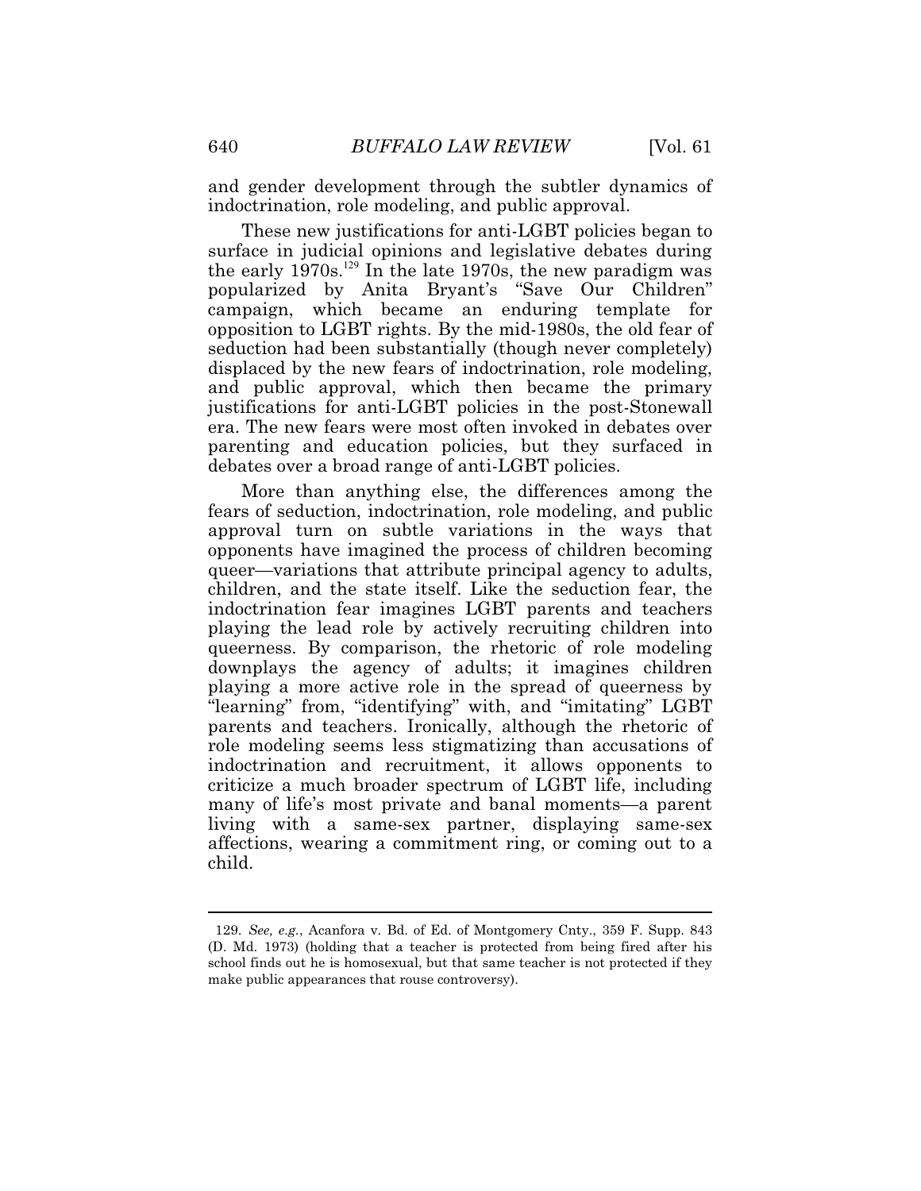and gender development through the subtler dynamics of indoctrination, role modeling, and public approval.

These new justifications for anti-LGBT policies began to surface in judicial opinions and legislative debates during the early 1970s.[129] In the late 1970s, the new paradigm was popularized by Anita Bryant's "Save Our Children" campaign, which became an enduring template for opposition to LGBT rights. By the mid-1980s, the old fear of seduction had been substantially (though never completely) displaced by the new fears of indoctrination, role modeling, and public approval, which then became the primary justifications for anti-LGBT policies in the post-Stonewall era. The new fears were most often invoked in debates over parenting and education policies, but they surfaced in debates over a broad range of anti-LGBT policies.

More than anything else, the differences among the fears of seduction, indoctrination, role modeling, and public approval turn on subtle variations in the ways that opponents have imagined the process of children becoming queer—variations that attribute principal agency to adults, children, and the state itself. Like the seduction fear, the indoctrination fear imagines LGBT parents and teachers playing the lead role by actively recruiting children into queerness. By comparison, the rhetoric of role modeling downplays the agency of adults; it imagines children playing a more active role in the spread of queerness by "learning" from, "identifying" with, and "imitating" LGBT parents and teachers. Ironically, although the rhetoric of role modeling seems less stigmatizing than accusations of indoctrination and recruitment, it allows opponents to criticize a much broader spectrum of LGBT life, including many of life's most private and banal moments—a parent living with a same-sex partner, displaying same-sex affections, wearing a commitment ring, or coming out to a child.

---

129. *See, e.g.*, Acanfora v. Bd. of Ed. of Montgomery Cnty., 359 F. Supp. 843 (D. Md. 1973) (holding that a teacher is protected from being fired after his school finds out he is homosexual, but that same teacher is not protected if they make public appearances that rouse controversy).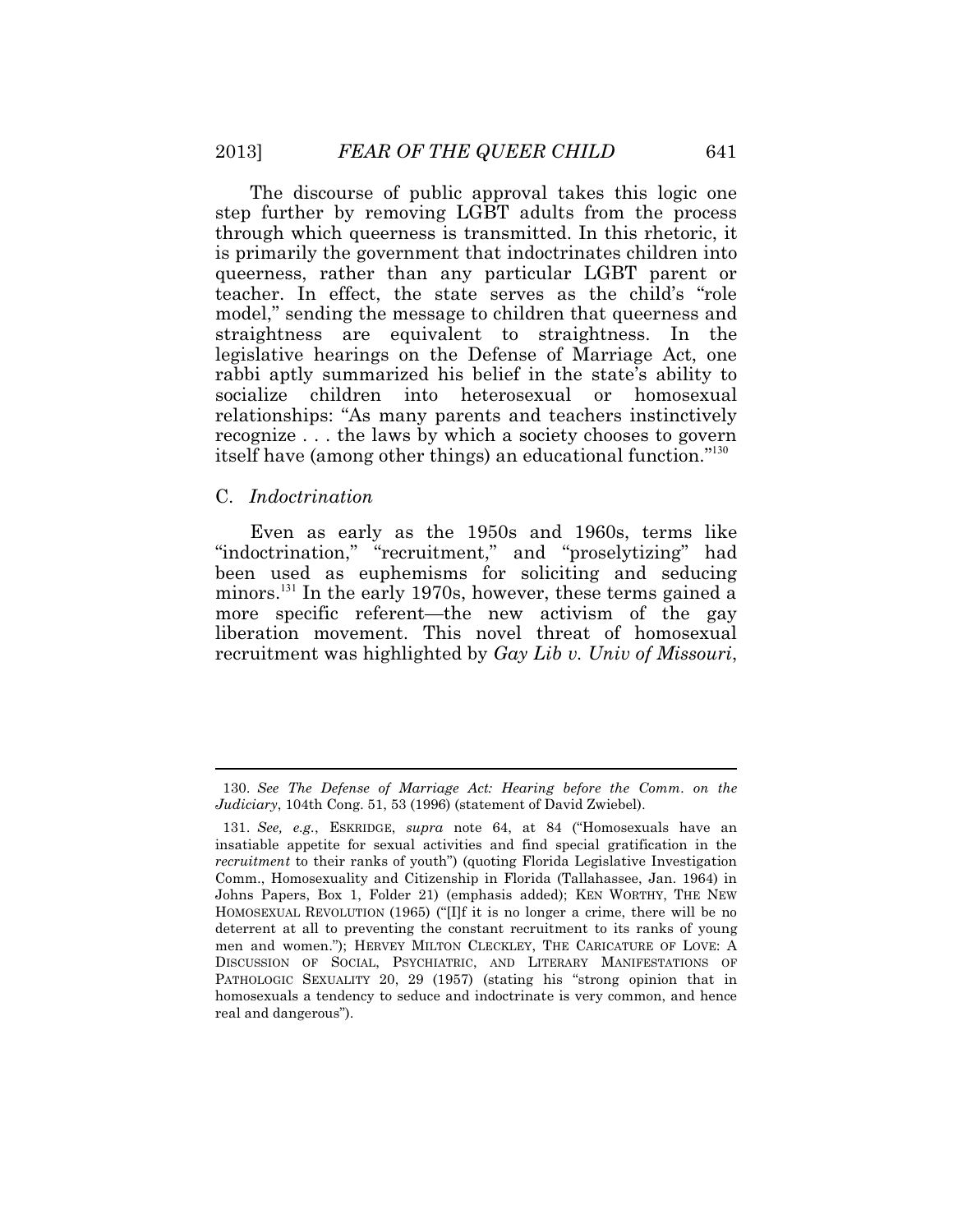The discourse of public approval takes this logic one step further by removing LGBT adults from the process through which queerness is transmitted. In this rhetoric, it is primarily the government that indoctrinates children into queerness, rather than any particular LGBT parent or teacher. In effect, the state serves as the child's "role model," sending the message to children that queerness and straightness are equivalent to straightness. In the legislative hearings on the Defense of Marriage Act, one rabbi aptly summarized his belief in the state's ability to socialize children into heterosexual or homosexual relationships: "As many parents and teachers instinctively recognize . . . the laws by which a society chooses to govern itself have (among other things) an educational function."[130]

## C. *Indoctrination*

Even as early as the 1950s and 1960s, terms like "indoctrination," "recruitment," and "proselytizing" had been used as euphemisms for soliciting and seducing minors.[131] In the early 1970s, however, these terms gained a more specific referent—the new activism of the gay liberation movement. This novel threat of homosexual recruitment was highlighted by *Gay Lib v. Univ of Missouri*,

---

130. *See The Defense of Marriage Act: Hearing before the Comm. on the Judiciary*, 104th Cong. 51, 53 (1996) (statement of David Zwiebel).

131. *See, e.g.*, ESKRIDGE, *supra* note 64, at 84 ("Homosexuals have an insatiable appetite for sexual activities and find special gratification in the *recruitment* to their ranks of youth") (quoting Florida Legislative Investigation Comm., Homosexuality and Citizenship in Florida (Tallahassee, Jan. 1964) in Johns Papers, Box 1, Folder 21) (emphasis added); KEN WORTHY, THE NEW HOMOSEXUAL REVOLUTION (1965) ("[I]f it is no longer a crime, there will be no deterrent at all to preventing the constant recruitment to its ranks of young men and women."); HERVEY MILTON CLECKLEY, THE CARICATURE OF LOVE: A DISCUSSION OF SOCIAL, PSYCHIATRIC, AND LITERARY MANIFESTATIONS OF PATHOLOGIC SEXUALITY 20, 29 (1957) (stating his "strong opinion that in homosexuals a tendency to seduce and indoctrinate is very common, and hence real and dangerous").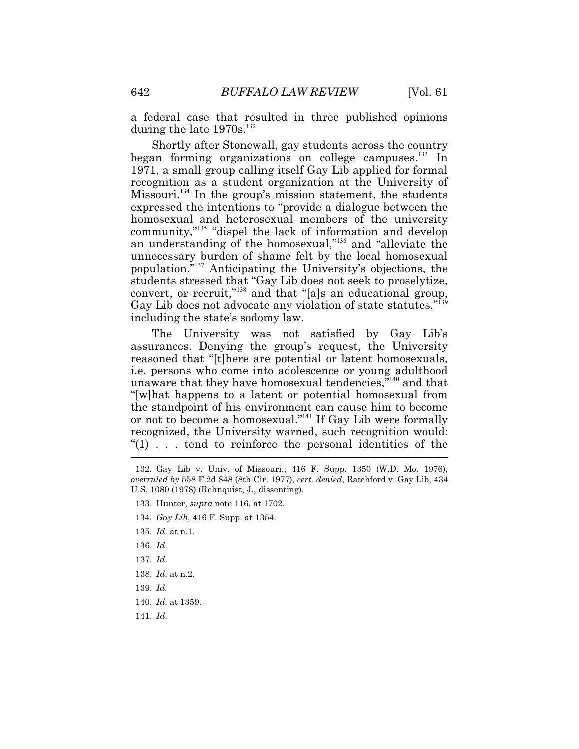a federal case that resulted in three published opinions during the late 1970s.[132]

Shortly after Stonewall, gay students across the country began forming organizations on college campuses.[133] In 1971, a small group calling itself Gay Lib applied for formal recognition as a student organization at the University of Missouri.[134] In the group's mission statement, the students expressed the intentions to "provide a dialogue between the homosexual and heterosexual members of the university community,"[135] "dispel the lack of information and develop an understanding of the homosexual,"[136] and "alleviate the unnecessary burden of shame felt by the local homosexual population."[137] Anticipating the University's objections, the students stressed that "Gay Lib does not seek to proselytize, convert, or recruit,"[138] and that "[a]s an educational group, Gay Lib does not advocate any violation of state statutes,"[139] including the state's sodomy law.

The University was not satisfied by Gay Lib's assurances. Denying the group's request, the University reasoned that "[t]here are potential or latent homosexuals, i.e. persons who come into adolescence or young adulthood unaware that they have homosexual tendencies,"[140] and that "[w]hat happens to a latent or potential homosexual from the standpoint of his environment can cause him to become or not to become a homosexual."[141] If Gay Lib were formally recognized, the University warned, such recognition would: "(1) . . . tend to reinforce the personal identities of the

---

132. Gay Lib v. Univ. of Missouri., 416 F. Supp. 1350 (W.D. Mo. 1976), *overruled by* 558 F.2d 848 (8th Cir. 1977), *cert. denied*, Ratchford v. Gay Lib, 434 U.S. 1080 (1978) (Rehnquist, J., dissenting).

133. Hunter, *supra* note 116, at 1702.

134. *Gay Lib*, 416 F. Supp. at 1354.

135. *Id.* at n.1.

136. *Id.*

137. *Id.*

138. *Id.* at n.2.

139. *Id.*

140. *Id.* at 1359.

141. *Id.*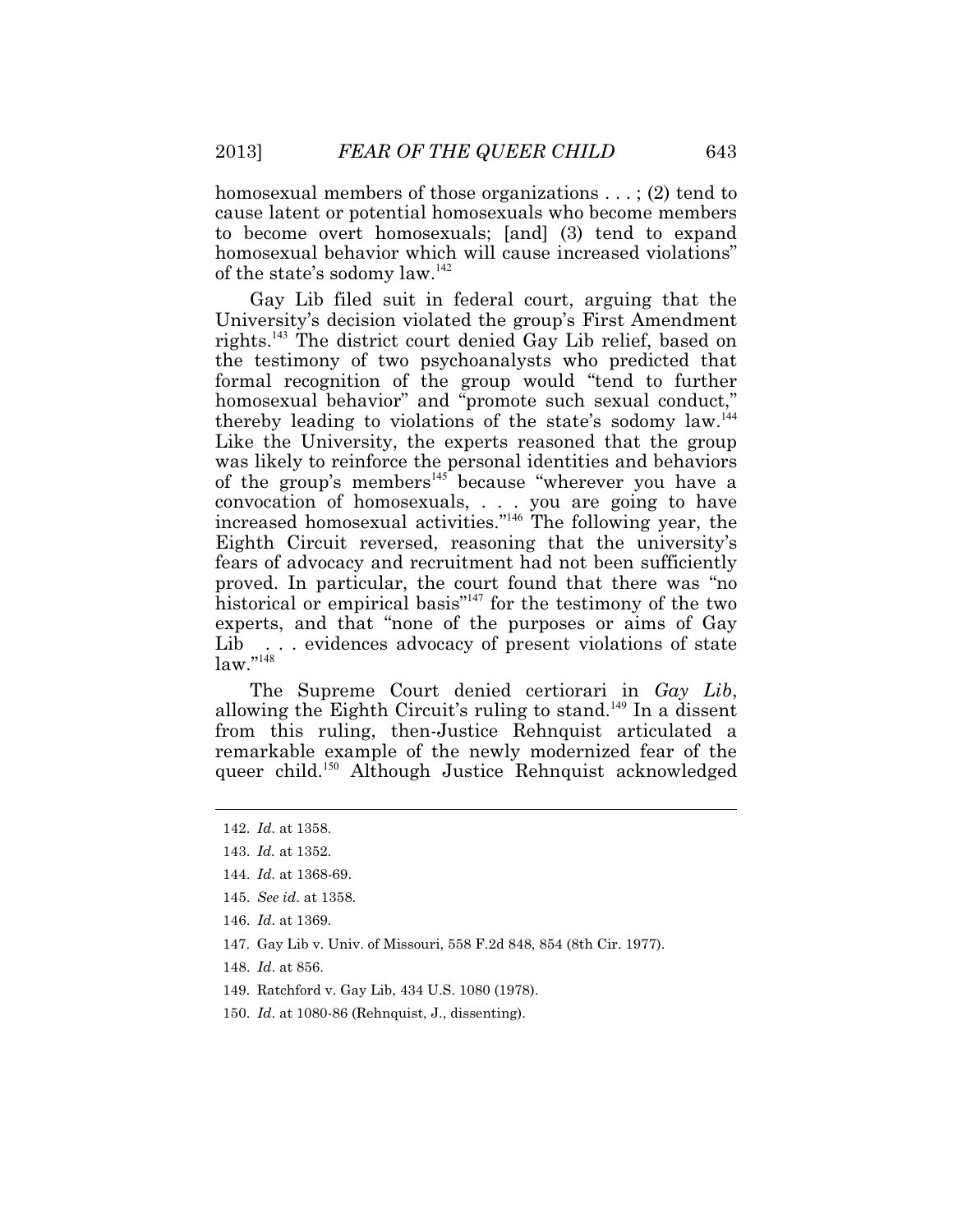homosexual members of those organizations . . . ; (2) tend to cause latent or potential homosexuals who become members to become overt homosexuals; [and] (3) tend to expand homosexual behavior which will cause increased violations" of the state's sodomy law.[142]

Gay Lib filed suit in federal court, arguing that the University's decision violated the group's First Amendment rights.[143] The district court denied Gay Lib relief, based on the testimony of two psychoanalysts who predicted that formal recognition of the group would "tend to further homosexual behavior" and "promote such sexual conduct," thereby leading to violations of the state's sodomy law.[144] Like the University, the experts reasoned that the group was likely to reinforce the personal identities and behaviors of the group's members[145] because "wherever you have a convocation of homosexuals, . . . you are going to have increased homosexual activities."[146] The following year, the Eighth Circuit reversed, reasoning that the university's fears of advocacy and recruitment had not been sufficiently proved. In particular, the court found that there was "no historical or empirical basis"[147] for the testimony of the two experts, and that "none of the purposes or aims of Gay Lib . . . evidences advocacy of present violations of state law."[148]

The Supreme Court denied certiorari in *Gay Lib*, allowing the Eighth Circuit's ruling to stand.[149] In a dissent from this ruling, then-Justice Rehnquist articulated a remarkable example of the newly modernized fear of the queer child.[150] Although Justice Rehnquist acknowledged

---

142. *Id.* at 1358.

143. *Id.* at 1352.

144. *Id.* at 1368-69.

145. *See id.* at 1358.

146. *Id.* at 1369.

147. Gay Lib v. Univ. of Missouri, 558 F.2d 848, 854 (8th Cir. 1977).

148. *Id.* at 856.

149. Ratchford v. Gay Lib, 434 U.S. 1080 (1978).

150. *Id.* at 1080-86 (Rehnquist, J., dissenting).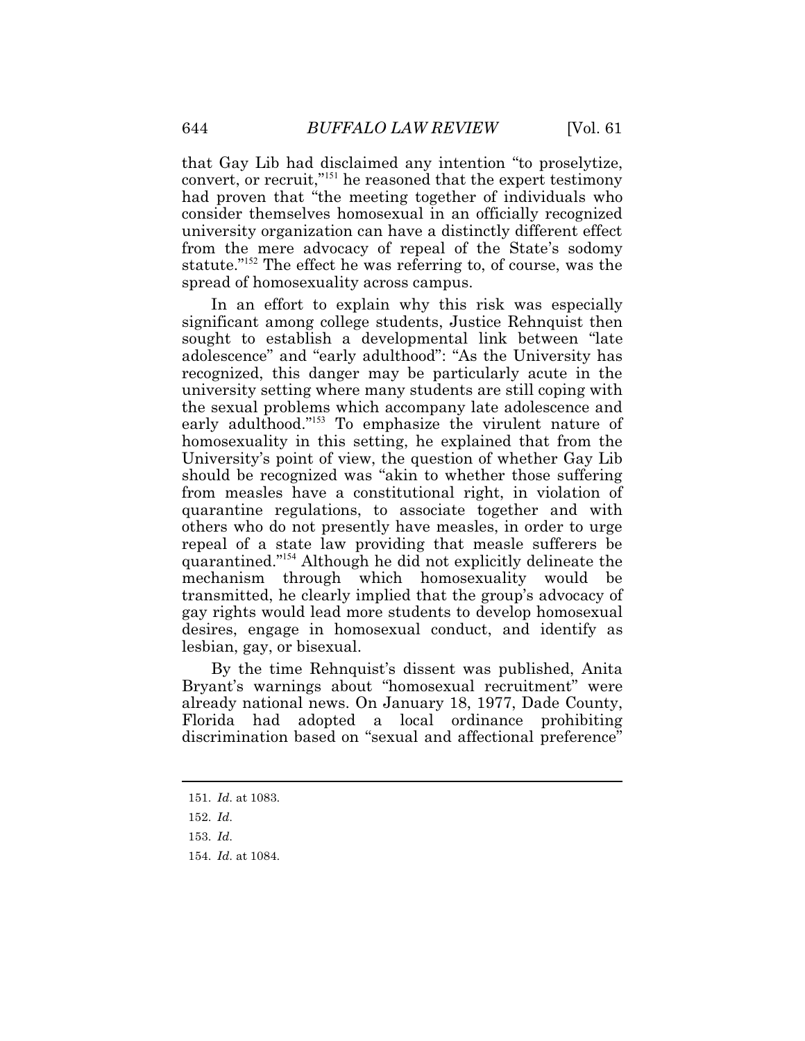that Gay Lib had disclaimed any intention "to proselytize, convert, or recruit,"[151] he reasoned that the expert testimony had proven that "the meeting together of individuals who consider themselves homosexual in an officially recognized university organization can have a distinctly different effect from the mere advocacy of repeal of the State's sodomy statute."[152] The effect he was referring to, of course, was the spread of homosexuality across campus.

In an effort to explain why this risk was especially significant among college students, Justice Rehnquist then sought to establish a developmental link between "late adolescence" and "early adulthood": "As the University has recognized, this danger may be particularly acute in the university setting where many students are still coping with the sexual problems which accompany late adolescence and early adulthood."[153] To emphasize the virulent nature of homosexuality in this setting, he explained that from the University's point of view, the question of whether Gay Lib should be recognized was "akin to whether those suffering from measles have a constitutional right, in violation of quarantine regulations, to associate together and with others who do not presently have measles, in order to urge repeal of a state law providing that measle sufferers be quarantined."[154] Although he did not explicitly delineate the mechanism through which homosexuality would be transmitted, he clearly implied that the group's advocacy of gay rights would lead more students to develop homosexual desires, engage in homosexual conduct, and identify as lesbian, gay, or bisexual.

By the time Rehnquist's dissent was published, Anita Bryant's warnings about "homosexual recruitment" were already national news. On January 18, 1977, Dade County, Florida had adopted a local ordinance prohibiting discrimination based on "sexual and affectional preference"

---

151. *Id.* at 1083.

152. *Id.*

153. *Id.*

154. *Id.* at 1084.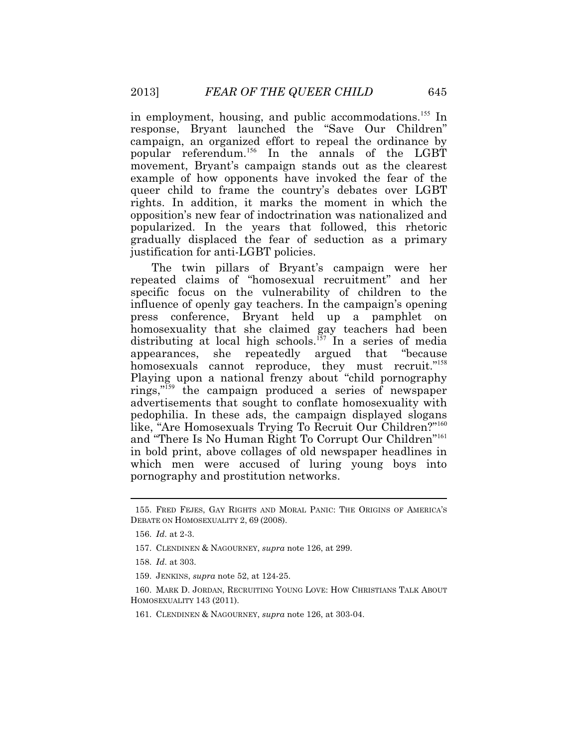in employment, housing, and public accommodations.[155] In response, Bryant launched the "Save Our Children" campaign, an organized effort to repeal the ordinance by popular referendum.[156] In the annals of the LGBT movement, Bryant's campaign stands out as the clearest example of how opponents have invoked the fear of the queer child to frame the country's debates over LGBT rights. In addition, it marks the moment in which the opposition's new fear of indoctrination was nationalized and popularized. In the years that followed, this rhetoric gradually displaced the fear of seduction as a primary justification for anti-LGBT policies.

The twin pillars of Bryant's campaign were her repeated claims of "homosexual recruitment" and her specific focus on the vulnerability of children to the influence of openly gay teachers. In the campaign's opening press conference, Bryant held up a pamphlet on homosexuality that she claimed gay teachers had been distributing at local high schools.[157] In a series of media appearances, she repeatedly argued that "because homosexuals cannot reproduce, they must recruit."[158] Playing upon a national frenzy about "child pornography rings,"[159] the campaign produced a series of newspaper advertisements that sought to conflate homosexuality with pedophilia. In these ads, the campaign displayed slogans like, "Are Homosexuals Trying To Recruit Our Children?"[160] and "There Is No Human Right To Corrupt Our Children"[161] in bold print, above collages of old newspaper headlines in which men were accused of luring young boys into pornography and prostitution networks.

---

155. FRED FEJES, GAY RIGHTS AND MORAL PANIC: THE ORIGINS OF AMERICA'S DEBATE ON HOMOSEXUALITY 2, 69 (2008).

156. *Id.* at 2-3.

157. CLENDINEN & NAGOURNEY, *supra* note 126, at 299.

158. *Id.* at 303.

159. JENKINS, *supra* note 52, at 124-25.

160. MARK D. JORDAN, RECRUITING YOUNG LOVE: HOW CHRISTIANS TALK ABOUT HOMOSEXUALITY 143 (2011).

161. CLENDINEN & NAGOURNEY, *supra* note 126, at 303-04.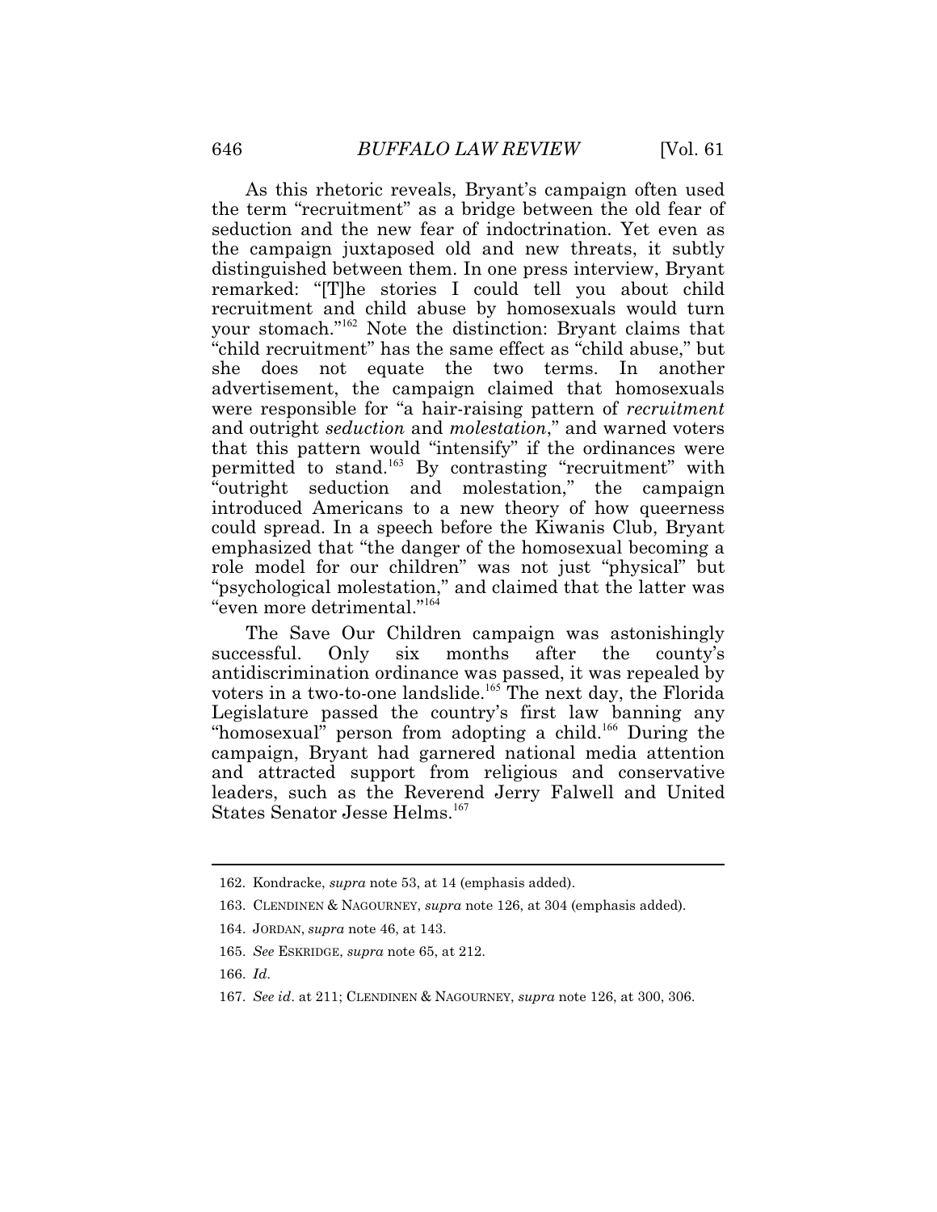As this rhetoric reveals, Bryant's campaign often used the term "recruitment" as a bridge between the old fear of seduction and the new fear of indoctrination. Yet even as the campaign juxtaposed old and new threats, it subtly distinguished between them. In one press interview, Bryant remarked: "[T]he stories I could tell you about child recruitment and child abuse by homosexuals would turn your stomach."[162] Note the distinction: Bryant claims that "child recruitment" has the same effect as "child abuse," but she does not equate the two terms. In another advertisement, the campaign claimed that homosexuals were responsible for "a hair-raising pattern of *recruitment* and outright *seduction* and *molestation*," and warned voters that this pattern would "intensify" if the ordinances were permitted to stand.[163] By contrasting "recruitment" with "outright seduction and molestation," the campaign introduced Americans to a new theory of how queerness could spread. In a speech before the Kiwanis Club, Bryant emphasized that "the danger of the homosexual becoming a role model for our children" was not just "physical" but "psychological molestation," and claimed that the latter was "even more detrimental."[164]

The Save Our Children campaign was astonishingly successful. Only six months after the county's antidiscrimination ordinance was passed, it was repealed by voters in a two-to-one landslide.[165] The next day, the Florida Legislature passed the country's first law banning any "homosexual" person from adopting a child.[166] During the campaign, Bryant had garnered national media attention and attracted support from religious and conservative leaders, such as the Reverend Jerry Falwell and United States Senator Jesse Helms.[167]

---

162. Kondracke, *supra* note 53, at 14 (emphasis added).

163. CLENDINEN & NAGOURNEY, *supra* note 126, at 304 (emphasis added).

164. JORDAN, *supra* note 46, at 143.

165. *See* ESKRIDGE, *supra* note 65, at 212.

166. *Id.*

167. *See id.* at 211; CLENDINEN & NAGOURNEY, *supra* note 126, at 300, 306.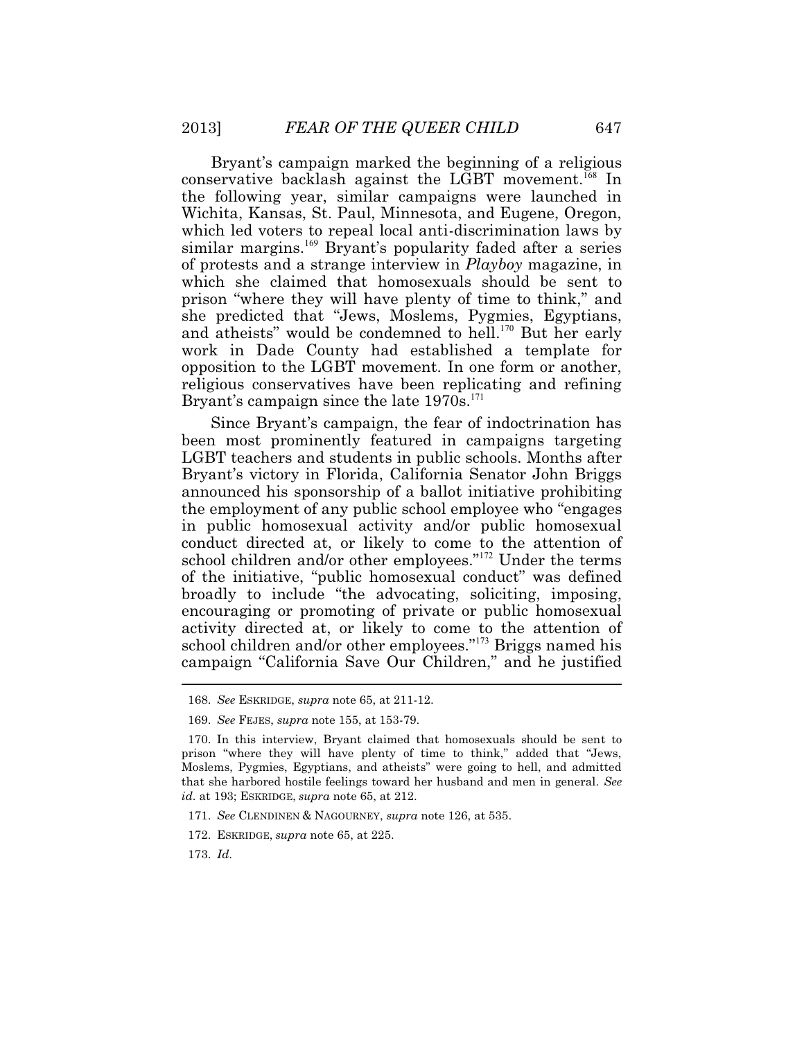Bryant's campaign marked the beginning of a religious conservative backlash against the LGBT movement.[168] In the following year, similar campaigns were launched in Wichita, Kansas, St. Paul, Minnesota, and Eugene, Oregon, which led voters to repeal local anti-discrimination laws by similar margins.[169] Bryant's popularity faded after a series of protests and a strange interview in *Playboy* magazine, in which she claimed that homosexuals should be sent to prison "where they will have plenty of time to think," and she predicted that "Jews, Moslems, Pygmies, Egyptians, and atheists" would be condemned to hell.[170] But her early work in Dade County had established a template for opposition to the LGBT movement. In one form or another, religious conservatives have been replicating and refining Bryant's campaign since the late 1970s.[171]

Since Bryant's campaign, the fear of indoctrination has been most prominently featured in campaigns targeting LGBT teachers and students in public schools. Months after Bryant's victory in Florida, California Senator John Briggs announced his sponsorship of a ballot initiative prohibiting the employment of any public school employee who "engages in public homosexual activity and/or public homosexual conduct directed at, or likely to come to the attention of school children and/or other employees."[172] Under the terms of the initiative, "public homosexual conduct" was defined broadly to include "the advocating, soliciting, imposing, encouraging or promoting of private or public homosexual activity directed at, or likely to come to the attention of school children and/or other employees."[173] Briggs named his campaign "California Save Our Children," and he justified

---

168. *See* ESKRIDGE, *supra* note 65, at 211-12.

169. *See* FEJES, *supra* note 155, at 153-79.

170. In this interview, Bryant claimed that homosexuals should be sent to prison "where they will have plenty of time to think," added that "Jews, Moslems, Pygmies, Egyptians, and atheists" were going to hell, and admitted that she harbored hostile feelings toward her husband and men in general. *See id.* at 193; ESKRIDGE, *supra* note 65, at 212.

171. *See* CLENDINEN & NAGOURNEY, *supra* note 126, at 535.

172. ESKRIDGE, *supra* note 65, at 225.

173. *Id.*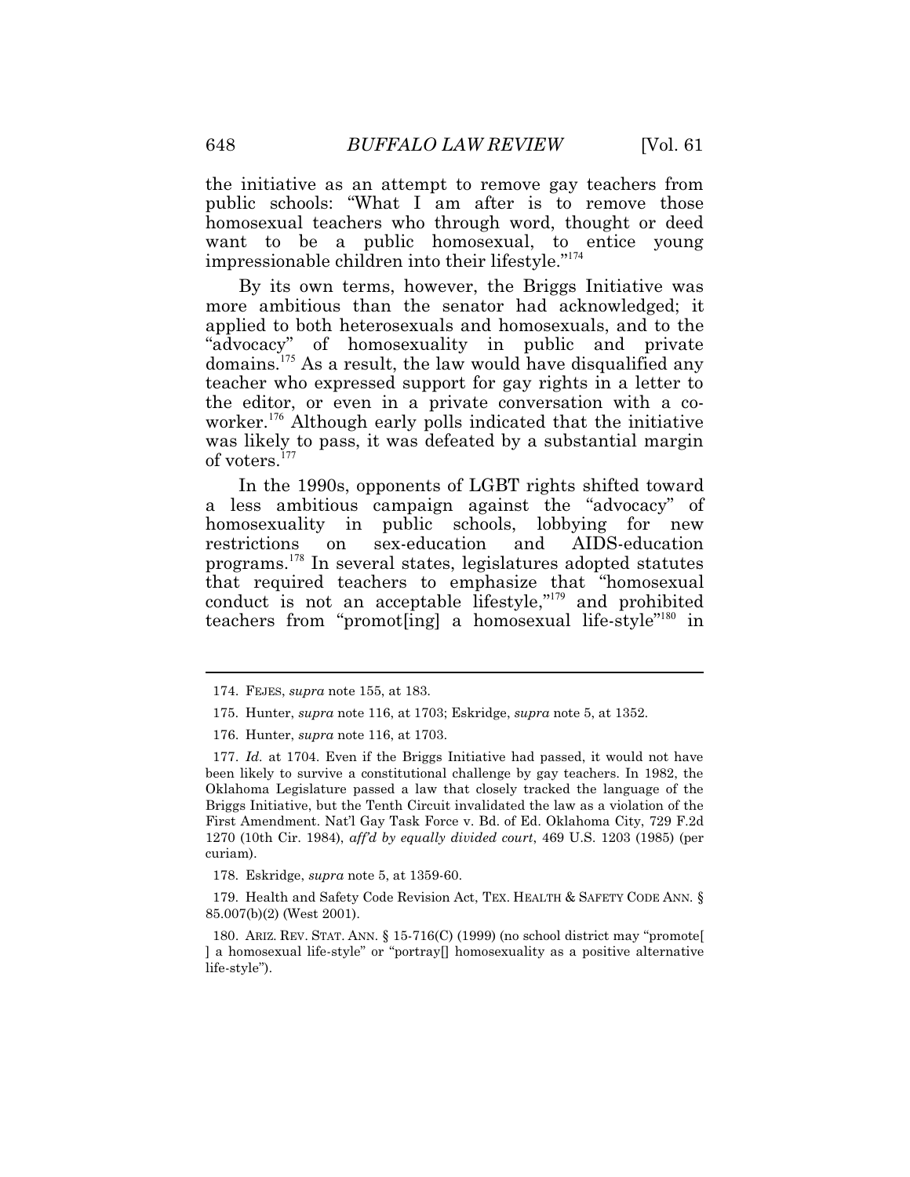the initiative as an attempt to remove gay teachers from public schools: "What I am after is to remove those homosexual teachers who through word, thought or deed want to be a public homosexual, to entice young impressionable children into their lifestyle."[174]

By its own terms, however, the Briggs Initiative was more ambitious than the senator had acknowledged; it applied to both heterosexuals and homosexuals, and to the "advocacy" of homosexuality in public and private domains.[175] As a result, the law would have disqualified any teacher who expressed support for gay rights in a letter to the editor, or even in a private conversation with a co-worker.[176] Although early polls indicated that the initiative was likely to pass, it was defeated by a substantial margin of voters.[177]

In the 1990s, opponents of LGBT rights shifted toward a less ambitious campaign against the "advocacy" of homosexuality in public schools, lobbying for new restrictions on sex-education and AIDS-education programs.[178] In several states, legislatures adopted statutes that required teachers to emphasize that "homosexual conduct is not an acceptable lifestyle,"[179] and prohibited teachers from "promot[ing] a homosexual life-style"[180] in

---

174. FEJES, *supra* note 155, at 183.

175. Hunter, *supra* note 116, at 1703; Eskridge, *supra* note 5, at 1352.

176. Hunter, *supra* note 116, at 1703.

177. *Id.* at 1704. Even if the Briggs Initiative had passed, it would not have been likely to survive a constitutional challenge by gay teachers. In 1982, the Oklahoma Legislature passed a law that closely tracked the language of the Briggs Initiative, but the Tenth Circuit invalidated the law as a violation of the First Amendment. Nat'l Gay Task Force v. Bd. of Ed. Oklahoma City, 729 F.2d 1270 (10th Cir. 1984), *aff'd by equally divided court*, 469 U.S. 1203 (1985) (per curiam).

178. Eskridge, *supra* note 5, at 1359-60.

179. Health and Safety Code Revision Act, TEX. HEALTH & SAFETY CODE ANN. § 85.007(b)(2) (West 2001).

180. ARIZ. REV. STAT. ANN. § 15-716(C) (1999) (no school district may "promote[ ] a homosexual life-style" or "portray[] homosexuality as a positive alternative life-style").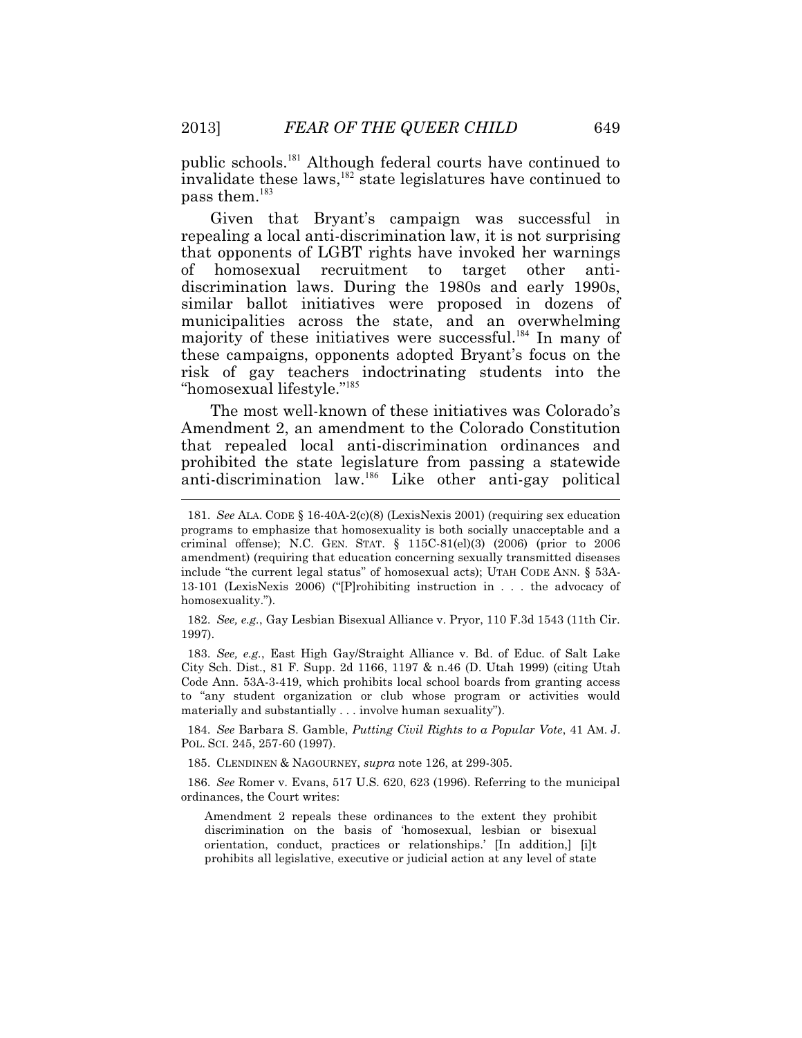public schools.[181] Although federal courts have continued to invalidate these laws,[182] state legislatures have continued to pass them.[183]

Given that Bryant's campaign was successful in repealing a local anti-discrimination law, it is not surprising that opponents of LGBT rights have invoked her warnings of homosexual recruitment to target other anti-discrimination laws. During the 1980s and early 1990s, similar ballot initiatives were proposed in dozens of municipalities across the state, and an overwhelming majority of these initiatives were successful.[184] In many of these campaigns, opponents adopted Bryant's focus on the risk of gay teachers indoctrinating students into the "homosexual lifestyle."[185]

The most well-known of these initiatives was Colorado's Amendment 2, an amendment to the Colorado Constitution that repealed local anti-discrimination ordinances and prohibited the state legislature from passing a statewide anti-discrimination law.[186] Like other anti-gay political

---

181. *See* ALA. CODE § 16-40A-2(c)(8) (LexisNexis 2001) (requiring sex education programs to emphasize that homosexuality is both socially unacceptable and a criminal offense); N.C. GEN. STAT. § 115C-81(el)(3) (2006) (prior to 2006 amendment) (requiring that education concerning sexually transmitted diseases include "the current legal status" of homosexual acts); UTAH CODE ANN. § 53A-13-101 (LexisNexis 2006) ("[P]rohibiting instruction in . . . the advocacy of homosexuality.").

182. *See, e.g.*, Gay Lesbian Bisexual Alliance v. Pryor, 110 F.3d 1543 (11th Cir. 1997).

183. *See, e.g.*, East High Gay/Straight Alliance v. Bd. of Educ. of Salt Lake City Sch. Dist., 81 F. Supp. 2d 1166, 1197 & n.46 (D. Utah 1999) (citing Utah Code Ann. 53A-3-419, which prohibits local school boards from granting access to "any student organization or club whose program or activities would materially and substantially . . . involve human sexuality").

184. *See* Barbara S. Gamble, *Putting Civil Rights to a Popular Vote*, 41 AM. J. POL. SCI. 245, 257-60 (1997).

185. CLENDINEN & NAGOURNEY, *supra* note 126, at 299-305.

186. *See* Romer v. Evans, 517 U.S. 620, 623 (1996). Referring to the municipal ordinances, the Court writes:

> Amendment 2 repeals these ordinances to the extent they prohibit discrimination on the basis of 'homosexual, lesbian or bisexual orientation, conduct, practices or relationships.' [In addition,] [i]t prohibits all legislative, executive or judicial action at any level of state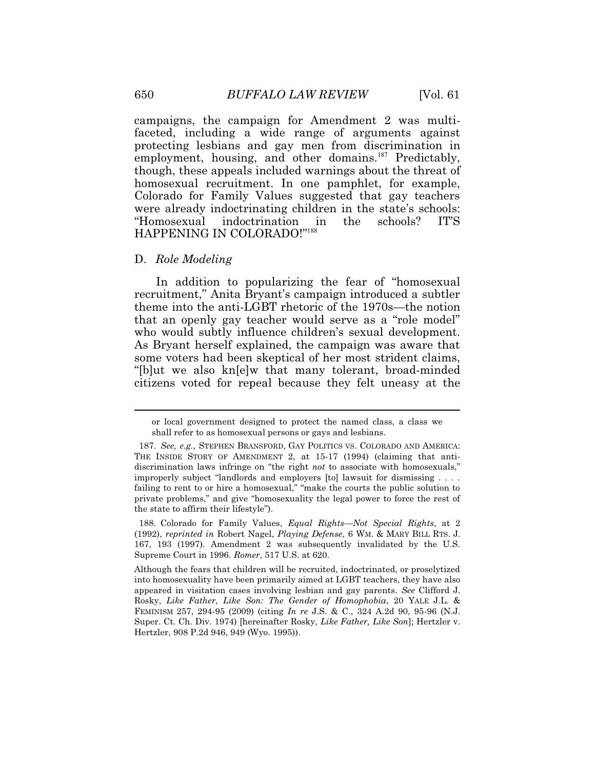campaigns, the campaign for Amendment 2 was multi-faceted, including a wide range of arguments against protecting lesbians and gay men from discrimination in employment, housing, and other domains.[187] Predictably, though, these appeals included warnings about the threat of homosexual recruitment. In one pamphlet, for example, Colorado for Family Values suggested that gay teachers were already indoctrinating children in the state's schools: "Homosexual indoctrination in the schools? IT'S HAPPENING IN COLORADO!"[188]

### D. *Role Modeling*

In addition to popularizing the fear of "homosexual recruitment," Anita Bryant's campaign introduced a subtler theme into the anti-LGBT rhetoric of the 1970s—the notion that an openly gay teacher would serve as a "role model" who would subtly influence children's sexual development. As Bryant herself explained, the campaign was aware that some voters had been skeptical of her most strident claims, "[b]ut we also kn[e]w that many tolerant, broad-minded citizens voted for repeal because they felt uneasy at the

---

or local government designed to protect the named class, a class we shall refer to as homosexual persons or gays and lesbians.

187. *See, e.g.*, STEPHEN BRANSFORD, GAY POLITICS VS. COLORADO AND AMERICA: THE INSIDE STORY OF AMENDMENT 2, at 15-17 (1994) (claiming that anti-discrimination laws infringe on "the right *not* to associate with homosexuals," improperly subject "landlords and employers [to] lawsuit for dismissing . . . . failing to rent to or hire a homosexual," "make the courts the public solution to private problems," and give "homosexuality the legal power to force the rest of the state to affirm their lifestyle").

188. Colorado for Family Values, *Equal Rights—Not Special Rights*, at 2 (1992), *reprinted in* Robert Nagel, *Playing Defense*, 6 WM. & MARY BILL RTS. J. 167, 193 (1997). Amendment 2 was subsequently invalidated by the U.S. Supreme Court in 1996. *Romer*, 517 U.S. at 620.

Although the fears that children will be recruited, indoctrinated, or proselytized into homosexuality have been primarily aimed at LGBT teachers, they have also appeared in visitation cases involving lesbian and gay parents. *See* Clifford J. Rosky, *Like Father, Like Son: The Gender of Homophobia*, 20 YALE J.L. & FEMINISM 257, 294-95 (2009) (citing *In re* J.S. & C., 324 A.2d 90, 95-96 (N.J. Super. Ct. Ch. Div. 1974) [hereinafter Rosky, *Like Father, Like Son*]; Hertzler v. Hertzler, 908 P.2d 946, 949 (Wyo. 1995)).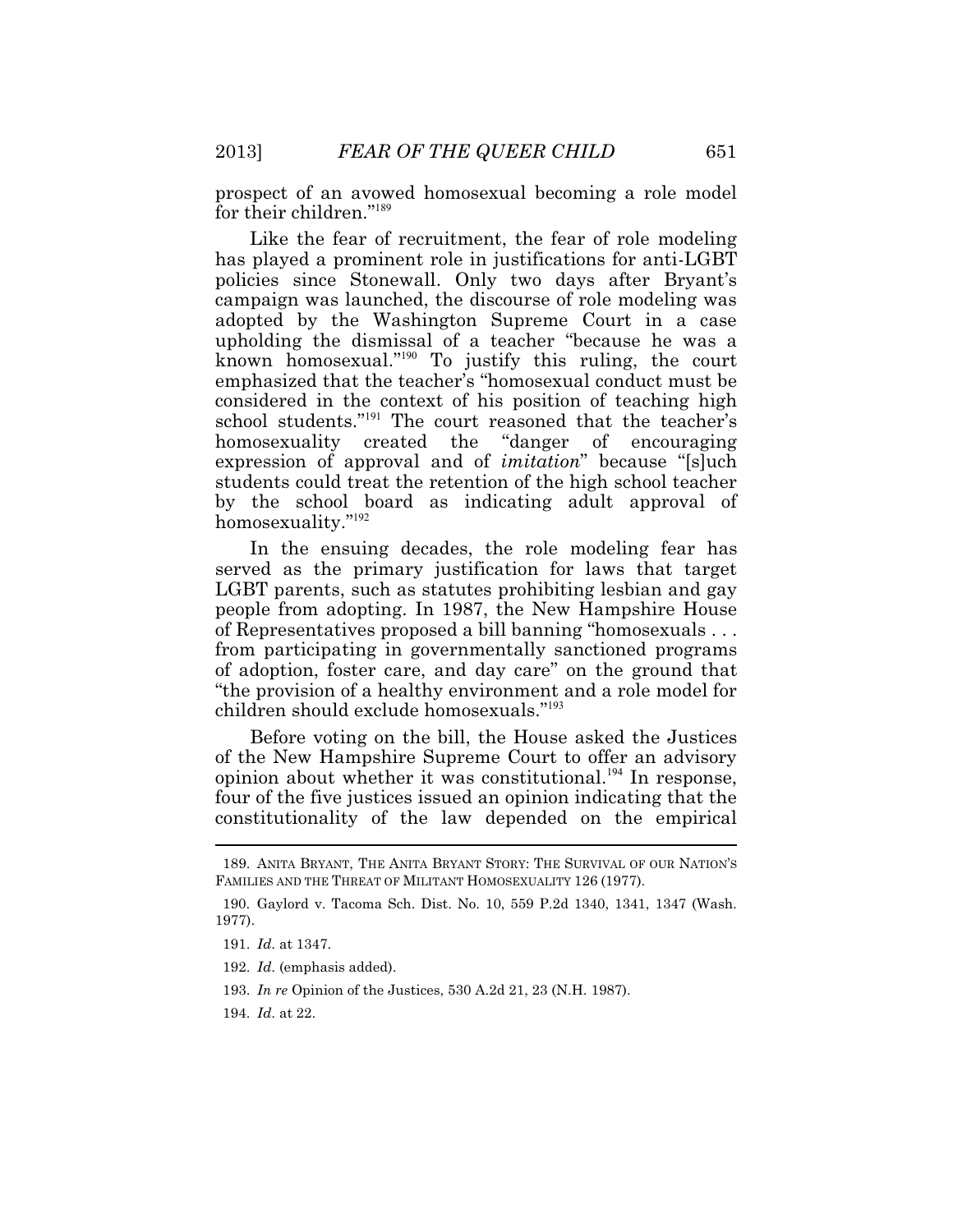prospect of an avowed homosexual becoming a role model for their children."[189]

Like the fear of recruitment, the fear of role modeling has played a prominent role in justifications for anti-LGBT policies since Stonewall. Only two days after Bryant's campaign was launched, the discourse of role modeling was adopted by the Washington Supreme Court in a case upholding the dismissal of a teacher "because he was a known homosexual."[190] To justify this ruling, the court emphasized that the teacher's "homosexual conduct must be considered in the context of his position of teaching high school students."[191] The court reasoned that the teacher's homosexuality created the "danger of encouraging expression of approval and of *imitation*" because "[s]uch students could treat the retention of the high school teacher by the school board as indicating adult approval of homosexuality."[192]

In the ensuing decades, the role modeling fear has served as the primary justification for laws that target LGBT parents, such as statutes prohibiting lesbian and gay people from adopting. In 1987, the New Hampshire House of Representatives proposed a bill banning "homosexuals . . . from participating in governmentally sanctioned programs of adoption, foster care, and day care" on the ground that "the provision of a healthy environment and a role model for children should exclude homosexuals."[193]

Before voting on the bill, the House asked the Justices of the New Hampshire Supreme Court to offer an advisory opinion about whether it was constitutional.[194] In response, four of the five justices issued an opinion indicating that the constitutionality of the law depended on the empirical

---

189. ANITA BRYANT, THE ANITA BRYANT STORY: THE SURVIVAL OF OUR NATION'S FAMILIES AND THE THREAT OF MILITANT HOMOSEXUALITY 126 (1977).

190. Gaylord v. Tacoma Sch. Dist. No. 10, 559 P.2d 1340, 1341, 1347 (Wash. 1977).

191. *Id.* at 1347.

192. *Id.* (emphasis added).

193. *In re* Opinion of the Justices, 530 A.2d 21, 23 (N.H. 1987).

194. *Id.* at 22.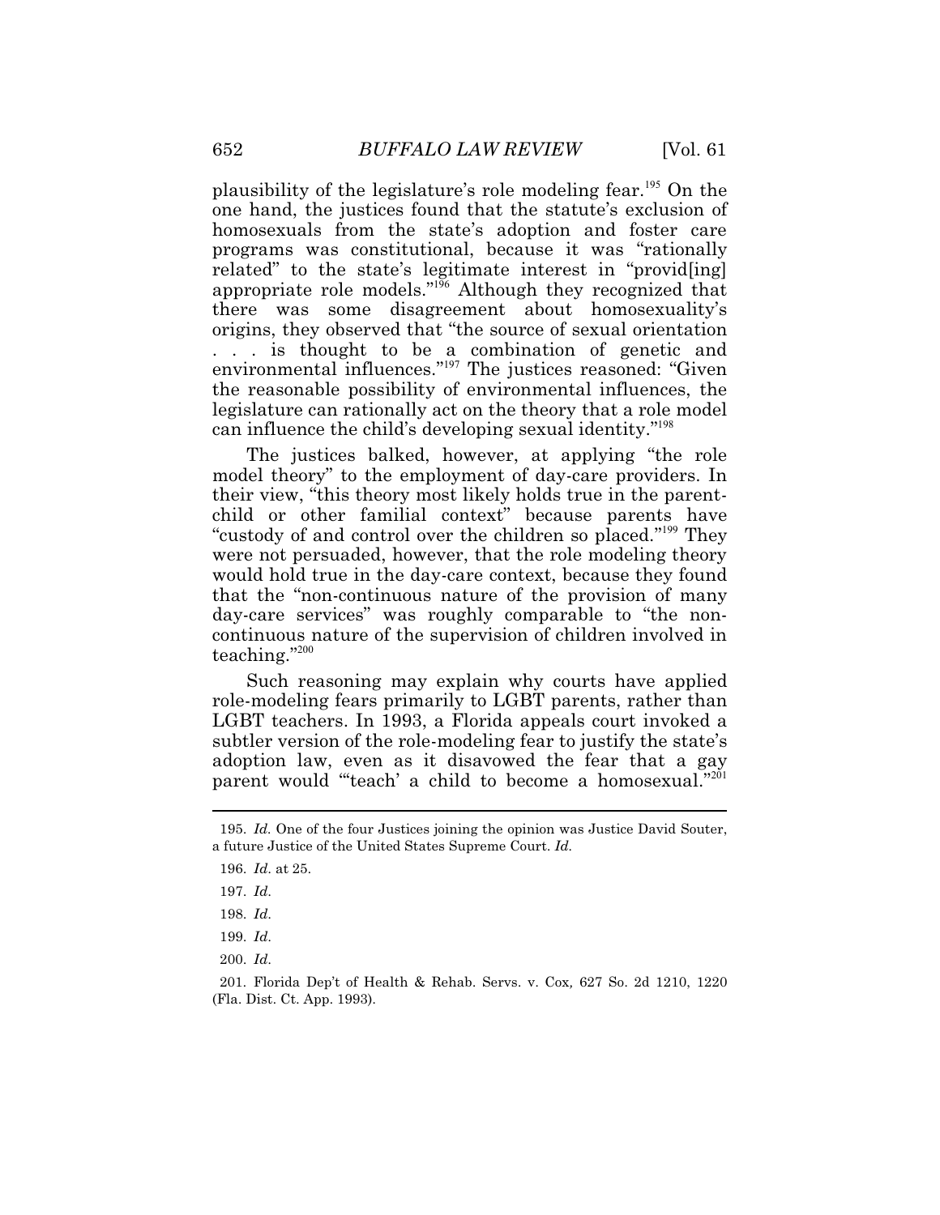plausibility of the legislature's role modeling fear.[195] On the one hand, the justices found that the statute's exclusion of homosexuals from the state's adoption and foster care programs was constitutional, because it was "rationally related" to the state's legitimate interest in "provid[ing] appropriate role models."[196] Although they recognized that there was some disagreement about homosexuality's origins, they observed that "the source of sexual orientation . . . is thought to be a combination of genetic and environmental influences."[197] The justices reasoned: "Given the reasonable possibility of environmental influences, the legislature can rationally act on the theory that a role model can influence the child's developing sexual identity."[198]

The justices balked, however, at applying "the role model theory" to the employment of day-care providers. In their view, "this theory most likely holds true in the parent-child or other familial context" because parents have "custody of and control over the children so placed."[199] They were not persuaded, however, that the role modeling theory would hold true in the day-care context, because they found that the "non-continuous nature of the provision of many day-care services" was roughly comparable to "the non-continuous nature of the supervision of children involved in teaching."[200]

Such reasoning may explain why courts have applied role-modeling fears primarily to LGBT parents, rather than LGBT teachers. In 1993, a Florida appeals court invoked a subtler version of the role-modeling fear to justify the state's adoption law, even as it disavowed the fear that a gay parent would "'teach' a child to become a homosexual."[201]

---

195. *Id.* One of the four Justices joining the opinion was Justice David Souter, a future Justice of the United States Supreme Court. *Id.*

196. *Id.* at 25.

197. *Id.*

198. *Id.*

199. *Id.*

200. *Id.*

201. Florida Dep't of Health & Rehab. Servs. v. Cox*,* 627 So. 2d 1210, 1220 (Fla. Dist. Ct. App. 1993).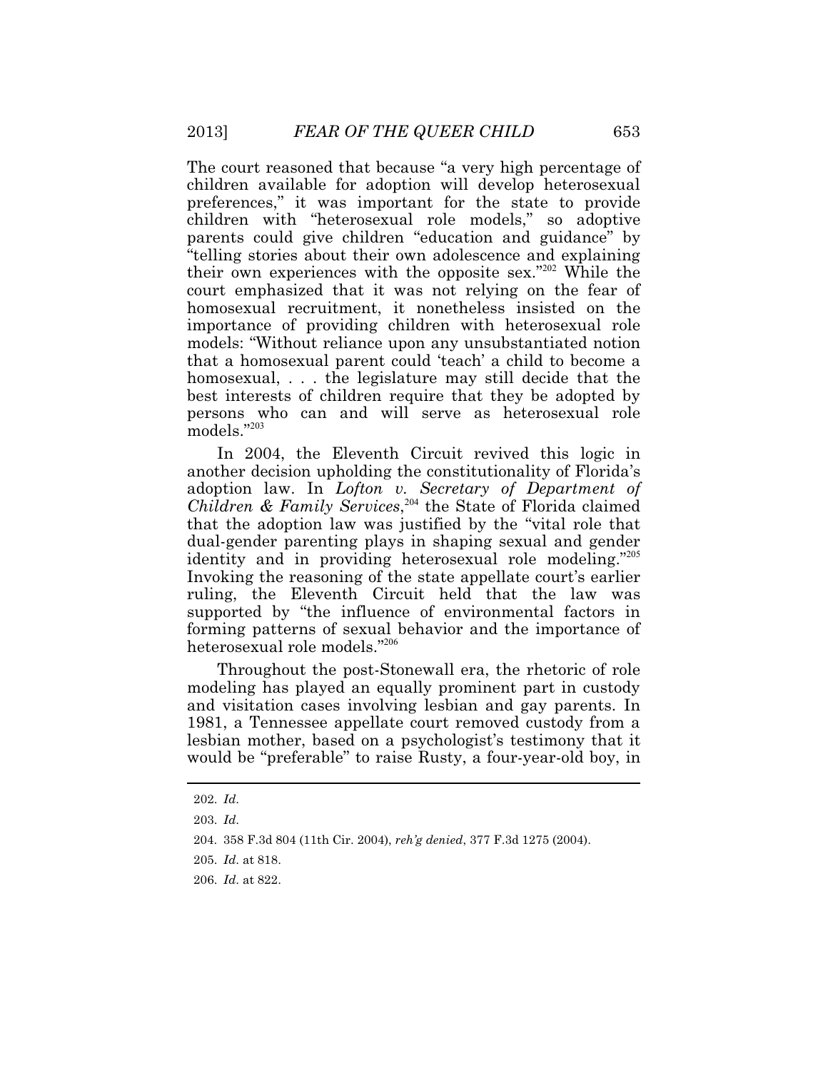The court reasoned that because "a very high percentage of children available for adoption will develop heterosexual preferences," it was important for the state to provide children with "heterosexual role models," so adoptive parents could give children "education and guidance" by "telling stories about their own adolescence and explaining their own experiences with the opposite sex."[202] While the court emphasized that it was not relying on the fear of homosexual recruitment, it nonetheless insisted on the importance of providing children with heterosexual role models: "Without reliance upon any unsubstantiated notion that a homosexual parent could 'teach' a child to become a homosexual, . . . the legislature may still decide that the best interests of children require that they be adopted by persons who can and will serve as heterosexual role models."[203]

In 2004, the Eleventh Circuit revived this logic in another decision upholding the constitutionality of Florida's adoption law. In *Lofton v. Secretary of Department of Children & Family Services*,[204] the State of Florida claimed that the adoption law was justified by the "vital role that dual-gender parenting plays in shaping sexual and gender identity and in providing heterosexual role modeling."[205] Invoking the reasoning of the state appellate court's earlier ruling, the Eleventh Circuit held that the law was supported by "the influence of environmental factors in forming patterns of sexual behavior and the importance of heterosexual role models."[206]

Throughout the post-Stonewall era, the rhetoric of role modeling has played an equally prominent part in custody and visitation cases involving lesbian and gay parents. In 1981, a Tennessee appellate court removed custody from a lesbian mother, based on a psychologist's testimony that it would be "preferable" to raise Rusty, a four-year-old boy, in

---

202. *Id.*

203. *Id.*

204. 358 F.3d 804 (11th Cir. 2004), *reh'g denied*, 377 F.3d 1275 (2004).

205. *Id.* at 818.

206. *Id.* at 822.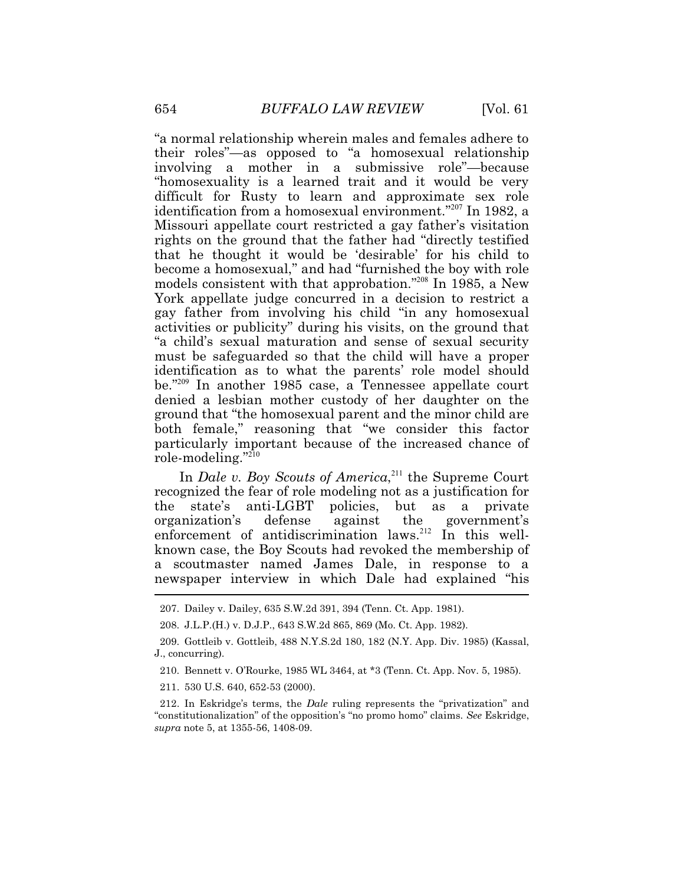"a normal relationship wherein males and females adhere to their roles"—as opposed to "a homosexual relationship involving a mother in a submissive role"—because "homosexuality is a learned trait and it would be very difficult for Rusty to learn and approximate sex role identification from a homosexual environment."[207] In 1982, a Missouri appellate court restricted a gay father's visitation rights on the ground that the father had "directly testified that he thought it would be 'desirable' for his child to become a homosexual," and had "furnished the boy with role models consistent with that approbation."[208] In 1985, a New York appellate judge concurred in a decision to restrict a gay father from involving his child "in any homosexual activities or publicity" during his visits, on the ground that "a child's sexual maturation and sense of sexual security must be safeguarded so that the child will have a proper identification as to what the parents' role model should be."[209] In another 1985 case, a Tennessee appellate court denied a lesbian mother custody of her daughter on the ground that "the homosexual parent and the minor child are both female," reasoning that "we consider this factor particularly important because of the increased chance of role-modeling."[210]

In *Dale v. Boy Scouts of America*,[211] the Supreme Court recognized the fear of role modeling not as a justification for the state's anti-LGBT policies, but as a private organization's defense against the government's enforcement of antidiscrimination laws.[212] In this well-known case, the Boy Scouts had revoked the membership of a scoutmaster named James Dale, in response to a newspaper interview in which Dale had explained "his

---

207. Dailey v. Dailey, 635 S.W.2d 391, 394 (Tenn. Ct. App. 1981).

208. J.L.P.(H.) v. D.J.P., 643 S.W.2d 865, 869 (Mo. Ct. App. 1982).

209. Gottlieb v. Gottlieb, 488 N.Y.S.2d 180, 182 (N.Y. App. Div. 1985) (Kassal, J., concurring).

210. Bennett v. O'Rourke, 1985 WL 3464, at *3 (Tenn. Ct. App. Nov. 5, 1985).

211. 530 U.S. 640, 652-53 (2000).

212. In Eskridge's terms, the *Dale* ruling represents the "privatization" and "constitutionalization" of the opposition's "no promo homo" claims. *See* Eskridge, *supra* note 5, at 1355-56, 1408-09.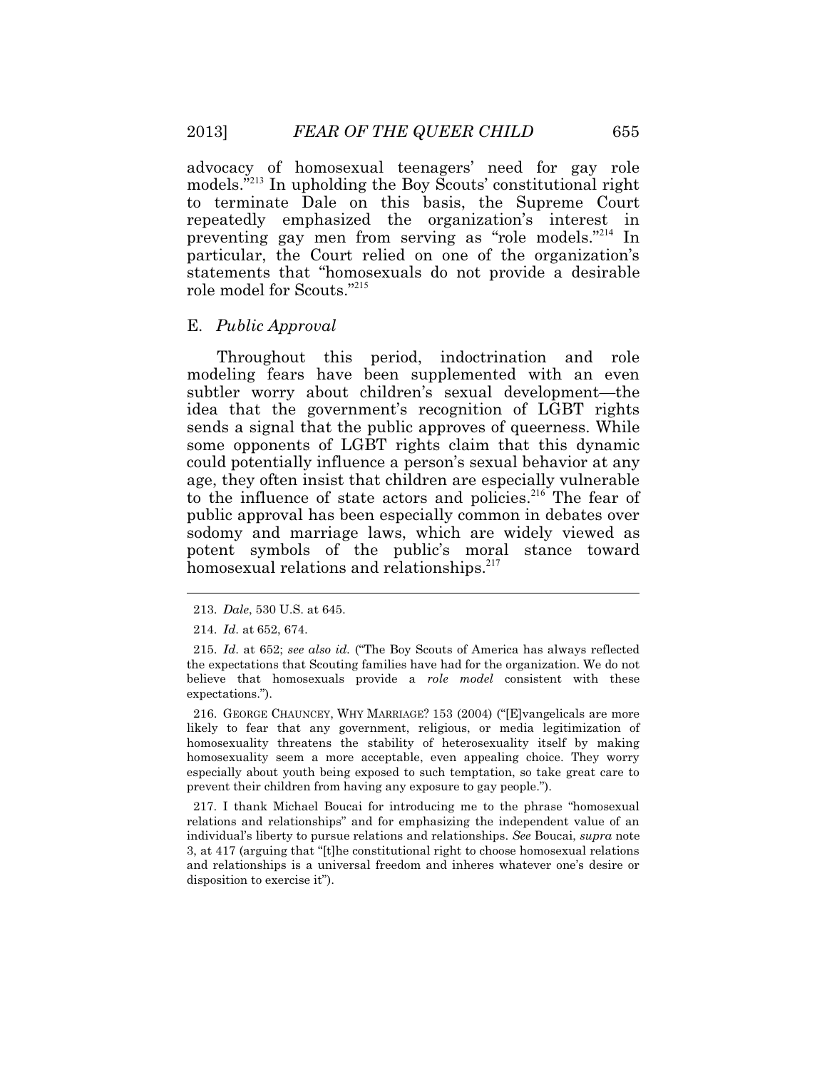advocacy of homosexual teenagers' need for gay role models."[213] In upholding the Boy Scouts' constitutional right to terminate Dale on this basis, the Supreme Court repeatedly emphasized the organization's interest in preventing gay men from serving as "role models."[214] In particular, the Court relied on one of the organization's statements that "homosexuals do not provide a desirable role model for Scouts."[215]

## E. *Public Approval*

Throughout this period, indoctrination and role modeling fears have been supplemented with an even subtler worry about children's sexual development—the idea that the government's recognition of LGBT rights sends a signal that the public approves of queerness. While some opponents of LGBT rights claim that this dynamic could potentially influence a person's sexual behavior at any age, they often insist that children are especially vulnerable to the influence of state actors and policies.[216] The fear of public approval has been especially common in debates over sodomy and marriage laws, which are widely viewed as potent symbols of the public's moral stance toward homosexual relations and relationships.[217]

---

213. *Dale*, 530 U.S. at 645.

214. *Id.* at 652, 674.

215. *Id.* at 652; *see also id.* ("The Boy Scouts of America has always reflected the expectations that Scouting families have had for the organization. We do not believe that homosexuals provide a *role model* consistent with these expectations.").

216. GEORGE CHAUNCEY, WHY MARRIAGE? 153 (2004) ("[E]vangelicals are more likely to fear that any government, religious, or media legitimization of homosexuality threatens the stability of heterosexuality itself by making homosexuality seem a more acceptable, even appealing choice. They worry especially about youth being exposed to such temptation, so take great care to prevent their children from having any exposure to gay people.").

217. I thank Michael Boucai for introducing me to the phrase "homosexual relations and relationships" and for emphasizing the independent value of an individual's liberty to pursue relations and relationships. *See* Boucai, *supra* note 3, at 417 (arguing that "[t]he constitutional right to choose homosexual relations and relationships is a universal freedom and inheres whatever one's desire or disposition to exercise it").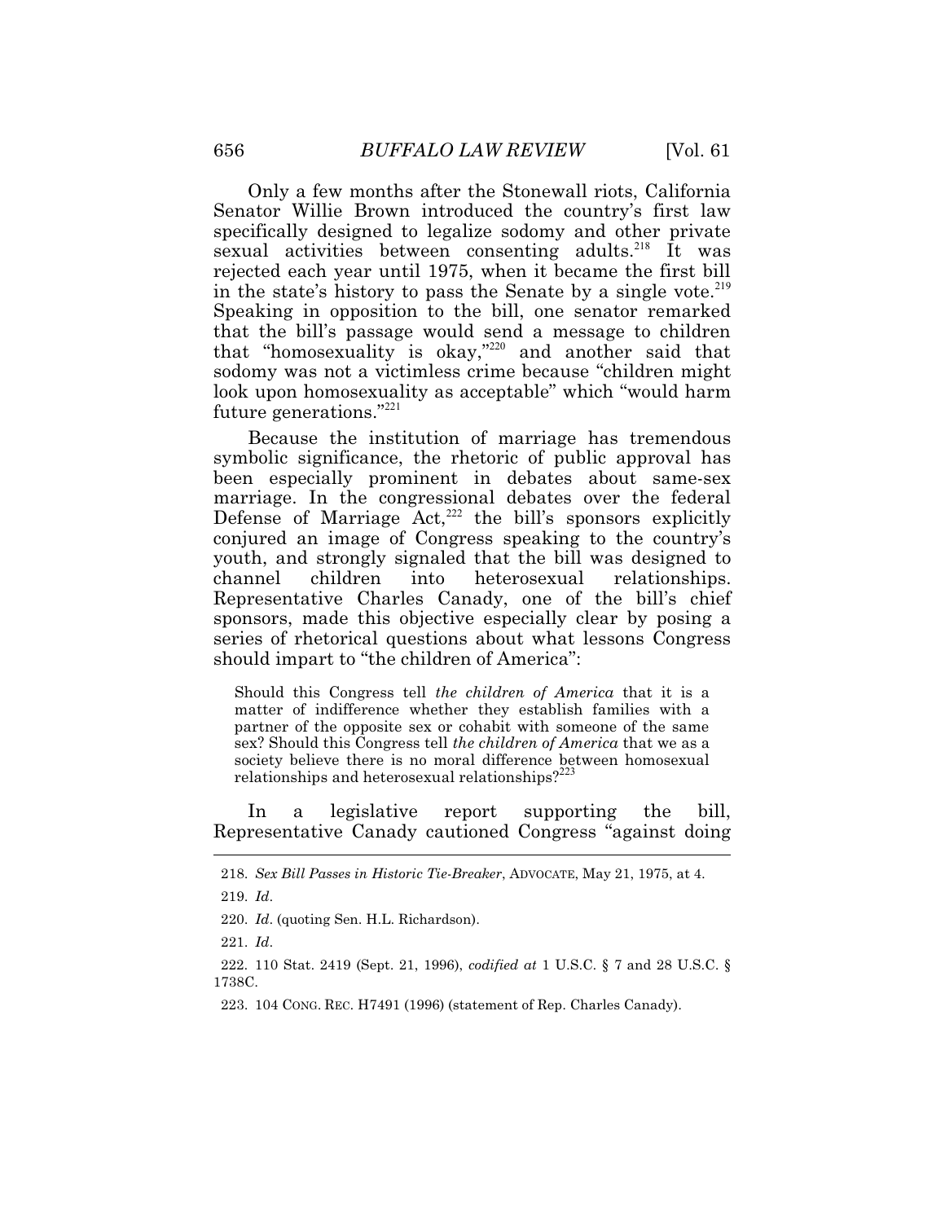Only a few months after the Stonewall riots, California Senator Willie Brown introduced the country's first law specifically designed to legalize sodomy and other private sexual activities between consenting adults.[218] It was rejected each year until 1975, when it became the first bill in the state's history to pass the Senate by a single vote.[219] Speaking in opposition to the bill, one senator remarked that the bill's passage would send a message to children that "homosexuality is okay,"[220] and another said that sodomy was not a victimless crime because "children might look upon homosexuality as acceptable" which "would harm future generations."[221]

Because the institution of marriage has tremendous symbolic significance, the rhetoric of public approval has been especially prominent in debates about same-sex marriage. In the congressional debates over the federal Defense of Marriage Act,[222] the bill's sponsors explicitly conjured an image of Congress speaking to the country's youth, and strongly signaled that the bill was designed to channel children into heterosexual relationships. Representative Charles Canady, one of the bill's chief sponsors, made this objective especially clear by posing a series of rhetorical questions about what lessons Congress should impart to "the children of America":

> Should this Congress tell *the children of America* that it is a matter of indifference whether they establish families with a partner of the opposite sex or cohabit with someone of the same sex? Should this Congress tell *the children of America* that we as a society believe there is no moral difference between homosexual relationships and heterosexual relationships?[223]

In a legislative report supporting the bill, Representative Canady cautioned Congress "against doing

---

218. *Sex Bill Passes in Historic Tie-Breaker*, ADVOCATE, May 21, 1975, at 4.

219. *Id*.

220. *Id*. (quoting Sen. H.L. Richardson).

221. *Id*.

222. 110 Stat. 2419 (Sept. 21, 1996), *codified at* 1 U.S.C. § 7 and 28 U.S.C. § 1738C.

223. 104 CONG. REC. H7491 (1996) (statement of Rep. Charles Canady).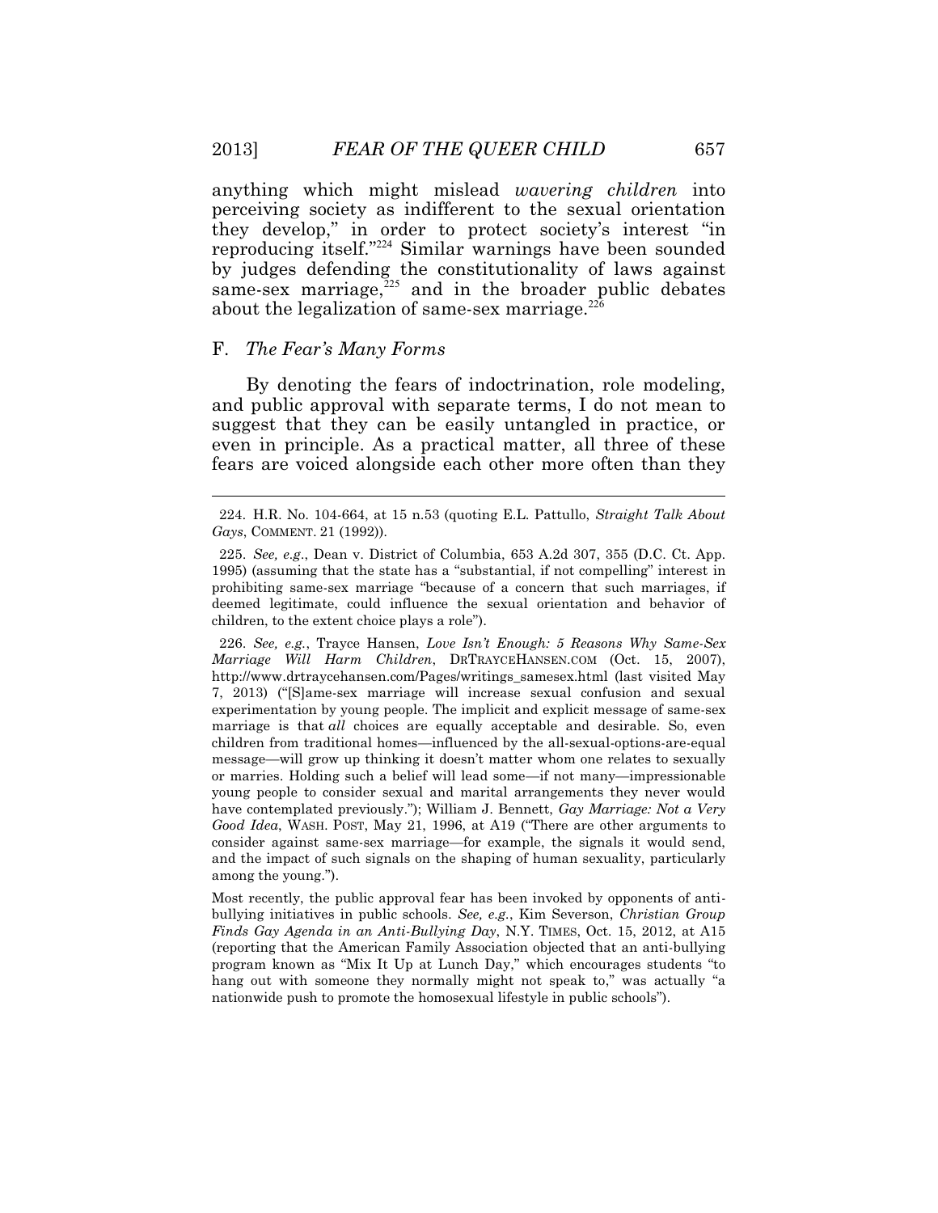anything which might mislead *wavering children* into perceiving society as indifferent to the sexual orientation they develop," in order to protect society's interest "in reproducing itself."[224] Similar warnings have been sounded by judges defending the constitutionality of laws against same-sex marriage,[225] and in the broader public debates about the legalization of same-sex marriage.[226]

### F. *The Fear's Many Forms*

By denoting the fears of indoctrination, role modeling, and public approval with separate terms, I do not mean to suggest that they can be easily untangled in practice, or even in principle. As a practical matter, all three of these fears are voiced alongside each other more often than they

---

224. H.R. No. 104-664, at 15 n.53 (quoting E.L. Pattullo, *Straight Talk About Gays*, COMMENT. 21 (1992)).

225. *See, e.g.*, Dean v. District of Columbia, 653 A.2d 307, 355 (D.C. Ct. App. 1995) (assuming that the state has a "substantial, if not compelling" interest in prohibiting same-sex marriage "because of a concern that such marriages, if deemed legitimate, could influence the sexual orientation and behavior of children, to the extent choice plays a role").

226. *See, e.g.*, Trayce Hansen, *Love Isn't Enough: 5 Reasons Why Same-Sex Marriage Will Harm Children*, DRTRAYCEHANSEN.COM (Oct. 15, 2007), http://www.drtraycehansen.com/Pages/writings_samesex.html (last visited May 7, 2013) ("[S]ame-sex marriage will increase sexual confusion and sexual experimentation by young people. The implicit and explicit message of same-sex marriage is that *all* choices are equally acceptable and desirable. So, even children from traditional homes—influenced by the all-sexual-options-are-equal message—will grow up thinking it doesn't matter whom one relates to sexually or marries. Holding such a belief will lead some—if not many—impressionable young people to consider sexual and marital arrangements they never would have contemplated previously."); William J. Bennett, *Gay Marriage: Not a Very Good Idea*, WASH. POST, May 21, 1996, at A19 ("There are other arguments to consider against same-sex marriage—for example, the signals it would send, and the impact of such signals on the shaping of human sexuality, particularly among the young.").

Most recently, the public approval fear has been invoked by opponents of anti-bullying initiatives in public schools. *See, e.g.*, Kim Severson, *Christian Group Finds Gay Agenda in an Anti-Bullying Day*, N.Y. TIMES, Oct. 15, 2012, at A15 (reporting that the American Family Association objected that an anti-bullying program known as "Mix It Up at Lunch Day," which encourages students "to hang out with someone they normally might not speak to," was actually "a nationwide push to promote the homosexual lifestyle in public schools").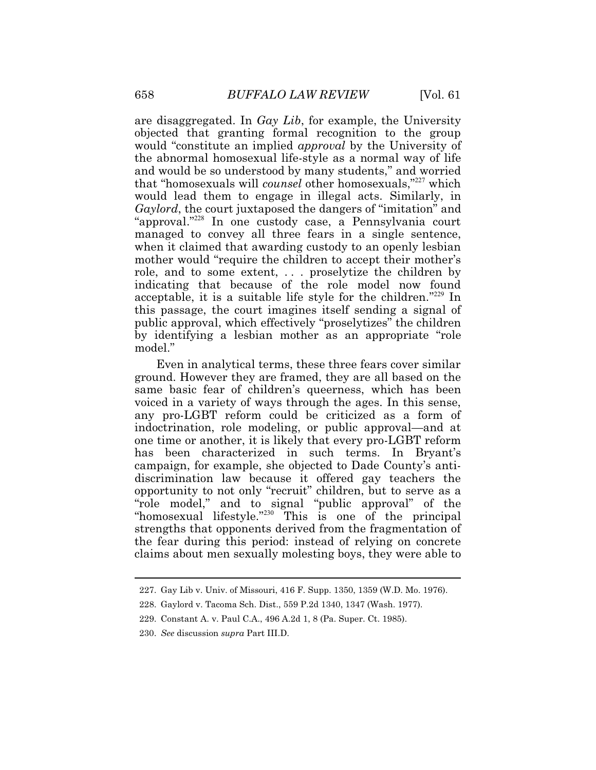are disaggregated. In *Gay Lib*, for example, the University objected that granting formal recognition to the group would "constitute an implied *approval* by the University of the abnormal homosexual life-style as a normal way of life and would be so understood by many students," and worried that "homosexuals will *counsel* other homosexuals,"[227] which would lead them to engage in illegal acts. Similarly, in *Gaylord*, the court juxtaposed the dangers of "imitation" and "approval."[228] In one custody case, a Pennsylvania court managed to convey all three fears in a single sentence, when it claimed that awarding custody to an openly lesbian mother would "require the children to accept their mother's role, and to some extent, . . . proselytize the children by indicating that because of the role model now found acceptable, it is a suitable life style for the children."[229] In this passage, the court imagines itself sending a signal of public approval, which effectively "proselytizes" the children by identifying a lesbian mother as an appropriate "role model."

Even in analytical terms, these three fears cover similar ground. However they are framed, they are all based on the same basic fear of children's queerness, which has been voiced in a variety of ways through the ages. In this sense, any pro-LGBT reform could be criticized as a form of indoctrination, role modeling, or public approval—and at one time or another, it is likely that every pro-LGBT reform has been characterized in such terms. In Bryant's campaign, for example, she objected to Dade County's anti-discrimination law because it offered gay teachers the opportunity to not only "recruit" children, but to serve as a "role model," and to signal "public approval" of the "homosexual lifestyle."[230] This is one of the principal strengths that opponents derived from the fragmentation of the fear during this period: instead of relying on concrete claims about men sexually molesting boys, they were able to

227. Gay Lib v. Univ. of Missouri, 416 F. Supp. 1350, 1359 (W.D. Mo. 1976).

228. Gaylord v. Tacoma Sch. Dist., 559 P.2d 1340, 1347 (Wash. 1977).

229. Constant A. v. Paul C.A., 496 A.2d 1, 8 (Pa. Super. Ct. 1985).

230. *See* discussion *supra* Part III.D.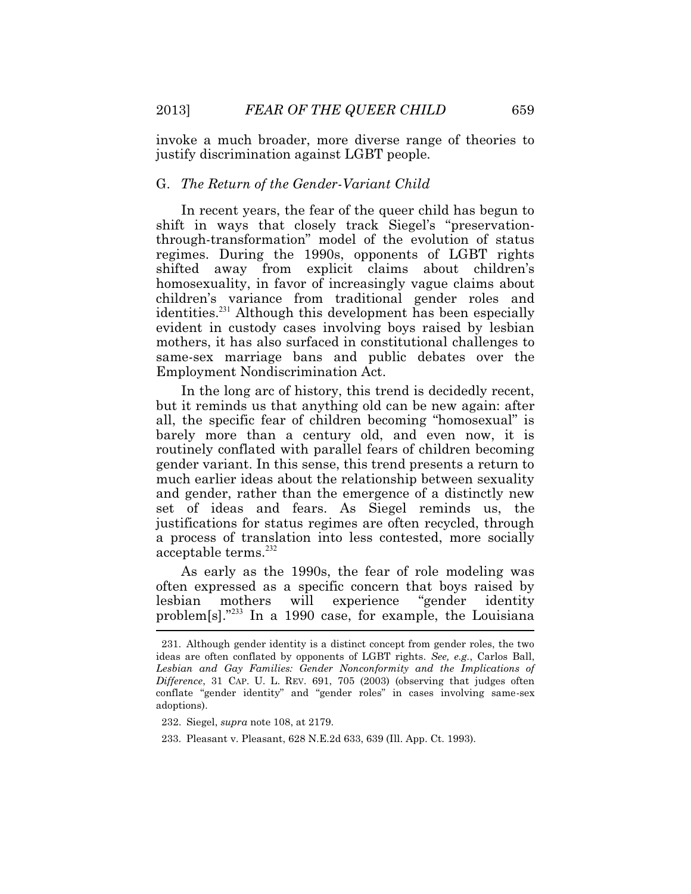invoke a much broader, more diverse range of theories to justify discrimination against LGBT people.

### G. *The Return of the Gender-Variant Child*

In recent years, the fear of the queer child has begun to shift in ways that closely track Siegel's "preservation-through-transformation" model of the evolution of status regimes. During the 1990s, opponents of LGBT rights shifted away from explicit claims about children's homosexuality, in favor of increasingly vague claims about children's variance from traditional gender roles and identities.[231] Although this development has been especially evident in custody cases involving boys raised by lesbian mothers, it has also surfaced in constitutional challenges to same-sex marriage bans and public debates over the Employment Nondiscrimination Act.

In the long arc of history, this trend is decidedly recent, but it reminds us that anything old can be new again: after all, the specific fear of children becoming "homosexual" is barely more than a century old, and even now, it is routinely conflated with parallel fears of children becoming gender variant. In this sense, this trend presents a return to much earlier ideas about the relationship between sexuality and gender, rather than the emergence of a distinctly new set of ideas and fears. As Siegel reminds us, the justifications for status regimes are often recycled, through a process of translation into less contested, more socially acceptable terms.[232]

As early as the 1990s, the fear of role modeling was often expressed as a specific concern that boys raised by lesbian mothers will experience "gender identity problem[s]."[233] In a 1990 case, for example, the Louisiana

---

231. Although gender identity is a distinct concept from gender roles, the two ideas are often conflated by opponents of LGBT rights. *See, e.g.*, Carlos Ball, *Lesbian and Gay Families: Gender Nonconformity and the Implications of Difference*, 31 CAP. U. L. REV. 691, 705 (2003) (observing that judges often conflate "gender identity" and "gender roles" in cases involving same-sex adoptions).

232. Siegel, *supra* note 108, at 2179.

233. Pleasant v. Pleasant, 628 N.E.2d 633, 639 (Ill. App. Ct. 1993).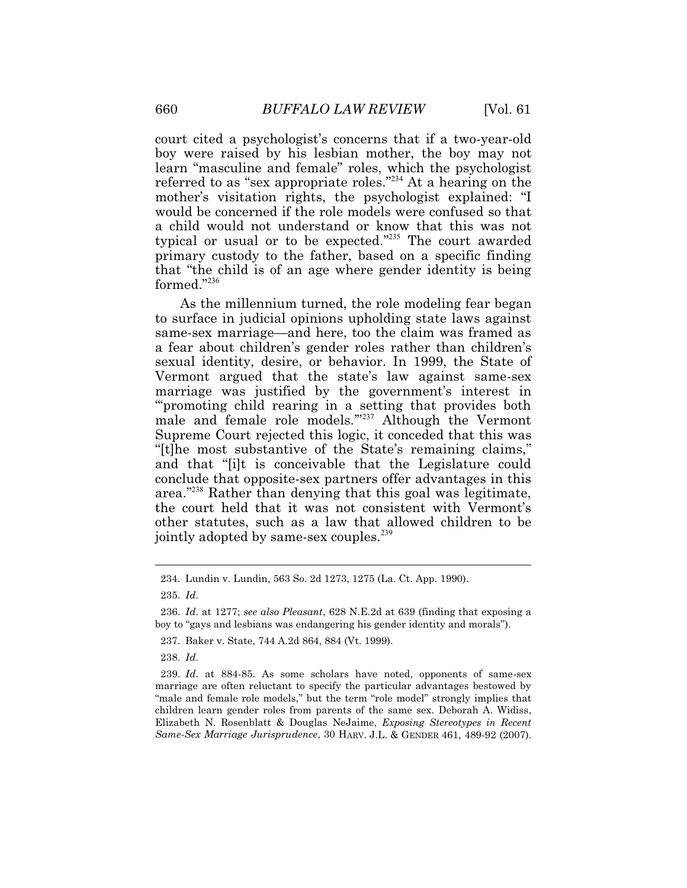court cited a psychologist's concerns that if a two-year-old boy were raised by his lesbian mother, the boy may not learn "masculine and female" roles, which the psychologist referred to as "sex appropriate roles."[234] At a hearing on the mother's visitation rights, the psychologist explained: "I would be concerned if the role models were confused so that a child would not understand or know that this was not typical or usual or to be expected."[235] The court awarded primary custody to the father, based on a specific finding that "the child is of an age where gender identity is being formed."[236]

As the millennium turned, the role modeling fear began to surface in judicial opinions upholding state laws against same-sex marriage—and here, too the claim was framed as a fear about children's gender roles rather than children's sexual identity, desire, or behavior. In 1999, the State of Vermont argued that the state's law against same-sex marriage was justified by the government's interest in "'promoting child rearing in a setting that provides both male and female role models.'"[237] Although the Vermont Supreme Court rejected this logic, it conceded that this was "[t]he most substantive of the State's remaining claims," and that "[i]t is conceivable that the Legislature could conclude that opposite-sex partners offer advantages in this area."[238] Rather than denying that this goal was legitimate, the court held that it was not consistent with Vermont's other statutes, such as a law that allowed children to be jointly adopted by same-sex couples.[239]

---

234. Lundin v. Lundin, 563 So. 2d 1273, 1275 (La. Ct. App. 1990).

235. *Id.*

236. *Id.* at 1277; *see also Pleasant*, 628 N.E.2d at 639 (finding that exposing a boy to "gays and lesbians was endangering his gender identity and morals").

237. Baker v. State, 744 A.2d 864, 884 (Vt. 1999).

238. *Id.*

239. *Id.* at 884-85. As some scholars have noted, opponents of same-sex marriage are often reluctant to specify the particular advantages bestowed by "male and female role models," but the term "role model" strongly implies that children learn gender roles from parents of the same sex. Deborah A. Widiss, Elizabeth N. Rosenblatt & Douglas NeJaime, *Exposing Stereotypes in Recent Same-Sex Marriage Jurisprudence*, 30 HARV. J.L. & GENDER 461, 489-92 (2007).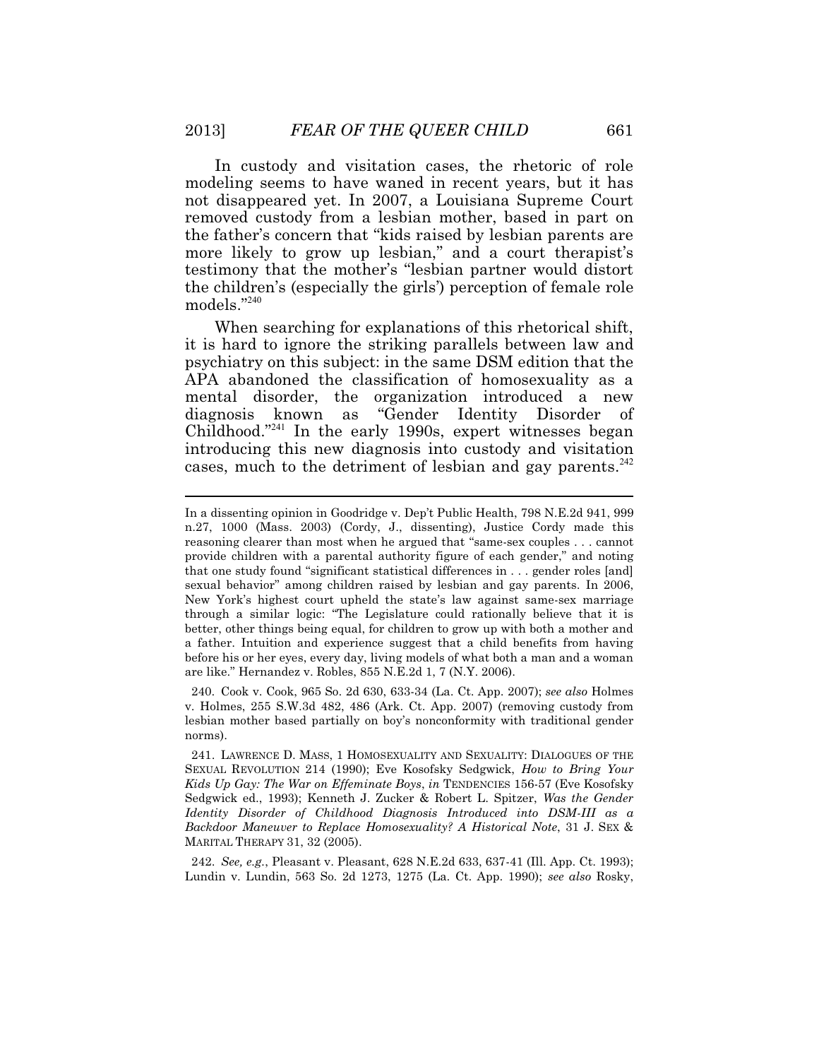In custody and visitation cases, the rhetoric of role modeling seems to have waned in recent years, but it has not disappeared yet. In 2007, a Louisiana Supreme Court removed custody from a lesbian mother, based in part on the father's concern that "kids raised by lesbian parents are more likely to grow up lesbian," and a court therapist's testimony that the mother's "lesbian partner would distort the children's (especially the girls') perception of female role models."[240]

When searching for explanations of this rhetorical shift, it is hard to ignore the striking parallels between law and psychiatry on this subject: in the same DSM edition that the APA abandoned the classification of homosexuality as a mental disorder, the organization introduced a new diagnosis known as "Gender Identity Disorder of Childhood."[241] In the early 1990s, expert witnesses began introducing this new diagnosis into custody and visitation cases, much to the detriment of lesbian and gay parents.[242]

---

In a dissenting opinion in Goodridge v. Dep't Public Health, 798 N.E.2d 941, 999 n.27, 1000 (Mass. 2003) (Cordy, J., dissenting), Justice Cordy made this reasoning clearer than most when he argued that "same-sex couples . . . cannot provide children with a parental authority figure of each gender," and noting that one study found "significant statistical differences in . . . gender roles [and] sexual behavior" among children raised by lesbian and gay parents. In 2006, New York's highest court upheld the state's law against same-sex marriage through a similar logic: "The Legislature could rationally believe that it is better, other things being equal, for children to grow up with both a mother and a father. Intuition and experience suggest that a child benefits from having before his or her eyes, every day, living models of what both a man and a woman are like." Hernandez v. Robles, 855 N.E.2d 1, 7 (N.Y. 2006).

240. Cook v. Cook, 965 So. 2d 630, 633-34 (La. Ct. App. 2007); *see also* Holmes v. Holmes, 255 S.W.3d 482, 486 (Ark. Ct. App. 2007) (removing custody from lesbian mother based partially on boy's nonconformity with traditional gender norms).

241. LAWRENCE D. MASS, 1 HOMOSEXUALITY AND SEXUALITY: DIALOGUES OF THE SEXUAL REVOLUTION 214 (1990); Eve Kosofsky Sedgwick, *How to Bring Your Kids Up Gay: The War on Effeminate Boys*, *in* TENDENCIES 156-57 (Eve Kosofsky Sedgwick ed., 1993); Kenneth J. Zucker & Robert L. Spitzer, *Was the Gender Identity Disorder of Childhood Diagnosis Introduced into DSM-III as a Backdoor Maneuver to Replace Homosexuality? A Historical Note*, 31 J. SEX & MARITAL THERAPY 31, 32 (2005).

242. *See, e.g.*, Pleasant v. Pleasant, 628 N.E.2d 633, 637-41 (Ill. App. Ct. 1993); Lundin v. Lundin, 563 So. 2d 1273, 1275 (La. Ct. App. 1990); *see also* Rosky,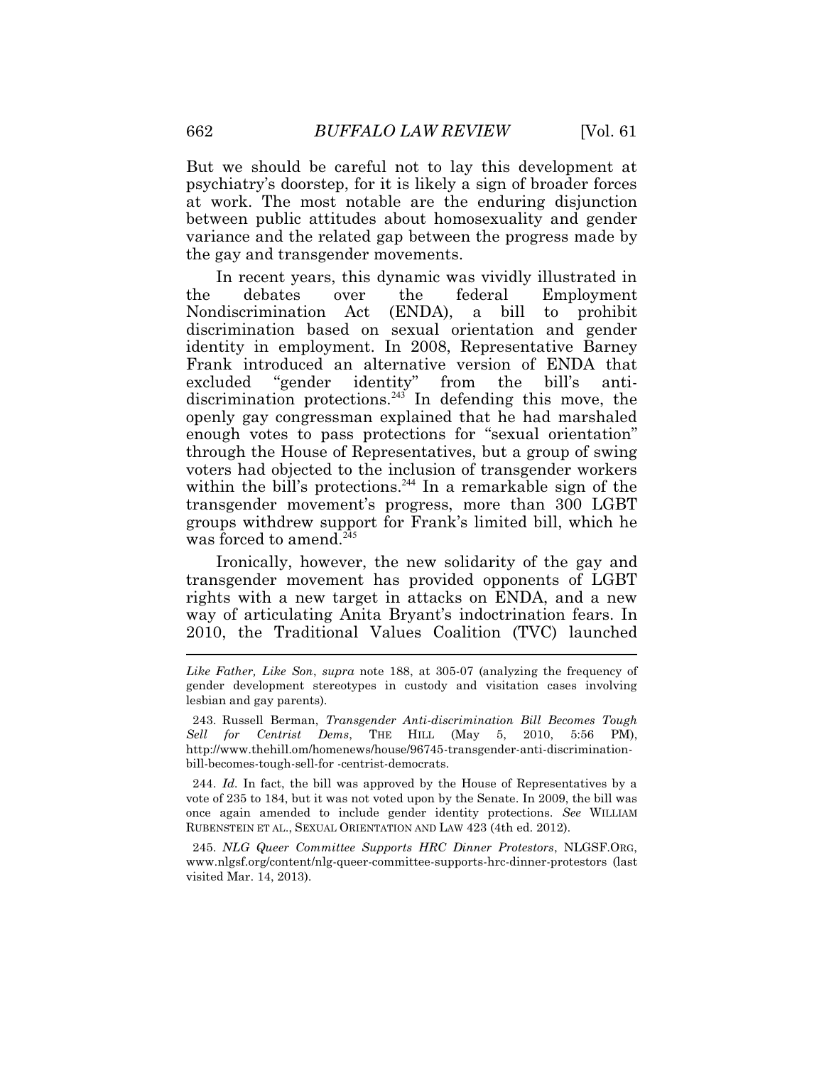But we should be careful not to lay this development at psychiatry's doorstep, for it is likely a sign of broader forces at work. The most notable are the enduring disjunction between public attitudes about homosexuality and gender variance and the related gap between the progress made by the gay and transgender movements.

In recent years, this dynamic was vividly illustrated in the debates over the federal Employment Nondiscrimination Act (ENDA), a bill to prohibit discrimination based on sexual orientation and gender identity in employment. In 2008, Representative Barney Frank introduced an alternative version of ENDA that excluded "gender identity" from the bill's anti-discrimination protections.[243] In defending this move, the openly gay congressman explained that he had marshaled enough votes to pass protections for "sexual orientation" through the House of Representatives, but a group of swing voters had objected to the inclusion of transgender workers within the bill's protections.[244] In a remarkable sign of the transgender movement's progress, more than 300 LGBT groups withdrew support for Frank's limited bill, which he was forced to amend.[245]

Ironically, however, the new solidarity of the gay and transgender movement has provided opponents of LGBT rights with a new target in attacks on ENDA, and a new way of articulating Anita Bryant's indoctrination fears. In 2010, the Traditional Values Coalition (TVC) launched

---

*Like Father, Like Son*, *supra* note 188, at 305-07 (analyzing the frequency of gender development stereotypes in custody and visitation cases involving lesbian and gay parents).

243. Russell Berman, *Transgender Anti-discrimination Bill Becomes Tough Sell for Centrist Dems*, THE HILL (May 5, 2010, 5:56 PM), http://www.thehill.om/homenews/house/96745-transgender-anti-discrimination-bill-becomes-tough-sell-for -centrist-democrats.

244. *Id.* In fact, the bill was approved by the House of Representatives by a vote of 235 to 184, but it was not voted upon by the Senate. In 2009, the bill was once again amended to include gender identity protections. *See* WILLIAM RUBENSTEIN ET AL., SEXUAL ORIENTATION AND LAW 423 (4th ed. 2012).

245. *NLG Queer Committee Supports HRC Dinner Protestors*, NLGSF.ORG, www.nlgsf.org/content/nlg-queer-committee-supports-hrc-dinner-protestors (last visited Mar. 14, 2013).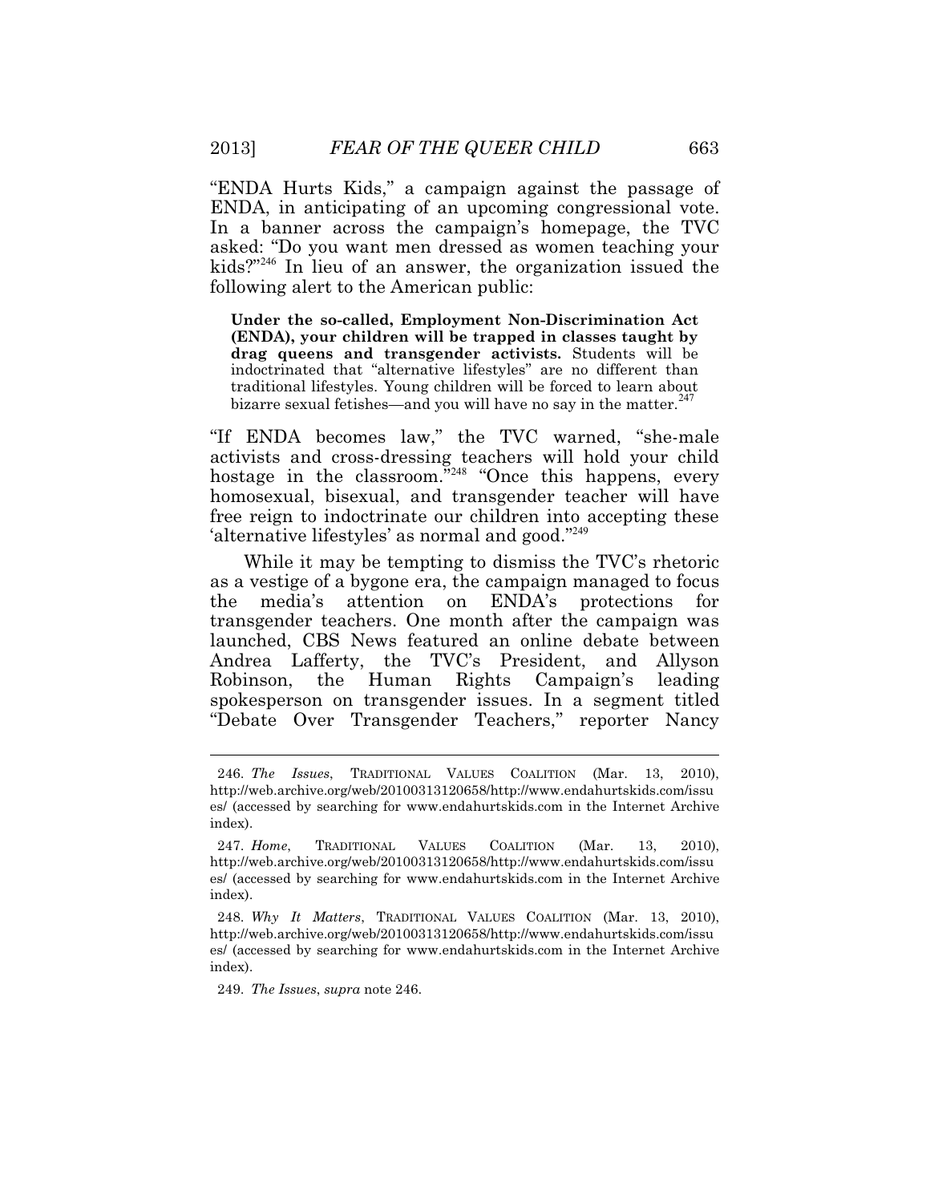"ENDA Hurts Kids," a campaign against the passage of ENDA, in anticipating of an upcoming congressional vote. In a banner across the campaign's homepage, the TVC asked: "Do you want men dressed as women teaching your kids?"[246] In lieu of an answer, the organization issued the following alert to the American public:

> **Under the so-called, Employment Non-Discrimination Act (ENDA), your children will be trapped in classes taught by drag queens and transgender activists.** Students will be indoctrinated that "alternative lifestyles" are no different than traditional lifestyles. Young children will be forced to learn about bizarre sexual fetishes—and you will have no say in the matter.[247]

"If ENDA becomes law," the TVC warned, "she-male activists and cross-dressing teachers will hold your child hostage in the classroom."[248] "Once this happens, every homosexual, bisexual, and transgender teacher will have free reign to indoctrinate our children into accepting these 'alternative lifestyles' as normal and good."[249]

While it may be tempting to dismiss the TVC's rhetoric as a vestige of a bygone era, the campaign managed to focus the media's attention on ENDA's protections for transgender teachers. One month after the campaign was launched, CBS News featured an online debate between Andrea Lafferty, the TVC's President, and Allyson Robinson, the Human Rights Campaign's leading spokesperson on transgender issues. In a segment titled "Debate Over Transgender Teachers," reporter Nancy

---

246. *The Issues*, TRADITIONAL VALUES COALITION (Mar. 13, 2010), http://web.archive.org/web/20100313120658/http://www.endahurtskids.com/issues/ (accessed by searching for www.endahurtskids.com in the Internet Archive index).

247. *Home*, TRADITIONAL VALUES COALITION (Mar. 13, 2010), http://web.archive.org/web/20100313120658/http://www.endahurtskids.com/issues/ (accessed by searching for www.endahurtskids.com in the Internet Archive index).

248. *Why It Matters*, TRADITIONAL VALUES COALITION (Mar. 13, 2010), http://web.archive.org/web/20100313120658/http://www.endahurtskids.com/issues/ (accessed by searching for www.endahurtskids.com in the Internet Archive index).

249. *The Issues*, *supra* note 246.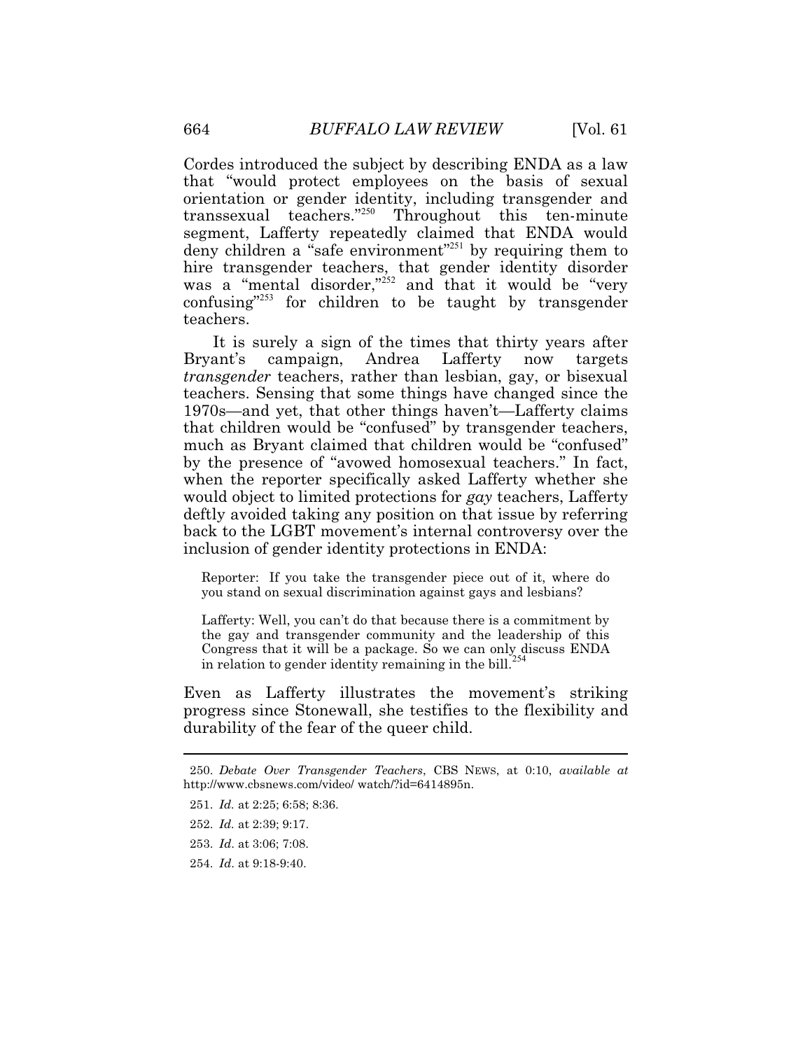Cordes introduced the subject by describing ENDA as a law that "would protect employees on the basis of sexual orientation or gender identity, including transgender and transsexual teachers."[250] Throughout this ten-minute segment, Lafferty repeatedly claimed that ENDA would deny children a "safe environment"[251] by requiring them to hire transgender teachers, that gender identity disorder was a "mental disorder,"[252] and that it would be "very confusing"[253] for children to be taught by transgender teachers.

It is surely a sign of the times that thirty years after Bryant's campaign, Andrea Lafferty now targets *transgender* teachers, rather than lesbian, gay, or bisexual teachers. Sensing that some things have changed since the 1970s—and yet, that other things haven't—Lafferty claims that children would be "confused" by transgender teachers, much as Bryant claimed that children would be "confused" by the presence of "avowed homosexual teachers." In fact, when the reporter specifically asked Lafferty whether she would object to limited protections for *gay* teachers, Lafferty deftly avoided taking any position on that issue by referring back to the LGBT movement's internal controversy over the inclusion of gender identity protections in ENDA:

> Reporter: If you take the transgender piece out of it, where do you stand on sexual discrimination against gays and lesbians?
>
> Lafferty: Well, you can't do that because there is a commitment by the gay and transgender community and the leadership of this Congress that it will be a package. So we can only discuss ENDA in relation to gender identity remaining in the bill.[254]

Even as Lafferty illustrates the movement's striking progress since Stonewall, she testifies to the flexibility and durability of the fear of the queer child.

---

250. *Debate Over Transgender Teachers*, CBS NEWS, at 0:10, *available at* http://www.cbsnews.com/video/ watch/?id=6414895n.

251. *Id.* at 2:25; 6:58; 8:36.

252. *Id.* at 2:39; 9:17.

253. *Id.* at 3:06; 7:08.

254. *Id.* at 9:18-9:40.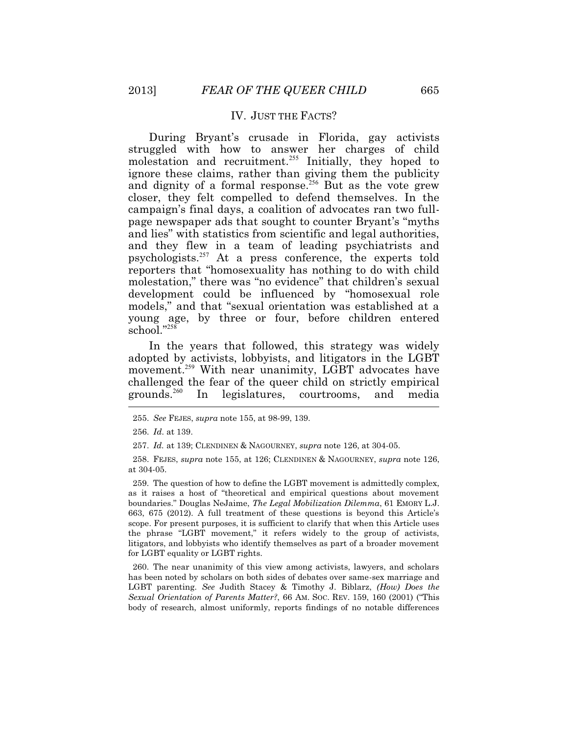## IV. JUST THE FACTS?

During Bryant's crusade in Florida, gay activists struggled with how to answer her charges of child molestation and recruitment.[255] Initially, they hoped to ignore these claims, rather than giving them the publicity and dignity of a formal response.[256] But as the vote grew closer, they felt compelled to defend themselves. In the campaign's final days, a coalition of advocates ran two full-page newspaper ads that sought to counter Bryant's "myths and lies" with statistics from scientific and legal authorities, and they flew in a team of leading psychiatrists and psychologists.[257] At a press conference, the experts told reporters that "homosexuality has nothing to do with child molestation," there was "no evidence" that children's sexual development could be influenced by "homosexual role models," and that "sexual orientation was established at a young age, by three or four, before children entered school."[258]

In the years that followed, this strategy was widely adopted by activists, lobbyists, and litigators in the LGBT movement.[259] With near unanimity, LGBT advocates have challenged the fear of the queer child on strictly empirical grounds.[260] In legislatures, courtrooms, and media

---

255. *See* FEJES, *supra* note 155, at 98-99, 139.

256. *Id.* at 139.

257. *Id.* at 139; CLENDINEN & NAGOURNEY, *supra* note 126, at 304-05.

258. FEJES, *supra* note 155, at 126; CLENDINEN & NAGOURNEY, *supra* note 126, at 304-05.

259. The question of how to define the LGBT movement is admittedly complex, as it raises a host of "theoretical and empirical questions about movement boundaries." Douglas NeJaime, *The Legal Mobilization Dilemma*, 61 EMORY L.J. 663, 675 (2012). A full treatment of these questions is beyond this Article's scope. For present purposes, it is sufficient to clarify that when this Article uses the phrase "LGBT movement," it refers widely to the group of activists, litigators, and lobbyists who identify themselves as part of a broader movement for LGBT equality or LGBT rights.

260. The near unanimity of this view among activists, lawyers, and scholars has been noted by scholars on both sides of debates over same-sex marriage and LGBT parenting. *See* Judith Stacey & Timothy J. Biblarz, *(How) Does the Sexual Orientation of Parents Matter?*, 66 AM. SOC. REV. 159, 160 (2001) ("This body of research, almost uniformly, reports findings of no notable differences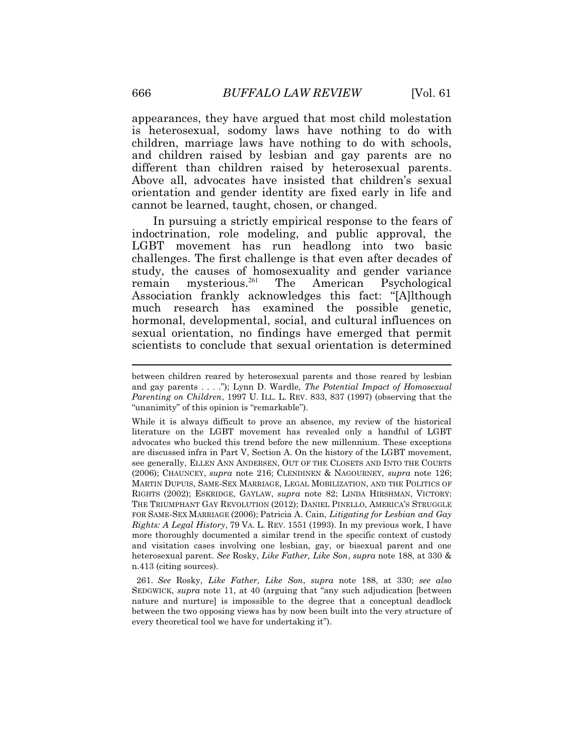appearances, they have argued that most child molestation is heterosexual, sodomy laws have nothing to do with children, marriage laws have nothing to do with schools, and children raised by lesbian and gay parents are no different than children raised by heterosexual parents. Above all, advocates have insisted that children's sexual orientation and gender identity are fixed early in life and cannot be learned, taught, chosen, or changed.

In pursuing a strictly empirical response to the fears of indoctrination, role modeling, and public approval, the LGBT movement has run headlong into two basic challenges. The first challenge is that even after decades of study, the causes of homosexuality and gender variance remain mysterious.[261] The American Psychological Association frankly acknowledges this fact: "[A]lthough much research has examined the possible genetic, hormonal, developmental, social, and cultural influences on sexual orientation, no findings have emerged that permit scientists to conclude that sexual orientation is determined

---

between children reared by heterosexual parents and those reared by lesbian and gay parents . . . ."); Lynn D. Wardle, *The Potential Impact of Homosexual Parenting on Children*, 1997 U. ILL. L. REV. 833, 837 (1997) (observing that the "unanimity" of this opinion is "remarkable").

While it is always difficult to prove an absence, my review of the historical literature on the LGBT movement has revealed only a handful of LGBT advocates who bucked this trend before the new millennium. These exceptions are discussed infra in Part V, Section A. On the history of the LGBT movement, see generally, ELLEN ANN ANDERSEN, OUT OF THE CLOSETS AND INTO THE COURTS (2006); CHAUNCEY, *supra* note 216; CLENDINEN & NAGOURNEY, *supra* note 126; MARTIN DUPUIS, SAME-SEX MARRIAGE, LEGAL MOBILIZATION, AND THE POLITICS OF RIGHTS (2002); ESKRIDGE, GAYLAW, *supra* note 82; LINDA HIRSHMAN, VICTORY: THE TRIUMPHANT GAY REVOLUTION (2012); DANIEL PINELLO, AMERICA'S STRUGGLE FOR SAME-SEX MARRIAGE (2006); Patricia A. Cain, *Litigating for Lesbian and Gay Rights: A Legal History*, 79 VA. L. REV. 1551 (1993). In my previous work, I have more thoroughly documented a similar trend in the specific context of custody and visitation cases involving one lesbian, gay, or bisexual parent and one heterosexual parent. *See* Rosky, *Like Father, Like Son*, *supra* note 188, at 330 & n.413 (citing sources).

261. *See* Rosky, *Like Father, Like Son*, *supra* note 188, at 330; *see also* SEDGWICK, *supra* note 11, at 40 (arguing that "any such adjudication [between nature and nurture] is impossible to the degree that a conceptual deadlock between the two opposing views has by now been built into the very structure of every theoretical tool we have for undertaking it").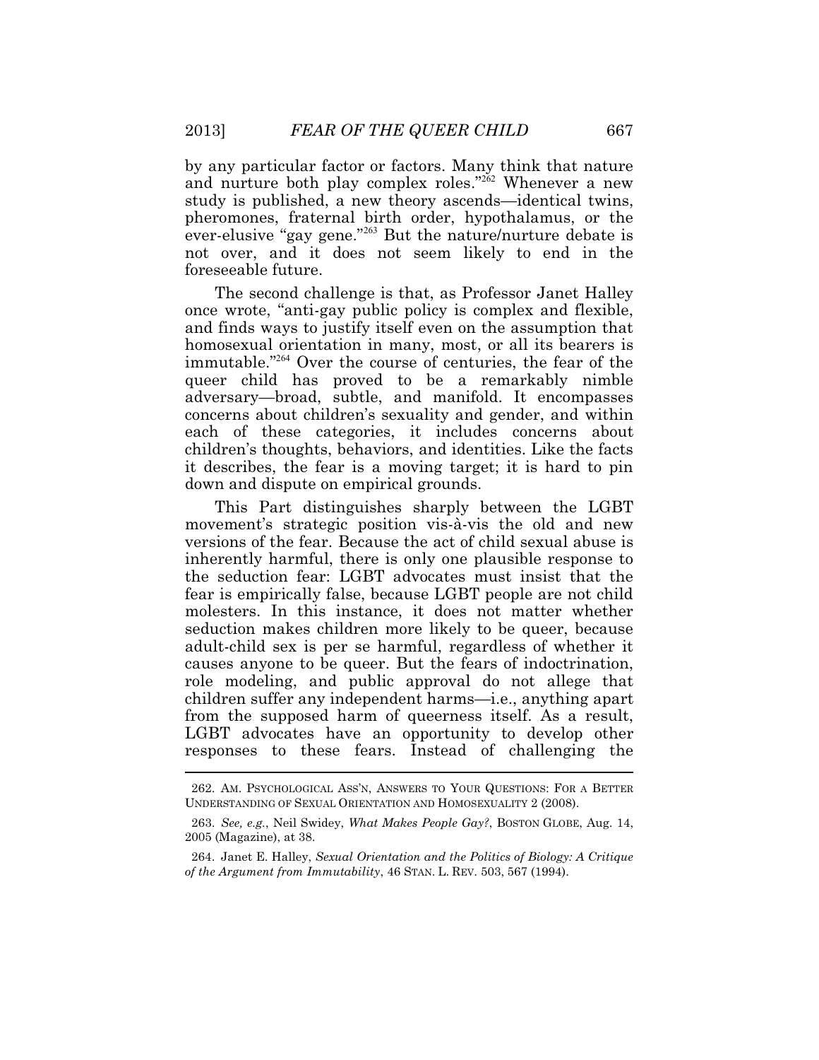by any particular factor or factors. Many think that nature and nurture both play complex roles."[262] Whenever a new study is published, a new theory ascends—identical twins, pheromones, fraternal birth order, hypothalamus, or the ever-elusive "gay gene."[263] But the nature/nurture debate is not over, and it does not seem likely to end in the foreseeable future.

The second challenge is that, as Professor Janet Halley once wrote, "anti-gay public policy is complex and flexible, and finds ways to justify itself even on the assumption that homosexual orientation in many, most, or all its bearers is immutable."[264] Over the course of centuries, the fear of the queer child has proved to be a remarkably nimble adversary—broad, subtle, and manifold. It encompasses concerns about children's sexuality and gender, and within each of these categories, it includes concerns about children's thoughts, behaviors, and identities. Like the facts it describes, the fear is a moving target; it is hard to pin down and dispute on empirical grounds.

This Part distinguishes sharply between the LGBT movement's strategic position vis-à-vis the old and new versions of the fear. Because the act of child sexual abuse is inherently harmful, there is only one plausible response to the seduction fear: LGBT advocates must insist that the fear is empirically false, because LGBT people are not child molesters. In this instance, it does not matter whether seduction makes children more likely to be queer, because adult-child sex is per se harmful, regardless of whether it causes anyone to be queer. But the fears of indoctrination, role modeling, and public approval do not allege that children suffer any independent harms—i.e., anything apart from the supposed harm of queerness itself. As a result, LGBT advocates have an opportunity to develop other responses to these fears. Instead of challenging the

---

262. AM. PSYCHOLOGICAL ASS'N, ANSWERS TO YOUR QUESTIONS: FOR A BETTER UNDERSTANDING OF SEXUAL ORIENTATION AND HOMOSEXUALITY 2 (2008).

263. *See, e.g.*, Neil Swidey, *What Makes People Gay?*, BOSTON GLOBE, Aug. 14, 2005 (Magazine), at 38.

264. Janet E. Halley, *Sexual Orientation and the Politics of Biology: A Critique of the Argument from Immutability*, 46 STAN. L. REV. 503, 567 (1994).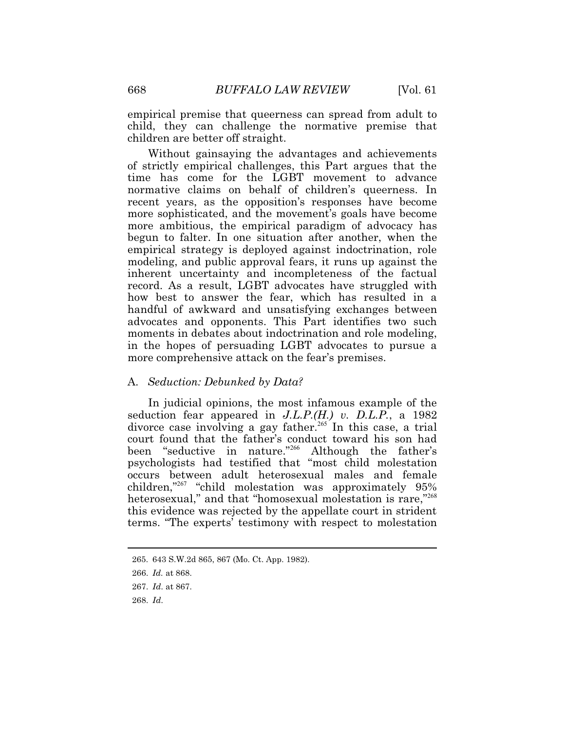empirical premise that queerness can spread from adult to child, they can challenge the normative premise that children are better off straight.

Without gainsaying the advantages and achievements of strictly empirical challenges, this Part argues that the time has come for the LGBT movement to advance normative claims on behalf of children's queerness. In recent years, as the opposition's responses have become more sophisticated, and the movement's goals have become more ambitious, the empirical paradigm of advocacy has begun to falter. In one situation after another, when the empirical strategy is deployed against indoctrination, role modeling, and public approval fears, it runs up against the inherent uncertainty and incompleteness of the factual record. As a result, LGBT advocates have struggled with how best to answer the fear, which has resulted in a handful of awkward and unsatisfying exchanges between advocates and opponents. This Part identifies two such moments in debates about indoctrination and role modeling, in the hopes of persuading LGBT advocates to pursue a more comprehensive attack on the fear's premises.

### A. *Seduction: Debunked by Data?*

In judicial opinions, the most infamous example of the seduction fear appeared in *J.L.P.(H.) v. D.L.P.*, a 1982 divorce case involving a gay father.[265] In this case, a trial court found that the father's conduct toward his son had been "seductive in nature."[266] Although the father's psychologists had testified that "most child molestation occurs between adult heterosexual males and female children,"[267] "child molestation was approximately 95% heterosexual," and that "homosexual molestation is rare,"[268] this evidence was rejected by the appellate court in strident terms. "The experts' testimony with respect to molestation

---

265. 643 S.W.2d 865, 867 (Mo. Ct. App. 1982).

266. *Id.* at 868.

267. *Id.* at 867.

268. *Id.*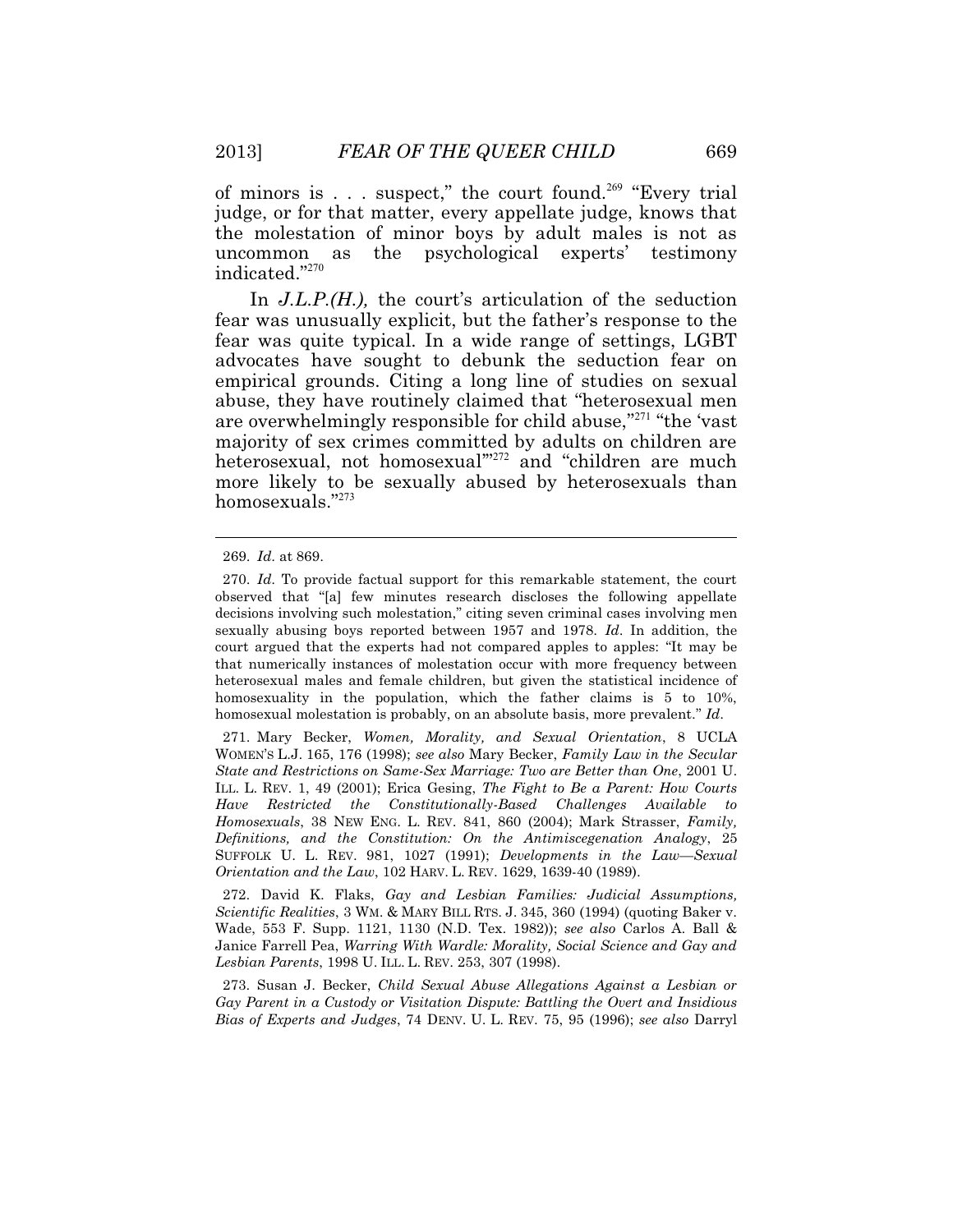of minors is . . . suspect," the court found.[269] "Every trial judge, or for that matter, every appellate judge, knows that the molestation of minor boys by adult males is not as uncommon as the psychological experts' testimony indicated."[270]

In *J.L.P.(H.),* the court's articulation of the seduction fear was unusually explicit, but the father's response to the fear was quite typical. In a wide range of settings, LGBT advocates have sought to debunk the seduction fear on empirical grounds. Citing a long line of studies on sexual abuse, they have routinely claimed that "heterosexual men are overwhelmingly responsible for child abuse,"[271] "the 'vast majority of sex crimes committed by adults on children are heterosexual, not homosexual'"[272] and "children are much more likely to be sexually abused by heterosexuals than homosexuals."[273]

---

269. *Id*. at 869.

270. *Id*. To provide factual support for this remarkable statement, the court observed that "[a] few minutes research discloses the following appellate decisions involving such molestation," citing seven criminal cases involving men sexually abusing boys reported between 1957 and 1978. *Id*. In addition, the court argued that the experts had not compared apples to apples: "It may be that numerically instances of molestation occur with more frequency between heterosexual males and female children, but given the statistical incidence of homosexuality in the population, which the father claims is 5 to 10%, homosexual molestation is probably, on an absolute basis, more prevalent." *Id*.

271. Mary Becker, *Women, Morality, and Sexual Orientation*, 8 UCLA WOMEN'S L.J. 165, 176 (1998); *see also* Mary Becker, *Family Law in the Secular State and Restrictions on Same-Sex Marriage: Two are Better than One*, 2001 U. ILL. L. REV. 1, 49 (2001); Erica Gesing, *The Fight to Be a Parent: How Courts Have Restricted the Constitutionally-Based Challenges Available to Homosexuals*, 38 NEW ENG. L. REV. 841, 860 (2004); Mark Strasser, *Family, Definitions, and the Constitution: On the Antimiscegenation Analogy*, 25 SUFFOLK U. L. REV. 981, 1027 (1991); *Developments in the Law—Sexual Orientation and the Law*, 102 HARV. L. REV. 1629, 1639-40 (1989).

272. David K. Flaks, *Gay and Lesbian Families: Judicial Assumptions, Scientific Realities*, 3 WM. & MARY BILL RTS. J. 345, 360 (1994) (quoting Baker v. Wade, 553 F. Supp. 1121, 1130 (N.D. Tex. 1982)); *see also* Carlos A. Ball & Janice Farrell Pea, *Warring With Wardle: Morality, Social Science and Gay and Lesbian Parents*, 1998 U. ILL. L. REV. 253, 307 (1998).

273. Susan J. Becker, *Child Sexual Abuse Allegations Against a Lesbian or Gay Parent in a Custody or Visitation Dispute: Battling the Overt and Insidious Bias of Experts and Judges*, 74 DENV. U. L. REV. 75, 95 (1996); *see also* Darryl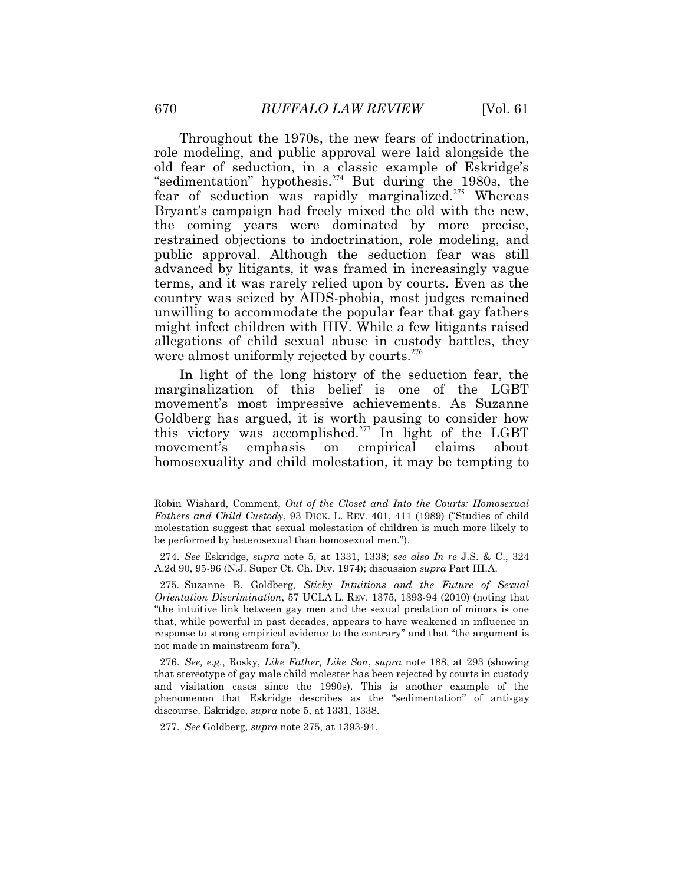Throughout the 1970s, the new fears of indoctrination, role modeling, and public approval were laid alongside the old fear of seduction, in a classic example of Eskridge's "sedimentation" hypothesis.[274] But during the 1980s, the fear of seduction was rapidly marginalized.[275] Whereas Bryant's campaign had freely mixed the old with the new, the coming years were dominated by more precise, restrained objections to indoctrination, role modeling, and public approval. Although the seduction fear was still advanced by litigants, it was framed in increasingly vague terms, and it was rarely relied upon by courts. Even as the country was seized by AIDS-phobia, most judges remained unwilling to accommodate the popular fear that gay fathers might infect children with HIV. While a few litigants raised allegations of child sexual abuse in custody battles, they were almost uniformly rejected by courts.[276]

In light of the long history of the seduction fear, the marginalization of this belief is one of the LGBT movement's most impressive achievements. As Suzanne Goldberg has argued, it is worth pausing to consider how this victory was accomplished.[277] In light of the LGBT movement's emphasis on empirical claims about homosexuality and child molestation, it may be tempting to

---

Robin Wishard, Comment, *Out of the Closet and Into the Courts: Homosexual Fathers and Child Custody*, 93 DICK. L. REV. 401, 411 (1989) ("Studies of child molestation suggest that sexual molestation of children is much more likely to be performed by heterosexual than homosexual men.").

274. *See* Eskridge, *supra* note 5, at 1331, 1338; *see also In re* J.S. & C., 324 A.2d 90, 95-96 (N.J. Super Ct. Ch. Div. 1974); discussion *supra* Part III.A.

275. Suzanne B. Goldberg, *Sticky Intuitions and the Future of Sexual Orientation Discrimination*, 57 UCLA L. REV. 1375, 1393-94 (2010) (noting that "the intuitive link between gay men and the sexual predation of minors is one that, while powerful in past decades, appears to have weakened in influence in response to strong empirical evidence to the contrary" and that "the argument is not made in mainstream fora").

276. *See, e.g.*, Rosky, *Like Father, Like Son*, *supra* note 188, at 293 (showing that stereotype of gay male child molester has been rejected by courts in custody and visitation cases since the 1990s). This is another example of the phenomenon that Eskridge describes as the "sedimentation" of anti-gay discourse. Eskridge, *supra* note 5, at 1331, 1338.

277. *See* Goldberg, *supra* note 275, at 1393-94.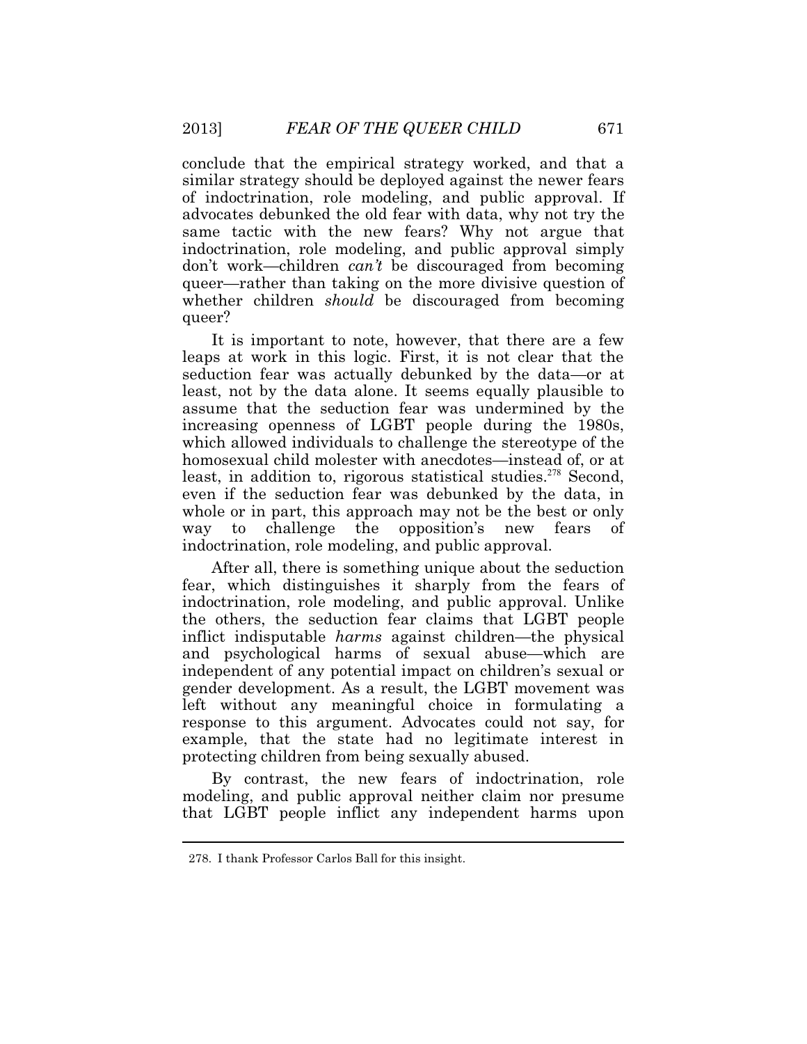conclude that the empirical strategy worked, and that a similar strategy should be deployed against the newer fears of indoctrination, role modeling, and public approval. If advocates debunked the old fear with data, why not try the same tactic with the new fears? Why not argue that indoctrination, role modeling, and public approval simply don't work—children *can't* be discouraged from becoming queer—rather than taking on the more divisive question of whether children *should* be discouraged from becoming queer?

It is important to note, however, that there are a few leaps at work in this logic. First, it is not clear that the seduction fear was actually debunked by the data—or at least, not by the data alone. It seems equally plausible to assume that the seduction fear was undermined by the increasing openness of LGBT people during the 1980s, which allowed individuals to challenge the stereotype of the homosexual child molester with anecdotes—instead of, or at least, in addition to, rigorous statistical studies.[278] Second, even if the seduction fear was debunked by the data, in whole or in part, this approach may not be the best or only way to challenge the opposition's new fears of indoctrination, role modeling, and public approval.

After all, there is something unique about the seduction fear, which distinguishes it sharply from the fears of indoctrination, role modeling, and public approval. Unlike the others, the seduction fear claims that LGBT people inflict indisputable *harms* against children—the physical and psychological harms of sexual abuse—which are independent of any potential impact on children's sexual or gender development. As a result, the LGBT movement was left without any meaningful choice in formulating a response to this argument. Advocates could not say, for example, that the state had no legitimate interest in protecting children from being sexually abused.

By contrast, the new fears of indoctrination, role modeling, and public approval neither claim nor presume that LGBT people inflict any independent harms upon

278. I thank Professor Carlos Ball for this insight.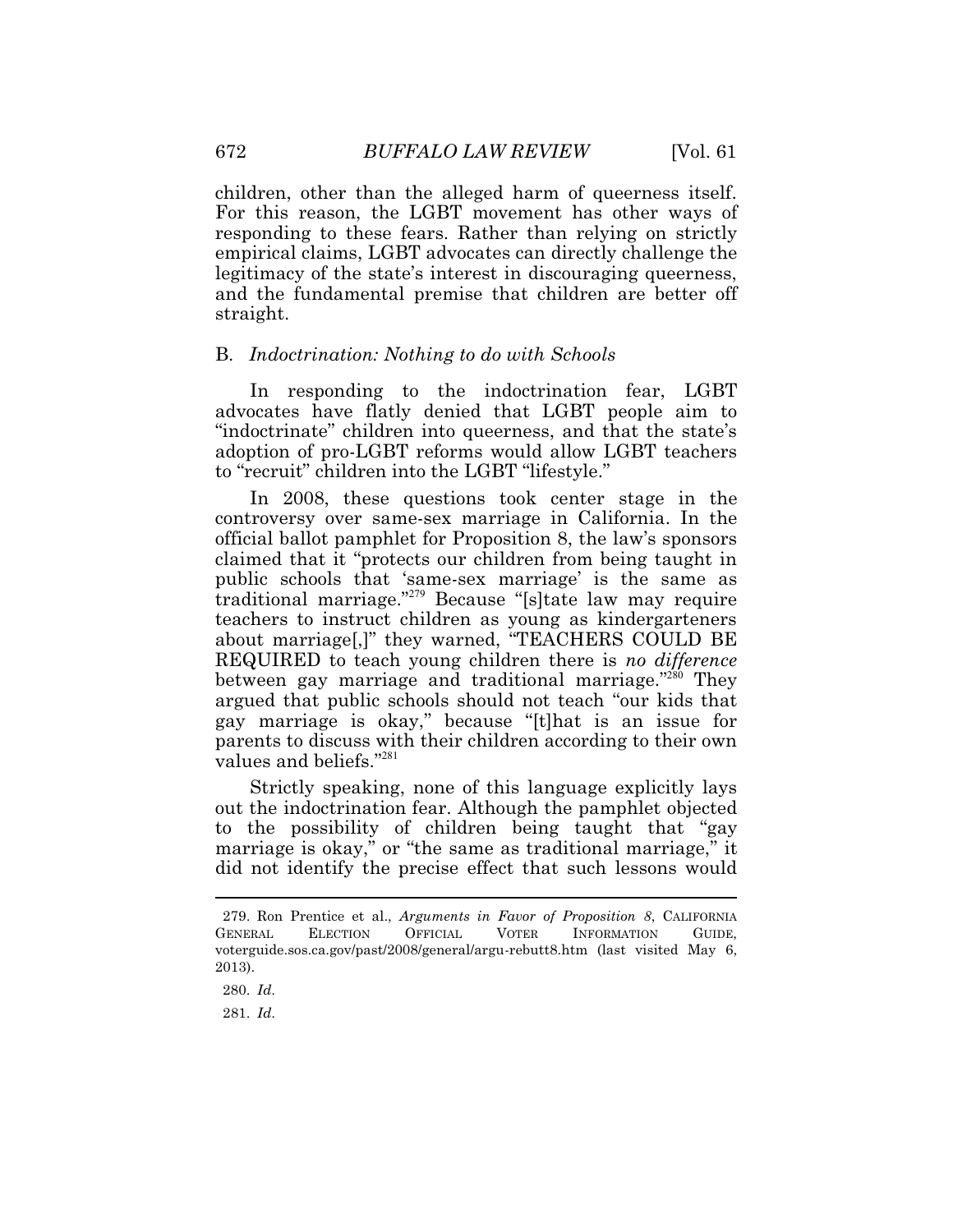children, other than the alleged harm of queerness itself. For this reason, the LGBT movement has other ways of responding to these fears. Rather than relying on strictly empirical claims, LGBT advocates can directly challenge the legitimacy of the state's interest in discouraging queerness, and the fundamental premise that children are better off straight.

### B. *Indoctrination: Nothing to do with Schools*

In responding to the indoctrination fear, LGBT advocates have flatly denied that LGBT people aim to "indoctrinate" children into queerness, and that the state's adoption of pro-LGBT reforms would allow LGBT teachers to "recruit" children into the LGBT "lifestyle."

In 2008, these questions took center stage in the controversy over same-sex marriage in California. In the official ballot pamphlet for Proposition 8, the law's sponsors claimed that it "protects our children from being taught in public schools that 'same-sex marriage' is the same as traditional marriage."[279] Because "[s]tate law may require teachers to instruct children as young as kindergarteners about marriage[,]" they warned, "TEACHERS COULD BE REQUIRED to teach young children there is *no difference* between gay marriage and traditional marriage."[280] They argued that public schools should not teach "our kids that gay marriage is okay," because "[t]hat is an issue for parents to discuss with their children according to their own values and beliefs."[281]

Strictly speaking, none of this language explicitly lays out the indoctrination fear. Although the pamphlet objected to the possibility of children being taught that "gay marriage is okay," or "the same as traditional marriage," it did not identify the precise effect that such lessons would

---

279. Ron Prentice et al., *Arguments in Favor of Proposition 8*, CALIFORNIA GENERAL ELECTION OFFICIAL VOTER INFORMATION GUIDE, voterguide.sos.ca.gov/past/2008/general/argu-rebutt8.htm (last visited May 6, 2013).

280. *Id.*

281. *Id.*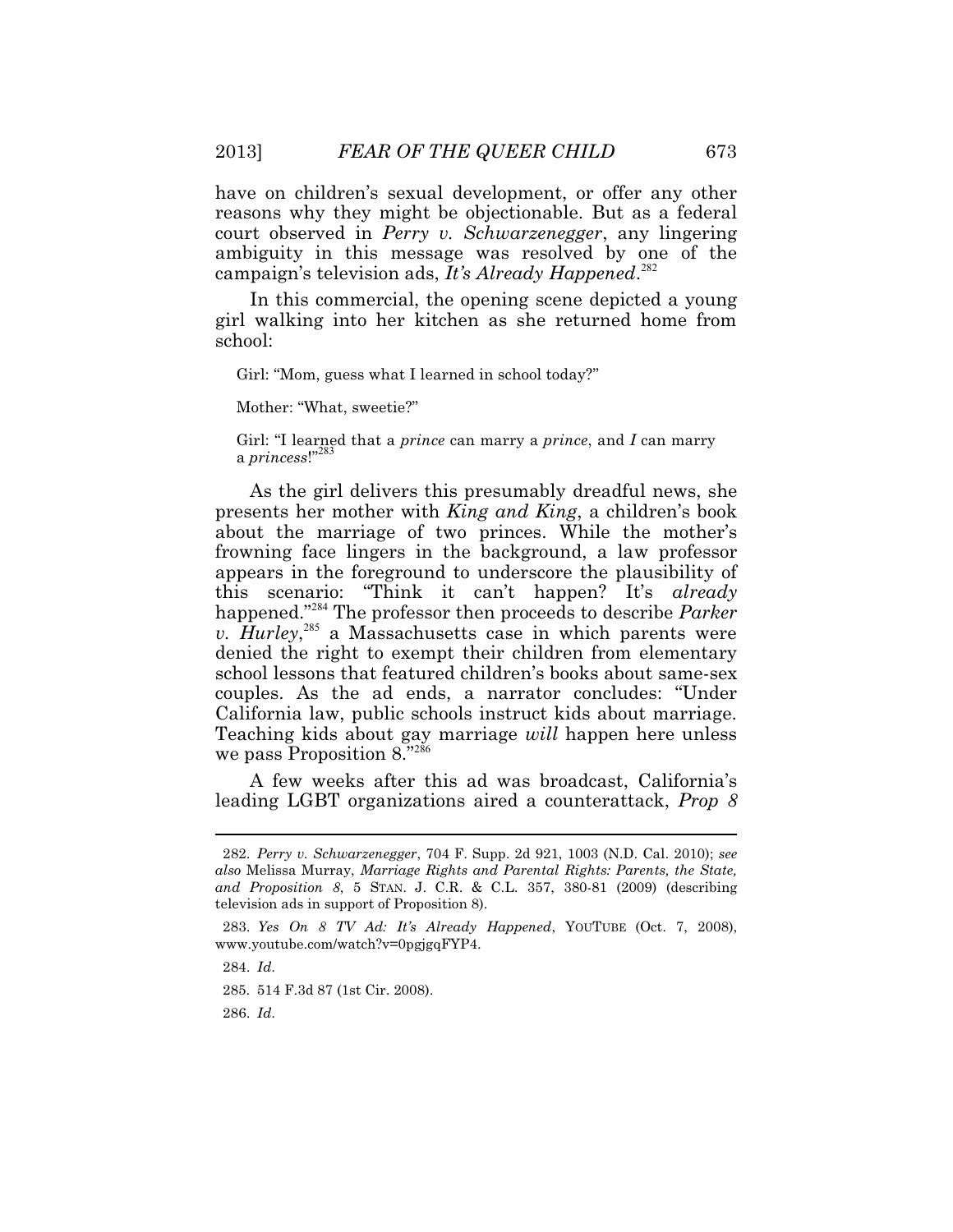have on children's sexual development, or offer any other reasons why they might be objectionable. But as a federal court observed in *Perry v. Schwarzenegger*, any lingering ambiguity in this message was resolved by one of the campaign's television ads, *It's Already Happened*.[282]

In this commercial, the opening scene depicted a young girl walking into her kitchen as she returned home from school:

> Girl: "Mom, guess what I learned in school today?"
>
> Mother: "What, sweetie?"
>
> Girl: "I learned that a *prince* can marry a *prince*, and *I* can marry a *princess*!"[283]

As the girl delivers this presumably dreadful news, she presents her mother with *King and King*, a children's book about the marriage of two princes. While the mother's frowning face lingers in the background, a law professor appears in the foreground to underscore the plausibility of this scenario: "Think it can't happen? It's *already* happened."[284] The professor then proceeds to describe *Parker v. Hurley*,[285] a Massachusetts case in which parents were denied the right to exempt their children from elementary school lessons that featured children's books about same-sex couples. As the ad ends, a narrator concludes: "Under California law, public schools instruct kids about marriage. Teaching kids about gay marriage *will* happen here unless we pass Proposition 8."[286]

A few weeks after this ad was broadcast, California's leading LGBT organizations aired a counterattack, *Prop 8*

---

282. *Perry v. Schwarzenegger*, 704 F. Supp. 2d 921, 1003 (N.D. Cal. 2010); *see also* Melissa Murray, *Marriage Rights and Parental Rights: Parents, the State, and Proposition 8*, 5 STAN. J. C.R. & C.L. 357, 380-81 (2009) (describing television ads in support of Proposition 8).

283. *Yes On 8 TV Ad: It's Already Happened*, YOUTUBE (Oct. 7, 2008), www.youtube.com/watch?v=0pgjgqFYP4.

284. *Id.*

285. 514 F.3d 87 (1st Cir. 2008).

286. *Id.*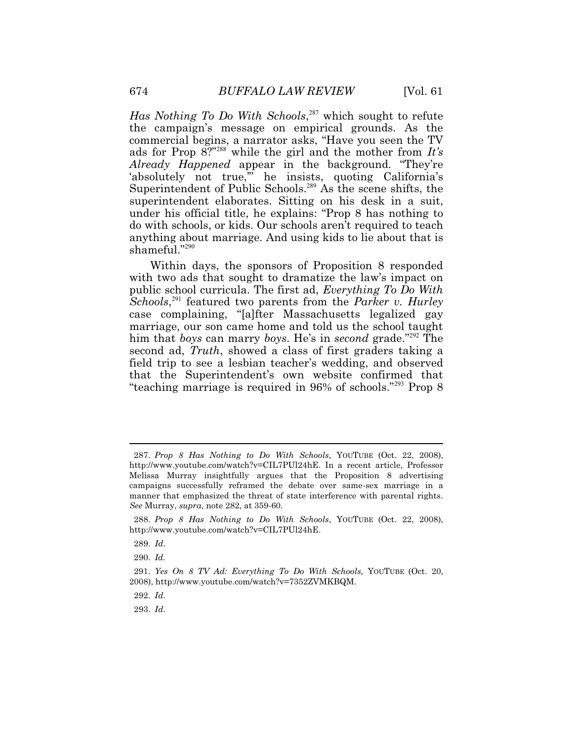*Has Nothing To Do With Schools*,[287] which sought to refute the campaign's message on empirical grounds. As the commercial begins, a narrator asks, "Have you seen the TV ads for Prop 8?"[288] while the girl and the mother from *It's Already Happened* appear in the background. "They're 'absolutely not true,'" he insists, quoting California's Superintendent of Public Schools.[289] As the scene shifts, the superintendent elaborates. Sitting on his desk in a suit, under his official title, he explains: "Prop 8 has nothing to do with schools, or kids. Our schools aren't required to teach anything about marriage. And using kids to lie about that is shameful."[290]

Within days, the sponsors of Proposition 8 responded with two ads that sought to dramatize the law's impact on public school curricula. The first ad, *Everything To Do With Schools*,[291] featured two parents from the *Parker v. Hurley* case complaining, "[a]fter Massachusetts legalized gay marriage, our son came home and told us the school taught him that *boys* can marry *boys*. He's in *second* grade."[292] The second ad, *Truth*, showed a class of first graders taking a field trip to see a lesbian teacher's wedding, and observed that the Superintendent's own website confirmed that "teaching marriage is required in 96% of schools."[293] Prop 8

---

287. *Prop 8 Has Nothing to Do With Schools*, YOUTUBE (Oct. 22, 2008), http://www.youtube.com/watch?v=CIL7PUl24hE. In a recent article, Professor Melissa Murray insightfully argues that the Proposition 8 advertising campaigns successfully reframed the debate over same-sex marriage in a manner that emphasized the threat of state interference with parental rights. *See* Murray, *supra*, note 282, at 359-60.

288. *Prop 8 Has Nothing to Do With Schools*, YOUTUBE (Oct. 22, 2008), http://www.youtube.com/watch?v=CIL7PUl24hE.

289. *Id*.

290. *Id*.

291. *Yes On 8 TV Ad: Everything To Do With Schools,* YOUTUBE (Oct. 20, 2008), http://www.youtube.com/watch?v=7352ZVMKBQM.

292. *Id*.

293. *Id*.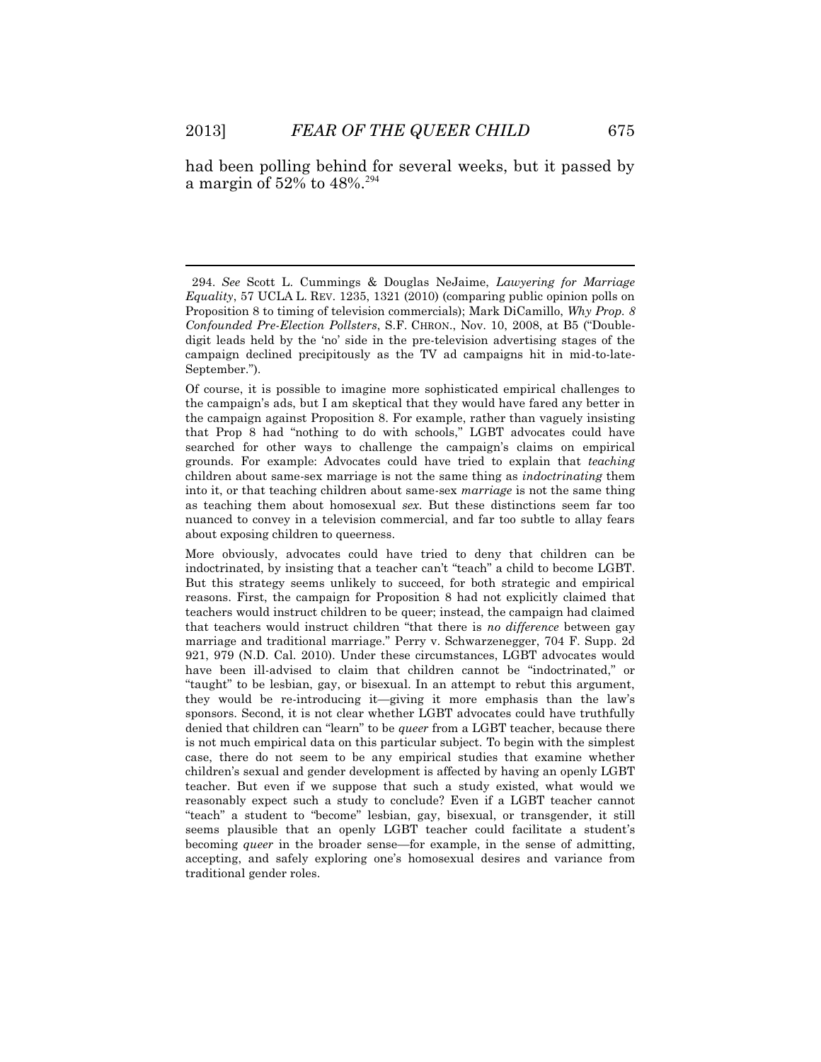had been polling behind for several weeks, but it passed by a margin of 52% to 48%.[294]

---

294. *See* Scott L. Cummings & Douglas NeJaime, *Lawyering for Marriage Equality*, 57 UCLA L. REV. 1235, 1321 (2010) (comparing public opinion polls on Proposition 8 to timing of television commercials); Mark DiCamillo, *Why Prop. 8 Confounded Pre-Election Pollsters*, S.F. CHRON., Nov. 10, 2008, at B5 ("Double-digit leads held by the 'no' side in the pre-television advertising stages of the campaign declined precipitously as the TV ad campaigns hit in mid-to-late-September.").

Of course, it is possible to imagine more sophisticated empirical challenges to the campaign's ads, but I am skeptical that they would have fared any better in the campaign against Proposition 8. For example, rather than vaguely insisting that Prop 8 had "nothing to do with schools," LGBT advocates could have searched for other ways to challenge the campaign's claims on empirical grounds. For example: Advocates could have tried to explain that *teaching* children about same-sex marriage is not the same thing as *indoctrinating* them into it, or that teaching children about same-sex *marriage* is not the same thing as teaching them about homosexual *sex.* But these distinctions seem far too nuanced to convey in a television commercial, and far too subtle to allay fears about exposing children to queerness.

More obviously, advocates could have tried to deny that children can be indoctrinated, by insisting that a teacher can't "teach" a child to become LGBT. But this strategy seems unlikely to succeed, for both strategic and empirical reasons. First, the campaign for Proposition 8 had not explicitly claimed that teachers would instruct children to be queer; instead, the campaign had claimed that teachers would instruct children "that there is *no difference* between gay marriage and traditional marriage." Perry v. Schwarzenegger, 704 F. Supp. 2d 921, 979 (N.D. Cal. 2010). Under these circumstances, LGBT advocates would have been ill-advised to claim that children cannot be "indoctrinated," or "taught" to be lesbian, gay, or bisexual. In an attempt to rebut this argument, they would be re-introducing it—giving it more emphasis than the law's sponsors. Second, it is not clear whether LGBT advocates could have truthfully denied that children can "learn" to be *queer* from a LGBT teacher, because there is not much empirical data on this particular subject. To begin with the simplest case, there do not seem to be any empirical studies that examine whether children's sexual and gender development is affected by having an openly LGBT teacher. But even if we suppose that such a study existed, what would we reasonably expect such a study to conclude? Even if a LGBT teacher cannot "teach" a student to "become" lesbian, gay, bisexual, or transgender, it still seems plausible that an openly LGBT teacher could facilitate a student's becoming *queer* in the broader sense—for example, in the sense of admitting, accepting, and safely exploring one's homosexual desires and variance from traditional gender roles.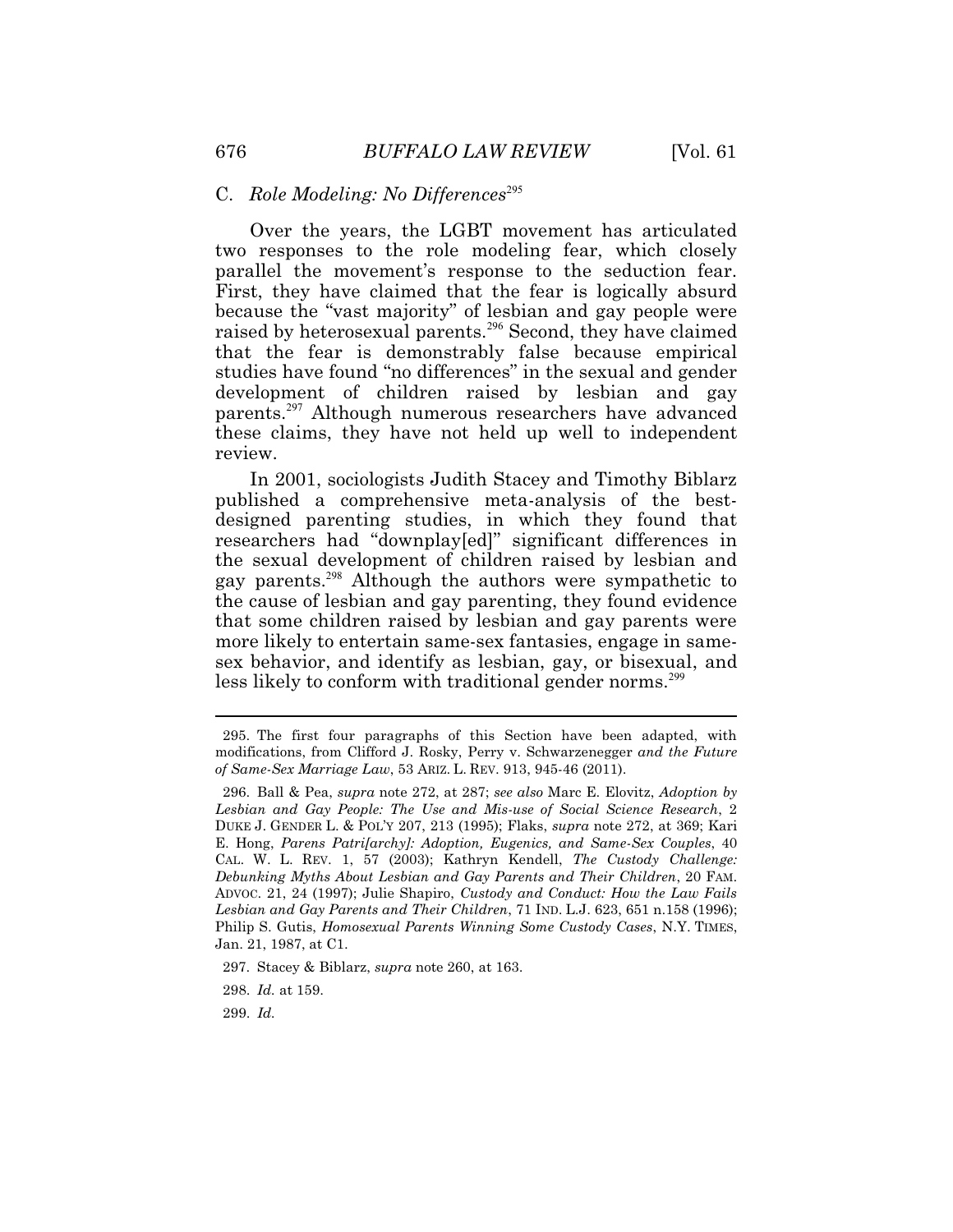### C. *Role Modeling: No Differences*[295]

Over the years, the LGBT movement has articulated two responses to the role modeling fear, which closely parallel the movement's response to the seduction fear. First, they have claimed that the fear is logically absurd because the "vast majority" of lesbian and gay people were raised by heterosexual parents.[296] Second, they have claimed that the fear is demonstrably false because empirical studies have found "no differences" in the sexual and gender development of children raised by lesbian and gay parents.[297] Although numerous researchers have advanced these claims, they have not held up well to independent review.

In 2001, sociologists Judith Stacey and Timothy Biblarz published a comprehensive meta-analysis of the best-designed parenting studies, in which they found that researchers had "downplay[ed]" significant differences in the sexual development of children raised by lesbian and gay parents.[298] Although the authors were sympathetic to the cause of lesbian and gay parenting, they found evidence that some children raised by lesbian and gay parents were more likely to entertain same-sex fantasies, engage in same-sex behavior, and identify as lesbian, gay, or bisexual, and less likely to conform with traditional gender norms.[299]

---

295. The first four paragraphs of this Section have been adapted, with modifications, from Clifford J. Rosky, Perry v. Schwarzenegger *and the Future of Same-Sex Marriage Law*, 53 ARIZ. L. REV. 913, 945-46 (2011).

296. Ball & Pea, *supra* note 272, at 287; *see also* Marc E. Elovitz, *Adoption by Lesbian and Gay People: The Use and Mis-use of Social Science Research*, 2 DUKE J. GENDER L. & POL'Y 207, 213 (1995); Flaks, *supra* note 272, at 369; Kari E. Hong, *Parens Patri[archy]: Adoption, Eugenics, and Same-Sex Couples*, 40 CAL. W. L. REV. 1, 57 (2003); Kathryn Kendell, *The Custody Challenge: Debunking Myths About Lesbian and Gay Parents and Their Children*, 20 FAM. ADVOC. 21, 24 (1997); Julie Shapiro, *Custody and Conduct: How the Law Fails Lesbian and Gay Parents and Their Children*, 71 IND. L.J. 623, 651 n.158 (1996); Philip S. Gutis, *Homosexual Parents Winning Some Custody Cases*, N.Y. TIMES, Jan. 21, 1987, at C1.

297. Stacey & Biblarz, *supra* note 260, at 163.

298. *Id.* at 159.

299. *Id.*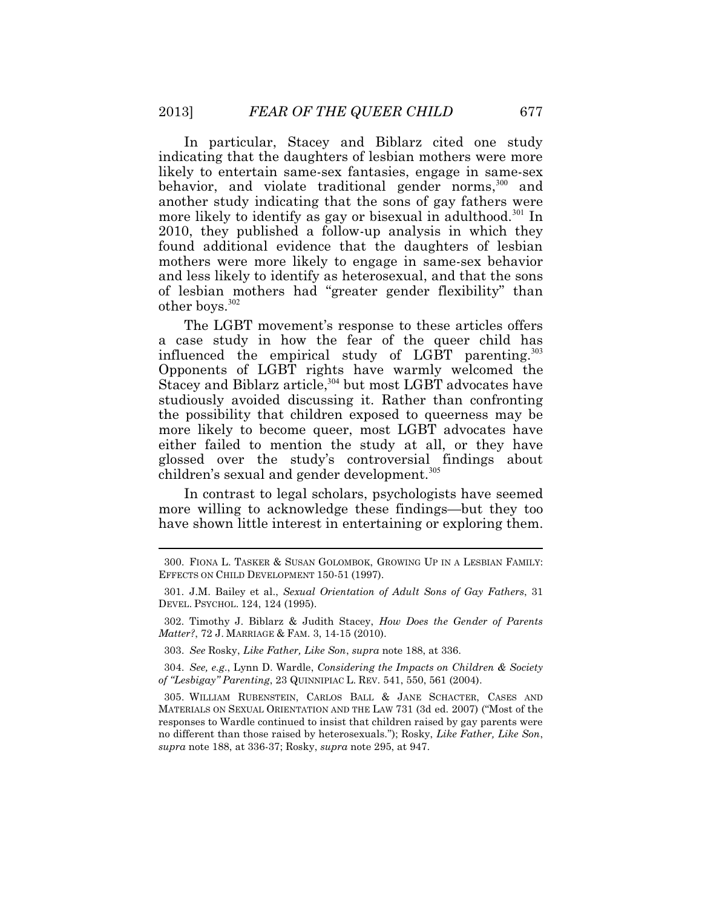In particular, Stacey and Biblarz cited one study indicating that the daughters of lesbian mothers were more likely to entertain same-sex fantasies, engage in same-sex behavior, and violate traditional gender norms,[300] and another study indicating that the sons of gay fathers were more likely to identify as gay or bisexual in adulthood.[301] In 2010, they published a follow-up analysis in which they found additional evidence that the daughters of lesbian mothers were more likely to engage in same-sex behavior and less likely to identify as heterosexual, and that the sons of lesbian mothers had "greater gender flexibility" than other boys.[302]

The LGBT movement's response to these articles offers a case study in how the fear of the queer child has influenced the empirical study of LGBT parenting.[303] Opponents of LGBT rights have warmly welcomed the Stacey and Biblarz article,[304] but most LGBT advocates have studiously avoided discussing it. Rather than confronting the possibility that children exposed to queerness may be more likely to become queer, most LGBT advocates have either failed to mention the study at all, or they have glossed over the study's controversial findings about children's sexual and gender development.[305]

In contrast to legal scholars, psychologists have seemed more willing to acknowledge these findings—but they too have shown little interest in entertaining or exploring them.

---

300. FIONA L. TASKER & SUSAN GOLOMBOK, GROWING UP IN A LESBIAN FAMILY: EFFECTS ON CHILD DEVELOPMENT 150-51 (1997).

301. J.M. Bailey et al., *Sexual Orientation of Adult Sons of Gay Fathers*, 31 DEVEL. PSYCHOL. 124, 124 (1995).

302. Timothy J. Biblarz & Judith Stacey, *How Does the Gender of Parents Matter?*, 72 J. MARRIAGE & FAM. 3, 14-15 (2010).

303. *See* Rosky, *Like Father, Like Son*, *supra* note 188, at 336.

304. *See, e.g.*, Lynn D. Wardle, *Considering the Impacts on Children & Society of "Lesbigay" Parenting*, 23 QUINNIPIAC L. REV. 541, 550, 561 (2004).

305. WILLIAM RUBENSTEIN, CARLOS BALL & JANE SCHACTER, CASES AND MATERIALS ON SEXUAL ORIENTATION AND THE LAW 731 (3d ed. 2007) ("Most of the responses to Wardle continued to insist that children raised by gay parents were no different than those raised by heterosexuals."); Rosky, *Like Father, Like Son*, *supra* note 188, at 336-37; Rosky, *supra* note 295, at 947.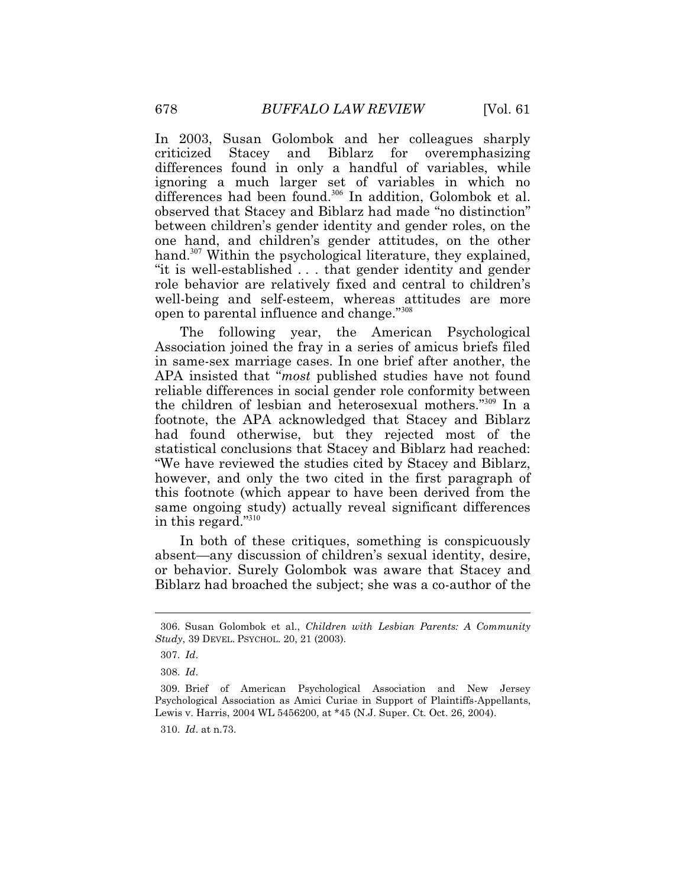In 2003, Susan Golombok and her colleagues sharply criticized Stacey and Biblarz for overemphasizing differences found in only a handful of variables, while ignoring a much larger set of variables in which no differences had been found.[306] In addition, Golombok et al. observed that Stacey and Biblarz had made "no distinction" between children's gender identity and gender roles, on the one hand, and children's gender attitudes, on the other hand.[307] Within the psychological literature, they explained, "it is well-established . . . that gender identity and gender role behavior are relatively fixed and central to children's well-being and self-esteem, whereas attitudes are more open to parental influence and change."[308]

The following year, the American Psychological Association joined the fray in a series of amicus briefs filed in same-sex marriage cases. In one brief after another, the APA insisted that "*most* published studies have not found reliable differences in social gender role conformity between the children of lesbian and heterosexual mothers."[309] In a footnote, the APA acknowledged that Stacey and Biblarz had found otherwise, but they rejected most of the statistical conclusions that Stacey and Biblarz had reached: "We have reviewed the studies cited by Stacey and Biblarz, however, and only the two cited in the first paragraph of this footnote (which appear to have been derived from the same ongoing study) actually reveal significant differences in this regard."[310]

In both of these critiques, something is conspicuously absent—any discussion of children's sexual identity, desire, or behavior. Surely Golombok was aware that Stacey and Biblarz had broached the subject; she was a co-author of the

---

306. Susan Golombok et al., *Children with Lesbian Parents: A Community Study*, 39 DEVEL. PSYCHOL. 20, 21 (2003).

307. *Id*.

308. *Id*.

309. Brief of American Psychological Association and New Jersey Psychological Association as Amici Curiae in Support of Plaintiffs-Appellants, Lewis v. Harris, 2004 WL 5456200, at *45 (N.J. Super. Ct. Oct. 26, 2004).

310. *Id*. at n.73.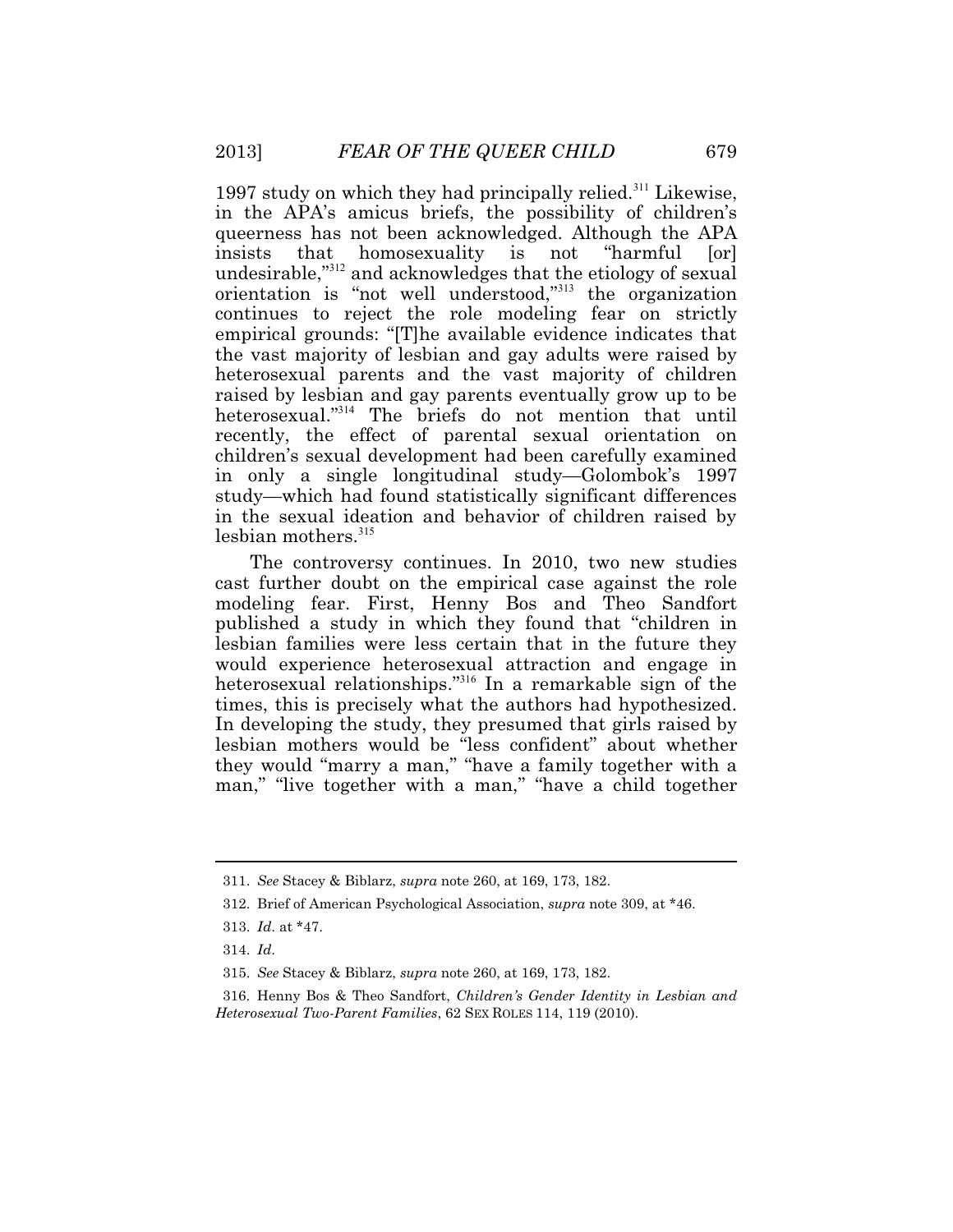1997 study on which they had principally relied.[311] Likewise, in the APA's amicus briefs, the possibility of children's queerness has not been acknowledged. Although the APA insists that homosexuality is not "harmful [or] undesirable,"[312] and acknowledges that the etiology of sexual orientation is "not well understood,"[313] the organization continues to reject the role modeling fear on strictly empirical grounds: "[T]he available evidence indicates that the vast majority of lesbian and gay adults were raised by heterosexual parents and the vast majority of children raised by lesbian and gay parents eventually grow up to be heterosexual."[314] The briefs do not mention that until recently, the effect of parental sexual orientation on children's sexual development had been carefully examined in only a single longitudinal study—Golombok's 1997 study—which had found statistically significant differences in the sexual ideation and behavior of children raised by lesbian mothers.[315]

The controversy continues. In 2010, two new studies cast further doubt on the empirical case against the role modeling fear. First, Henny Bos and Theo Sandfort published a study in which they found that "children in lesbian families were less certain that in the future they would experience heterosexual attraction and engage in heterosexual relationships."[316] In a remarkable sign of the times, this is precisely what the authors had hypothesized. In developing the study, they presumed that girls raised by lesbian mothers would be "less confident" about whether they would "marry a man," "have a family together with a man," "live together with a man," "have a child together

---

311. *See* Stacey & Biblarz, *supra* note 260, at 169, 173, 182.

312. Brief of American Psychological Association, *supra* note 309, at *46.

313. *Id.* at *47.

314. *Id.*

315. *See* Stacey & Biblarz, *supra* note 260, at 169, 173, 182.

316. Henny Bos & Theo Sandfort, *Children's Gender Identity in Lesbian and Heterosexual Two-Parent Families*, 62 SEX ROLES 114, 119 (2010).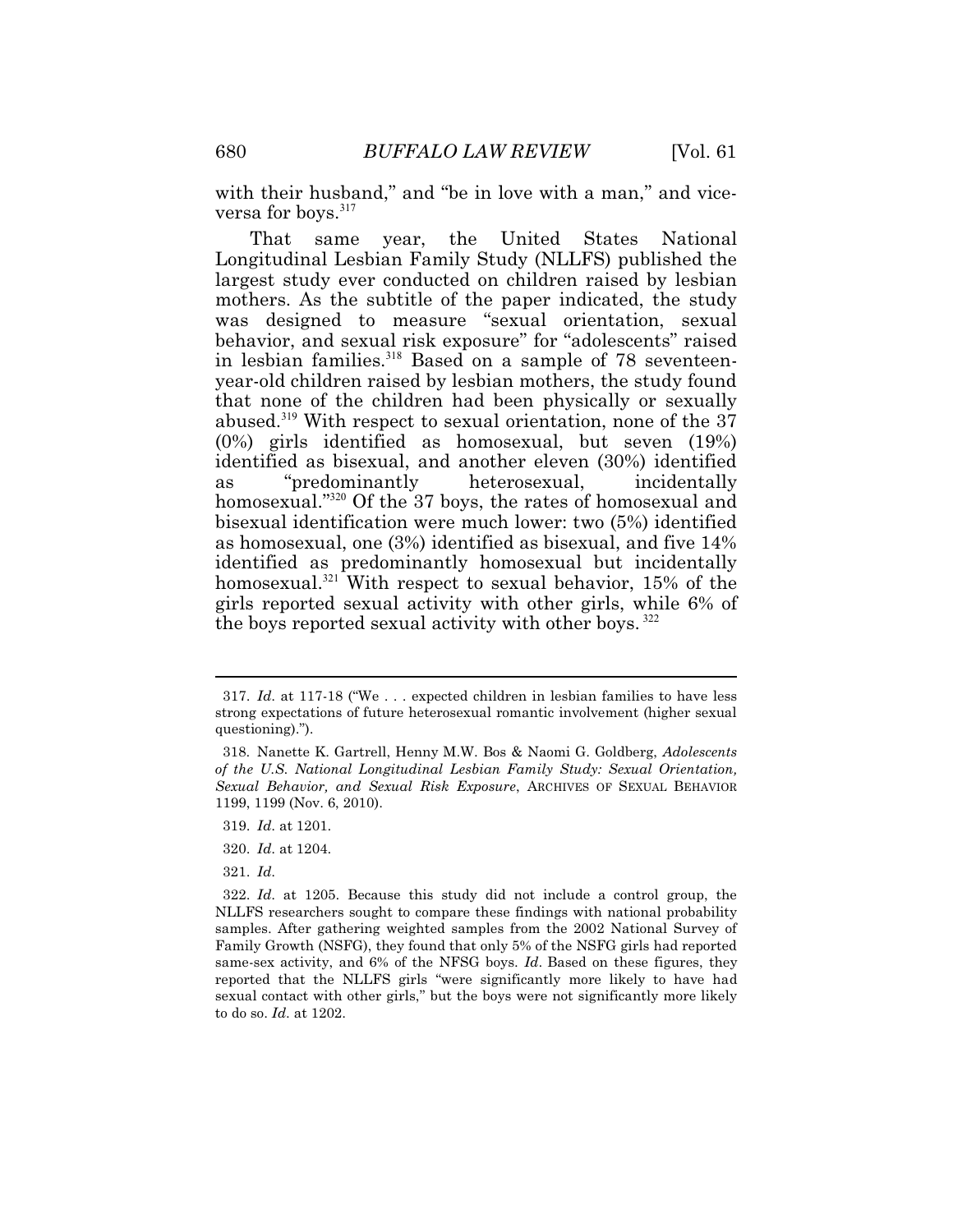with their husband," and "be in love with a man," and vice-versa for boys.[317]

That same year, the United States National Longitudinal Lesbian Family Study (NLLFS) published the largest study ever conducted on children raised by lesbian mothers. As the subtitle of the paper indicated, the study was designed to measure "sexual orientation, sexual behavior, and sexual risk exposure" for "adolescents" raised in lesbian families.[318] Based on a sample of 78 seventeen-year-old children raised by lesbian mothers, the study found that none of the children had been physically or sexually abused.[319] With respect to sexual orientation, none of the 37 (0%) girls identified as homosexual, but seven (19%) identified as bisexual, and another eleven (30%) identified as "predominantly heterosexual, incidentally homosexual."[320] Of the 37 boys, the rates of homosexual and bisexual identification were much lower: two (5%) identified as homosexual, one (3%) identified as bisexual, and five 14% identified as predominantly homosexual but incidentally homosexual.[321] With respect to sexual behavior, 15% of the girls reported sexual activity with other girls, while 6% of the boys reported sexual activity with other boys.[322]

---

317. *Id.* at 117-18 ("We . . . expected children in lesbian families to have less strong expectations of future heterosexual romantic involvement (higher sexual questioning).").

318. Nanette K. Gartrell, Henny M.W. Bos & Naomi G. Goldberg, *Adolescents of the U.S. National Longitudinal Lesbian Family Study: Sexual Orientation, Sexual Behavior, and Sexual Risk Exposure*, ARCHIVES OF SEXUAL BEHAVIOR 1199, 1199 (Nov. 6, 2010).

319. *Id.* at 1201.

320. *Id.* at 1204.

321. *Id.*

322. *Id.* at 1205. Because this study did not include a control group, the NLLFS researchers sought to compare these findings with national probability samples. After gathering weighted samples from the 2002 National Survey of Family Growth (NSFG), they found that only 5% of the NSFG girls had reported same-sex activity, and 6% of the NFSG boys. *Id.* Based on these figures, they reported that the NLLFS girls "were significantly more likely to have had sexual contact with other girls," but the boys were not significantly more likely to do so. *Id.* at 1202.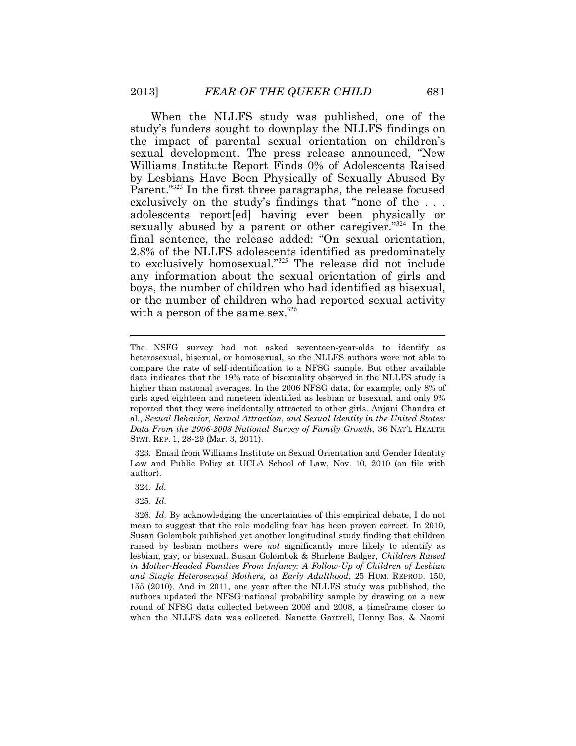When the NLLFS study was published, one of the study's funders sought to downplay the NLLFS findings on the impact of parental sexual orientation on children's sexual development. The press release announced, "New Williams Institute Report Finds 0% of Adolescents Raised by Lesbians Have Been Physically of Sexually Abused By Parent."[323] In the first three paragraphs, the release focused exclusively on the study's findings that "none of the . . . adolescents report[ed] having ever been physically or sexually abused by a parent or other caregiver."[324] In the final sentence, the release added: "On sexual orientation, 2.8% of the NLLFS adolescents identified as predominately to exclusively homosexual."[325] The release did not include any information about the sexual orientation of girls and boys, the number of children who had identified as bisexual, or the number of children who had reported sexual activity with a person of the same sex.[326]

---

The NSFG survey had not asked seventeen-year-olds to identify as heterosexual, bisexual, or homosexual, so the NLLFS authors were not able to compare the rate of self-identification to a NFSG sample. But other available data indicates that the 19% rate of bisexuality observed in the NLLFS study is higher than national averages. In the 2006 NFSG data, for example, only 8% of girls aged eighteen and nineteen identified as lesbian or bisexual, and only 9% reported that they were incidentally attracted to other girls. Anjani Chandra et al., *Sexual Behavior, Sexual Attraction, and Sexual Identity in the United States: Data From the 2006-2008 National Survey of Family Growth*, 36 NAT'L HEALTH STAT. REP. 1, 28-29 (Mar. 3, 2011).

323. Email from Williams Institute on Sexual Orientation and Gender Identity Law and Public Policy at UCLA School of Law, Nov. 10, 2010 (on file with author).

324. *Id.*

325. *Id.*

326. *Id*. By acknowledging the uncertainties of this empirical debate, I do not mean to suggest that the role modeling fear has been proven correct. In 2010, Susan Golombok published yet another longitudinal study finding that children raised by lesbian mothers were *not* significantly more likely to identify as lesbian, gay, or bisexual. Susan Golombok & Shirlene Badger, *Children Raised in Mother-Headed Families From Infancy: A Follow-Up of Children of Lesbian and Single Heterosexual Mothers, at Early Adulthood*, 25 HUM. REPROD. 150, 155 (2010). And in 2011, one year after the NLLFS study was published, the authors updated the NFSG national probability sample by drawing on a new round of NFSG data collected between 2006 and 2008, a timeframe closer to when the NLLFS data was collected. Nanette Gartrell, Henny Bos, & Naomi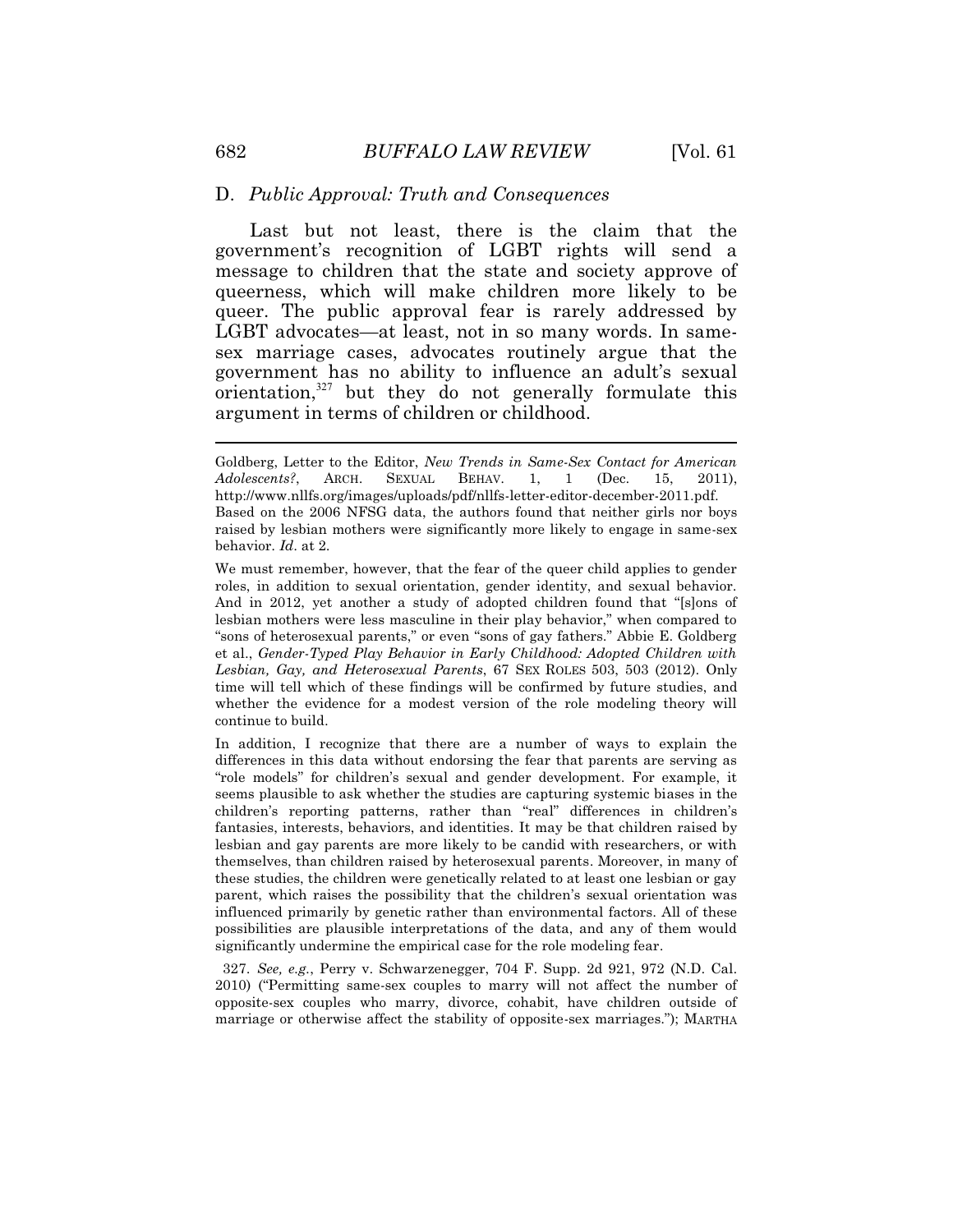### D. *Public Approval: Truth and Consequences*

Last but not least, there is the claim that the government's recognition of LGBT rights will send a message to children that the state and society approve of queerness, which will make children more likely to be queer. The public approval fear is rarely addressed by LGBT advocates—at least, not in so many words. In same-sex marriage cases, advocates routinely argue that the government has no ability to influence an adult's sexual orientation,[327] but they do not generally formulate this argument in terms of children or childhood.

---

Goldberg, Letter to the Editor, *New Trends in Same-Sex Contact for American Adolescents?*, ARCH. SEXUAL BEHAV. 1, 1 (Dec. 15, 2011), http://www.nllfs.org/images/uploads/pdf/nllfs-letter-editor-december-2011.pdf. Based on the 2006 NFSG data, the authors found that neither girls nor boys raised by lesbian mothers were significantly more likely to engage in same-sex behavior. *Id*. at 2.

We must remember, however, that the fear of the queer child applies to gender roles, in addition to sexual orientation, gender identity, and sexual behavior. And in 2012, yet another a study of adopted children found that "[s]ons of lesbian mothers were less masculine in their play behavior," when compared to "sons of heterosexual parents," or even "sons of gay fathers." Abbie E. Goldberg et al., *Gender-Typed Play Behavior in Early Childhood: Adopted Children with Lesbian, Gay, and Heterosexual Parents*, 67 SEX ROLES 503, 503 (2012). Only time will tell which of these findings will be confirmed by future studies, and whether the evidence for a modest version of the role modeling theory will continue to build.

In addition, I recognize that there are a number of ways to explain the differences in this data without endorsing the fear that parents are serving as "role models" for children's sexual and gender development. For example, it seems plausible to ask whether the studies are capturing systemic biases in the children's reporting patterns, rather than "real" differences in children's fantasies, interests, behaviors, and identities. It may be that children raised by lesbian and gay parents are more likely to be candid with researchers, or with themselves, than children raised by heterosexual parents. Moreover, in many of these studies, the children were genetically related to at least one lesbian or gay parent, which raises the possibility that the children's sexual orientation was influenced primarily by genetic rather than environmental factors. All of these possibilities are plausible interpretations of the data, and any of them would significantly undermine the empirical case for the role modeling fear.

327. *See, e.g.*, Perry v. Schwarzenegger, 704 F. Supp. 2d 921, 972 (N.D. Cal. 2010) ("Permitting same-sex couples to marry will not affect the number of opposite-sex couples who marry, divorce, cohabit, have children outside of marriage or otherwise affect the stability of opposite-sex marriages."); MARTHA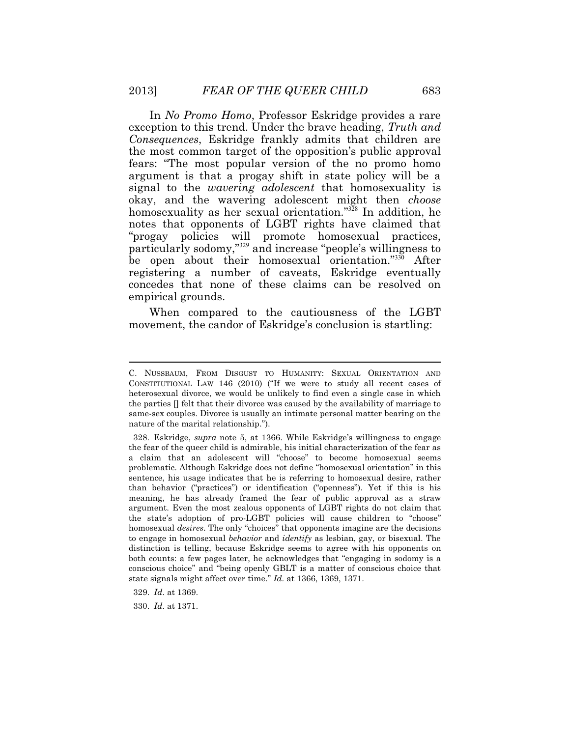In *No Promo Homo*, Professor Eskridge provides a rare exception to this trend. Under the brave heading, *Truth and Consequences*, Eskridge frankly admits that children are the most common target of the opposition's public approval fears: "The most popular version of the no promo homo argument is that a progay shift in state policy will be a signal to the *wavering adolescent* that homosexuality is okay, and the wavering adolescent might then *choose* homosexuality as her sexual orientation."[328] In addition, he notes that opponents of LGBT rights have claimed that "progay policies will promote homosexual practices, particularly sodomy,"[329] and increase "people's willingness to be open about their homosexual orientation."[330] After registering a number of caveats, Eskridge eventually concedes that none of these claims can be resolved on empirical grounds.

When compared to the cautiousness of the LGBT movement, the candor of Eskridge's conclusion is startling:

---

C. NUSSBAUM, FROM DISGUST TO HUMANITY: SEXUAL ORIENTATION AND CONSTITUTIONAL LAW 146 (2010) ("If we were to study all recent cases of heterosexual divorce, we would be unlikely to find even a single case in which the parties [] felt that their divorce was caused by the availability of marriage to same-sex couples. Divorce is usually an intimate personal matter bearing on the nature of the marital relationship.").

328. Eskridge, *supra* note 5, at 1366. While Eskridge's willingness to engage the fear of the queer child is admirable, his initial characterization of the fear as a claim that an adolescent will "choose" to become homosexual seems problematic. Although Eskridge does not define "homosexual orientation" in this sentence, his usage indicates that he is referring to homosexual desire, rather than behavior ("practices") or identification ("openness"). Yet if this is his meaning, he has already framed the fear of public approval as a straw argument. Even the most zealous opponents of LGBT rights do not claim that the state's adoption of pro-LGBT policies will cause children to "choose" homosexual *desires*. The only "choices" that opponents imagine are the decisions to engage in homosexual *behavior* and *identify* as lesbian, gay, or bisexual. The distinction is telling, because Eskridge seems to agree with his opponents on both counts: a few pages later, he acknowledges that "engaging in sodomy is a conscious choice" and "being openly GBLT is a matter of conscious choice that state signals might affect over time." *Id.* at 1366, 1369, 1371.

329. *Id.* at 1369.

330. *Id.* at 1371.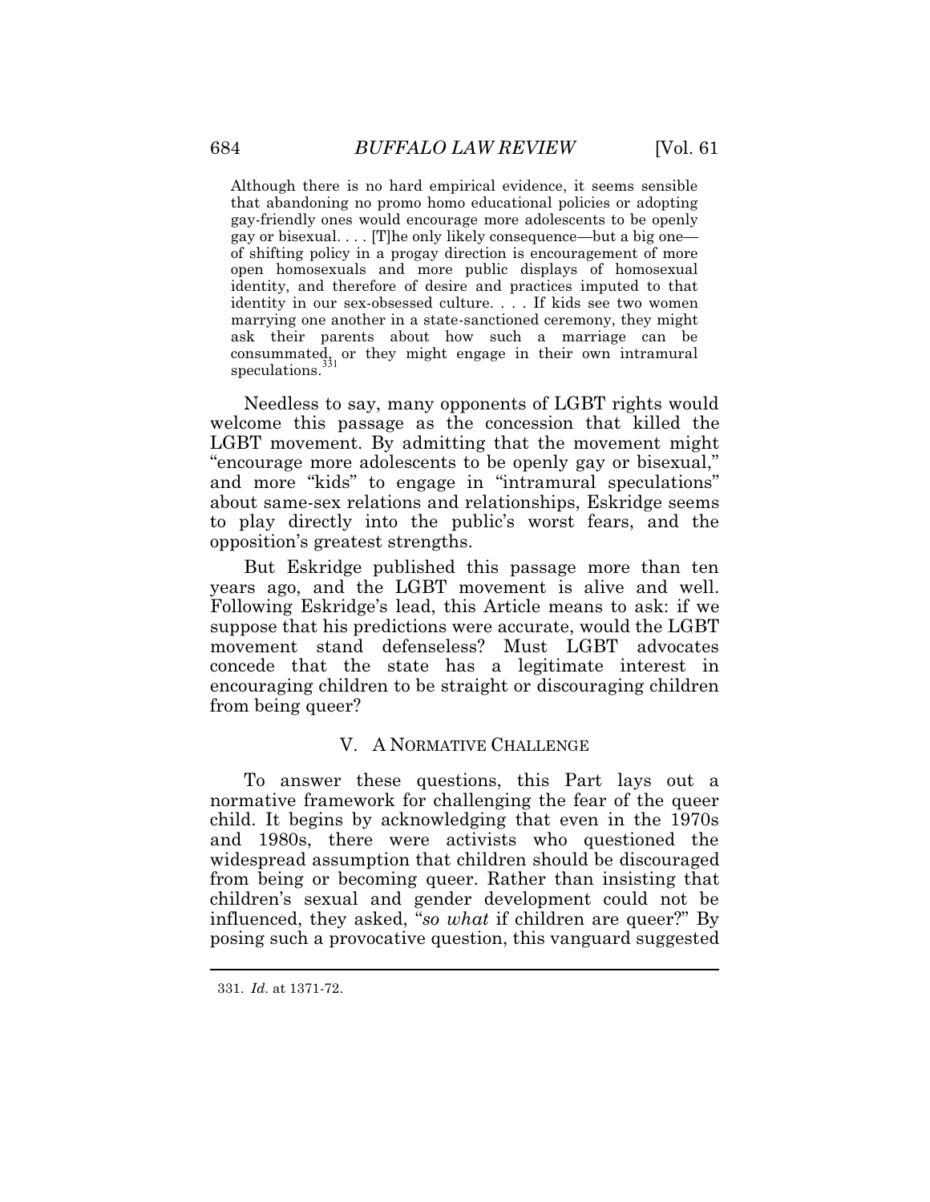> Although there is no hard empirical evidence, it seems sensible that abandoning no promo homo educational policies or adopting gay-friendly ones would encourage more adolescents to be openly gay or bisexual. . . . [T]he only likely consequence—but a big one—of shifting policy in a progay direction is encouragement of more open homosexuals and more public displays of homosexual identity, and therefore of desire and practices imputed to that identity in our sex-obsessed culture. . . . If kids see two women marrying one another in a state-sanctioned ceremony, they might ask their parents about how such a marriage can be consummated, or they might engage in their own intramural speculations.[331]

Needless to say, many opponents of LGBT rights would welcome this passage as the concession that killed the LGBT movement. By admitting that the movement might "encourage more adolescents to be openly gay or bisexual," and more "kids" to engage in "intramural speculations" about same-sex relations and relationships, Eskridge seems to play directly into the public's worst fears, and the opposition's greatest strengths.

But Eskridge published this passage more than ten years ago, and the LGBT movement is alive and well. Following Eskridge's lead, this Article means to ask: if we suppose that his predictions were accurate, would the LGBT movement stand defenseless? Must LGBT advocates concede that the state has a legitimate interest in encouraging children to be straight or discouraging children from being queer?

## V. A Normative Challenge

To answer these questions, this Part lays out a normative framework for challenging the fear of the queer child. It begins by acknowledging that even in the 1970s and 1980s, there were activists who questioned the widespread assumption that children should be discouraged from being or becoming queer. Rather than insisting that children's sexual and gender development could not be influenced, they asked, "*so what* if children are queer?" By posing such a provocative question, this vanguard suggested

---

331. *Id.* at 1371-72.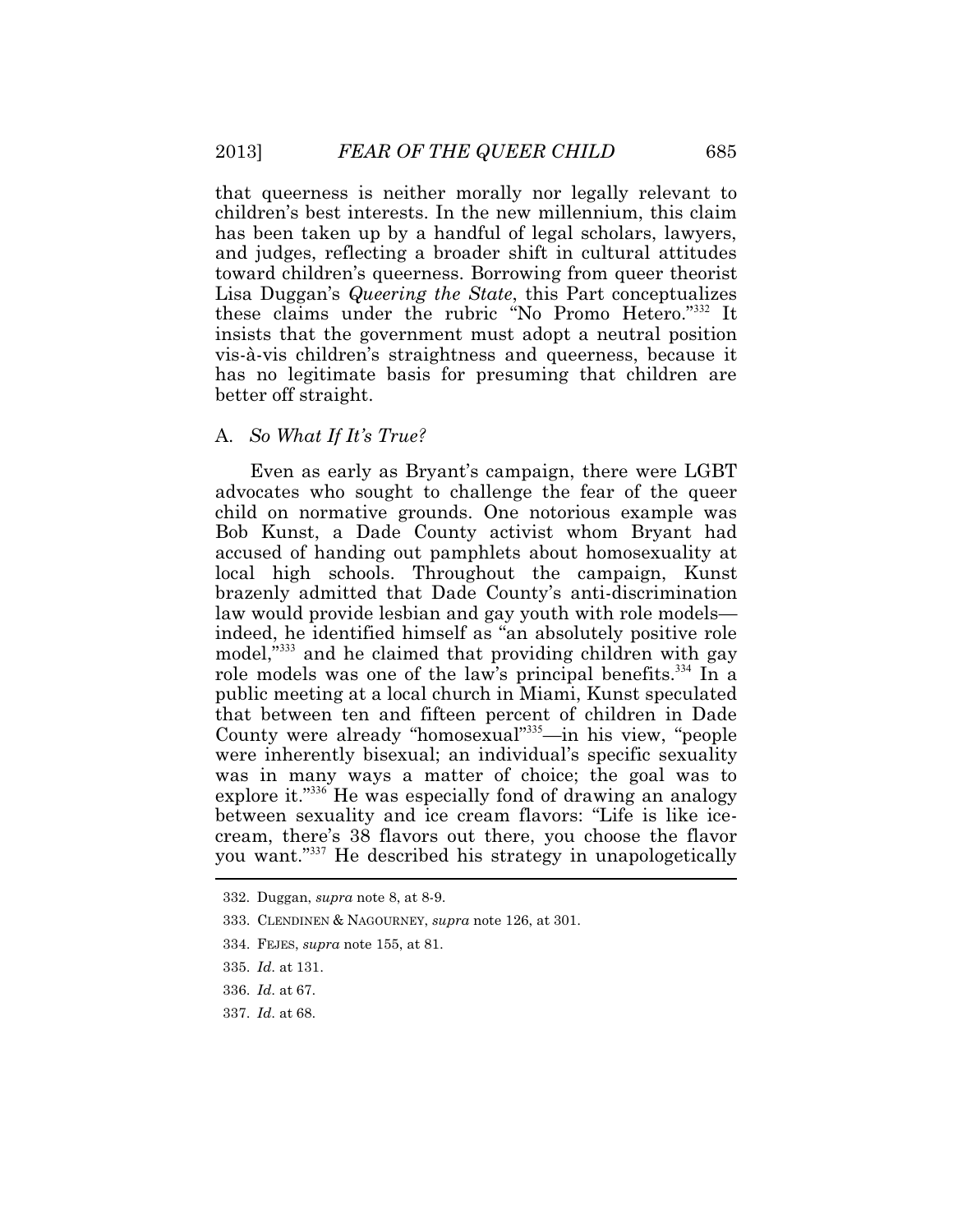that queerness is neither morally nor legally relevant to children's best interests. In the new millennium, this claim has been taken up by a handful of legal scholars, lawyers, and judges, reflecting a broader shift in cultural attitudes toward children's queerness. Borrowing from queer theorist Lisa Duggan's *Queering the State*, this Part conceptualizes these claims under the rubric "No Promo Hetero."[332] It insists that the government must adopt a neutral position vis-à-vis children's straightness and queerness, because it has no legitimate basis for presuming that children are better off straight.

### A. *So What If It's True?*

Even as early as Bryant's campaign, there were LGBT advocates who sought to challenge the fear of the queer child on normative grounds. One notorious example was Bob Kunst, a Dade County activist whom Bryant had accused of handing out pamphlets about homosexuality at local high schools. Throughout the campaign, Kunst brazenly admitted that Dade County's anti-discrimination law would provide lesbian and gay youth with role models—indeed, he identified himself as "an absolutely positive role model,"[333] and he claimed that providing children with gay role models was one of the law's principal benefits.[334] In a public meeting at a local church in Miami, Kunst speculated that between ten and fifteen percent of children in Dade County were already "homosexual"[335]—in his view, "people were inherently bisexual; an individual's specific sexuality was in many ways a matter of choice; the goal was to explore it."[336] He was especially fond of drawing an analogy between sexuality and ice cream flavors: "Life is like ice-cream, there's 38 flavors out there, you choose the flavor you want."[337] He described his strategy in unapologetically

332. Duggan, *supra* note 8, at 8-9.

333. CLENDINEN & NAGOURNEY, *supra* note 126, at 301.

334. FEJES, *supra* note 155, at 81.

335. *Id.* at 131.

336. *Id.* at 67.

337. *Id.* at 68.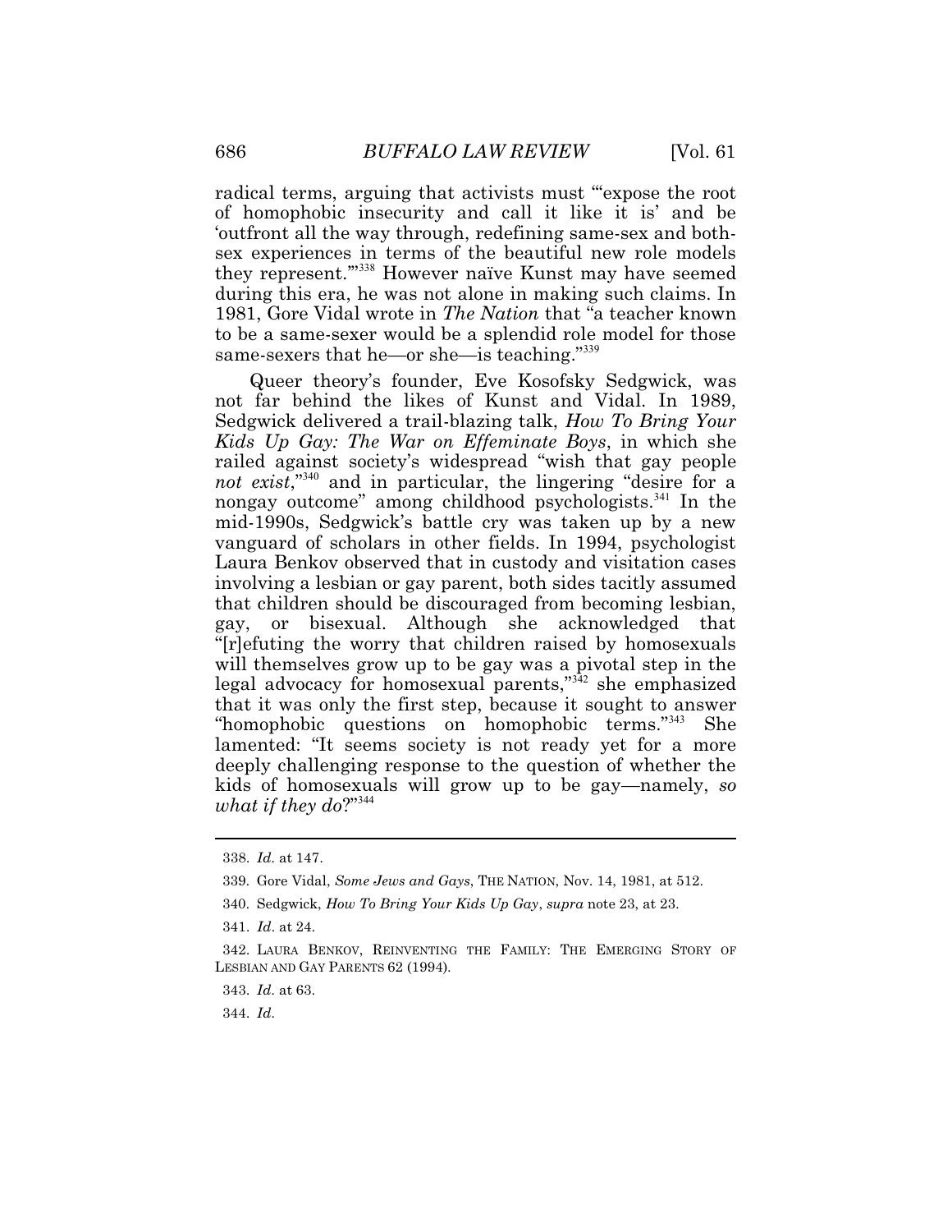radical terms, arguing that activists must "'expose the root of homophobic insecurity and call it like it is' and be 'outfront all the way through, redefining same-sex and both-sex experiences in terms of the beautiful new role models they represent.'"[338] However naïve Kunst may have seemed during this era, he was not alone in making such claims. In 1981, Gore Vidal wrote in *The Nation* that "a teacher known to be a same-sexer would be a splendid role model for those same-sexers that he—or she—is teaching."[339]

Queer theory's founder, Eve Kosofsky Sedgwick, was not far behind the likes of Kunst and Vidal. In 1989, Sedgwick delivered a trail-blazing talk, *How To Bring Your Kids Up Gay: The War on Effeminate Boys*, in which she railed against society's widespread "wish that gay people *not exist*,"[340] and in particular, the lingering "desire for a nongay outcome" among childhood psychologists.[341] In the mid-1990s, Sedgwick's battle cry was taken up by a new vanguard of scholars in other fields. In 1994, psychologist Laura Benkov observed that in custody and visitation cases involving a lesbian or gay parent, both sides tacitly assumed that children should be discouraged from becoming lesbian, gay, or bisexual. Although she acknowledged that "[r]efuting the worry that children raised by homosexuals will themselves grow up to be gay was a pivotal step in the legal advocacy for homosexual parents,"[342] she emphasized that it was only the first step, because it sought to answer "homophobic questions on homophobic terms."[343] She lamented: "It seems society is not ready yet for a more deeply challenging response to the question of whether the kids of homosexuals will grow up to be gay—namely, *so what if they do*?"[344]

---

338. *Id.* at 147.

339. Gore Vidal, *Some Jews and Gays*, THE NATION, Nov. 14, 1981, at 512.

340. Sedgwick, *How To Bring Your Kids Up Gay*, *supra* note 23, at 23.

341. *Id.* at 24.

342. LAURA BENKOV, REINVENTING THE FAMILY: THE EMERGING STORY OF LESBIAN AND GAY PARENTS 62 (1994).

343. *Id.* at 63.

344. *Id.*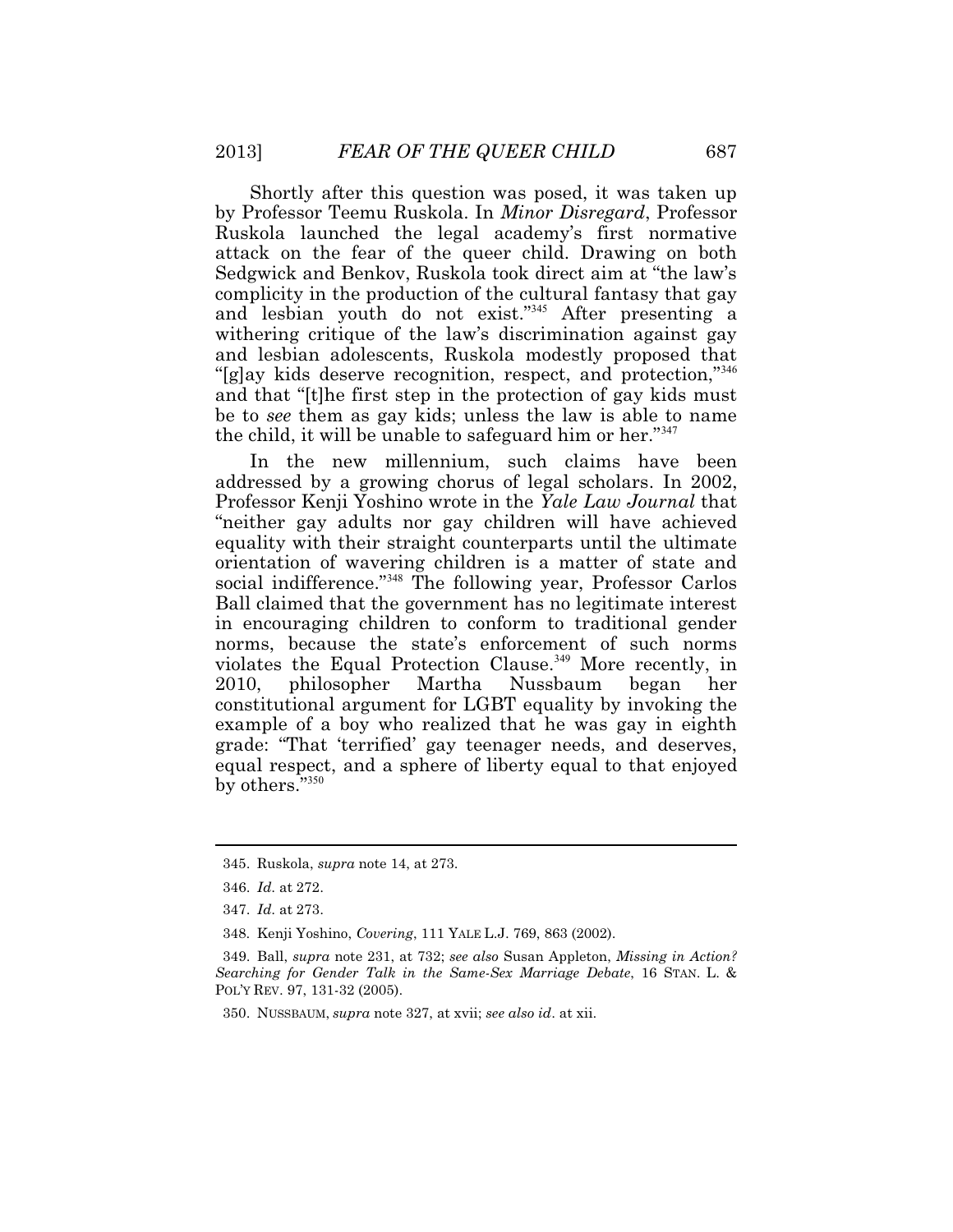Shortly after this question was posed, it was taken up by Professor Teemu Ruskola. In *Minor Disregard*, Professor Ruskola launched the legal academy's first normative attack on the fear of the queer child. Drawing on both Sedgwick and Benkov, Ruskola took direct aim at "the law's complicity in the production of the cultural fantasy that gay and lesbian youth do not exist."[345] After presenting a withering critique of the law's discrimination against gay and lesbian adolescents, Ruskola modestly proposed that "[g]ay kids deserve recognition, respect, and protection,"[346] and that "[t]he first step in the protection of gay kids must be to *see* them as gay kids; unless the law is able to name the child, it will be unable to safeguard him or her."[347]

In the new millennium, such claims have been addressed by a growing chorus of legal scholars. In 2002, Professor Kenji Yoshino wrote in the *Yale Law Journal* that "neither gay adults nor gay children will have achieved equality with their straight counterparts until the ultimate orientation of wavering children is a matter of state and social indifference."[348] The following year, Professor Carlos Ball claimed that the government has no legitimate interest in encouraging children to conform to traditional gender norms, because the state's enforcement of such norms violates the Equal Protection Clause.[349] More recently, in 2010, philosopher Martha Nussbaum began her constitutional argument for LGBT equality by invoking the example of a boy who realized that he was gay in eighth grade: "That 'terrified' gay teenager needs, and deserves, equal respect, and a sphere of liberty equal to that enjoyed by others."[350]

---

345. Ruskola, *supra* note 14, at 273.

346. *Id.* at 272.

347. *Id.* at 273.

348. Kenji Yoshino, *Covering*, 111 YALE L.J. 769, 863 (2002).

349. Ball, *supra* note 231, at 732; *see also* Susan Appleton, *Missing in Action? Searching for Gender Talk in the Same-Sex Marriage Debate*, 16 STAN. L. & POL'Y REV. 97, 131-32 (2005).

350. NUSSBAUM, *supra* note 327, at xvii; *see also id*. at xii.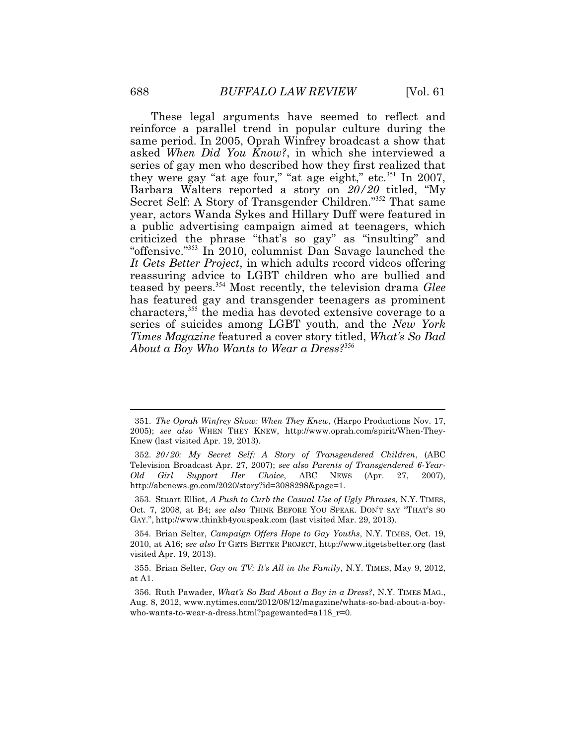These legal arguments have seemed to reflect and reinforce a parallel trend in popular culture during the same period. In 2005, Oprah Winfrey broadcast a show that asked *When Did You Know?*, in which she interviewed a series of gay men who described how they first realized that they were gay "at age four," "at age eight," etc.[351] In 2007, Barbara Walters reported a story on *20/20* titled, "My Secret Self: A Story of Transgender Children."[352] That same year, actors Wanda Sykes and Hillary Duff were featured in a public advertising campaign aimed at teenagers, which criticized the phrase "that's so gay" as "insulting" and "offensive."[353] In 2010, columnist Dan Savage launched the *It Gets Better Project*, in which adults record videos offering reassuring advice to LGBT children who are bullied and teased by peers.[354] Most recently, the television drama *Glee* has featured gay and transgender teenagers as prominent characters,[355] the media has devoted extensive coverage to a series of suicides among LGBT youth, and the *New York Times Magazine* featured a cover story titled, *What's So Bad About a Boy Who Wants to Wear a Dress?*[356]

---

351. *The Oprah Winfrey Show: When They Knew*, (Harpo Productions Nov. 17, 2005); *see also* WHEN THEY KNEW, http://www.oprah.com/spirit/When-They-Knew (last visited Apr. 19, 2013).

352. *20/20: My Secret Self: A Story of Transgendered Children*, (ABC Television Broadcast Apr. 27, 2007); *see also Parents of Transgendered 6-Year-Old Girl Support Her Choice*, ABC NEWS (Apr. 27, 2007), http://abcnews.go.com/2020/story?id=3088298&page=1.

353. Stuart Elliot, *A Push to Curb the Casual Use of Ugly Phrases*, N.Y. TIMES, Oct. 7, 2008, at B4; *see also* THINK BEFORE YOU SPEAK. DON'T SAY "THAT'S SO GAY.", http://www.thinkb4youspeak.com (last visited Mar. 29, 2013).

354. Brian Selter, *Campaign Offers Hope to Gay Youths*, N.Y. TIMES, Oct. 19, 2010, at A16; *see also* IT GETS BETTER PROJECT, http://www.itgetsbetter.org (last visited Apr. 19, 2013).

355. Brian Selter, *Gay on TV: It's All in the Family*, N.Y. TIMES, May 9, 2012, at A1.

356. Ruth Pawader, *What's So Bad About a Boy in a Dress?*, N.Y. TIMES MAG., Aug. 8, 2012, www.nytimes.com/2012/08/12/magazine/whats-so-bad-about-a-boy-who-wants-to-wear-a-dress.html?pagewanted=a118_r=0.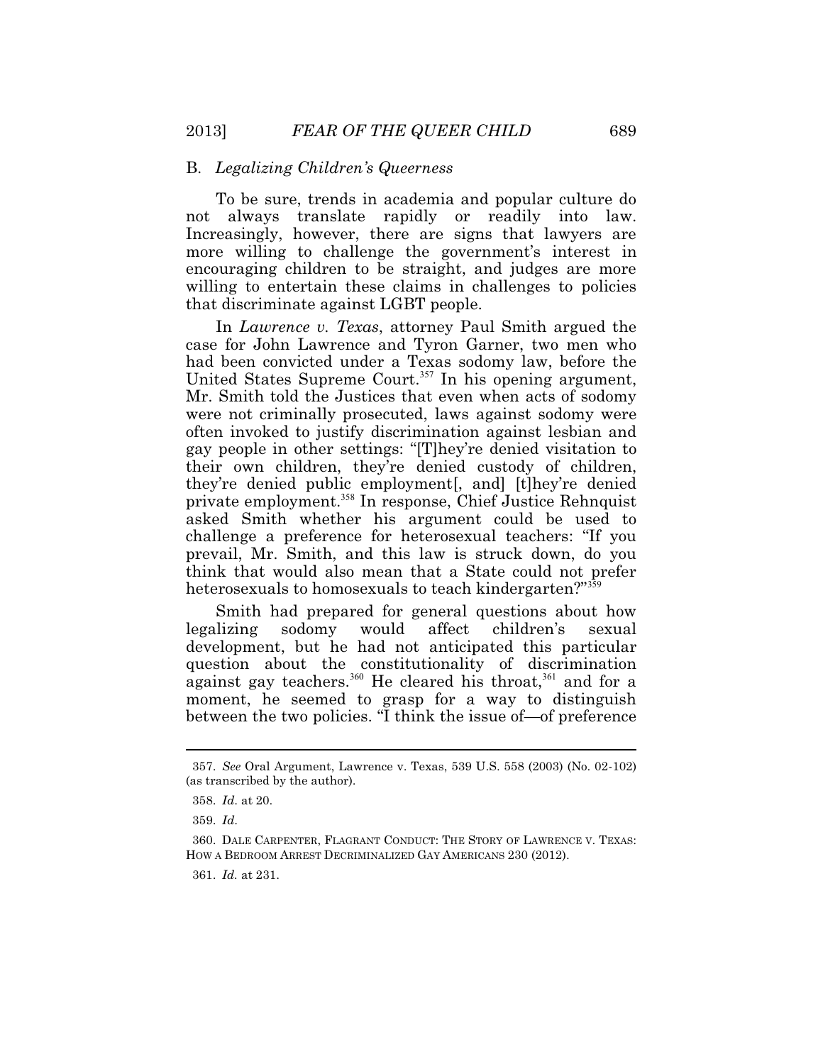### B. *Legalizing Children's Queerness*

To be sure, trends in academia and popular culture do not always translate rapidly or readily into law. Increasingly, however, there are signs that lawyers are more willing to challenge the government's interest in encouraging children to be straight, and judges are more willing to entertain these claims in challenges to policies that discriminate against LGBT people.

In *Lawrence v. Texas*, attorney Paul Smith argued the case for John Lawrence and Tyron Garner, two men who had been convicted under a Texas sodomy law, before the United States Supreme Court.[357] In his opening argument, Mr. Smith told the Justices that even when acts of sodomy were not criminally prosecuted, laws against sodomy were often invoked to justify discrimination against lesbian and gay people in other settings: "[T]hey're denied visitation to their own children, they're denied custody of children, they're denied public employment[, and] [t]hey're denied private employment.[358] In response, Chief Justice Rehnquist asked Smith whether his argument could be used to challenge a preference for heterosexual teachers: "If you prevail, Mr. Smith, and this law is struck down, do you think that would also mean that a State could not prefer heterosexuals to homosexuals to teach kindergarten?"[359]

Smith had prepared for general questions about how legalizing sodomy would affect children's sexual development, but he had not anticipated this particular question about the constitutionality of discrimination against gay teachers.[360] He cleared his throat,[361] and for a moment, he seemed to grasp for a way to distinguish between the two policies. "I think the issue of—of preference

---

357. *See* Oral Argument, Lawrence v. Texas, 539 U.S. 558 (2003) (No. 02-102) (as transcribed by the author).

358. *Id.* at 20.

359. *Id.*

360. DALE CARPENTER, FLAGRANT CONDUCT: THE STORY OF LAWRENCE V. TEXAS: HOW A BEDROOM ARREST DECRIMINALIZED GAY AMERICANS 230 (2012).

361. *Id.* at 231.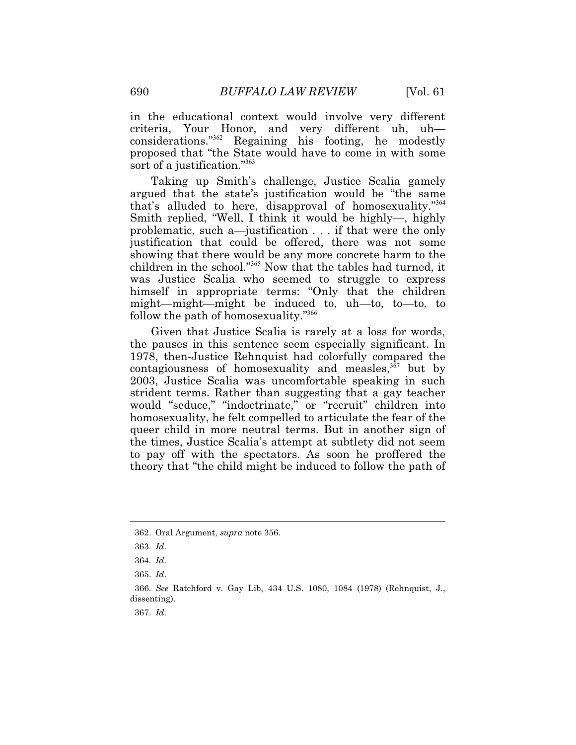in the educational context would involve very different criteria, Your Honor, and very different uh, uh—considerations."[362] Regaining his footing, he modestly proposed that "the State would have to come in with some sort of a justification."[363]

Taking up Smith's challenge, Justice Scalia gamely argued that the state's justification would be "the same that's alluded to here, disapproval of homosexuality."[364] Smith replied, "Well, I think it would be highly—, highly problematic, such a—justification . . . if that were the only justification that could be offered, there was not some showing that there would be any more concrete harm to the children in the school."[365] Now that the tables had turned, it was Justice Scalia who seemed to struggle to express himself in appropriate terms: "Only that the children might—might—might be induced to, uh—to, to—to, to follow the path of homosexuality."[366]

Given that Justice Scalia is rarely at a loss for words, the pauses in this sentence seem especially significant. In 1978, then-Justice Rehnquist had colorfully compared the contagiousness of homosexuality and measles,[367] but by 2003, Justice Scalia was uncomfortable speaking in such strident terms. Rather than suggesting that a gay teacher would "seduce," "indoctrinate," or "recruit" children into homosexuality, he felt compelled to articulate the fear of the queer child in more neutral terms. But in another sign of the times, Justice Scalia's attempt at subtlety did not seem to pay off with the spectators. As soon he proffered the theory that "the child might be induced to follow the path of

---

362. Oral Argument, *supra* note 356.

363. *Id*.

364. *Id*.

365. *Id*.

366. *See* Ratchford v. Gay Lib, 434 U.S. 1080, 1084 (1978) (Rehnquist, J., dissenting).

367. *Id*.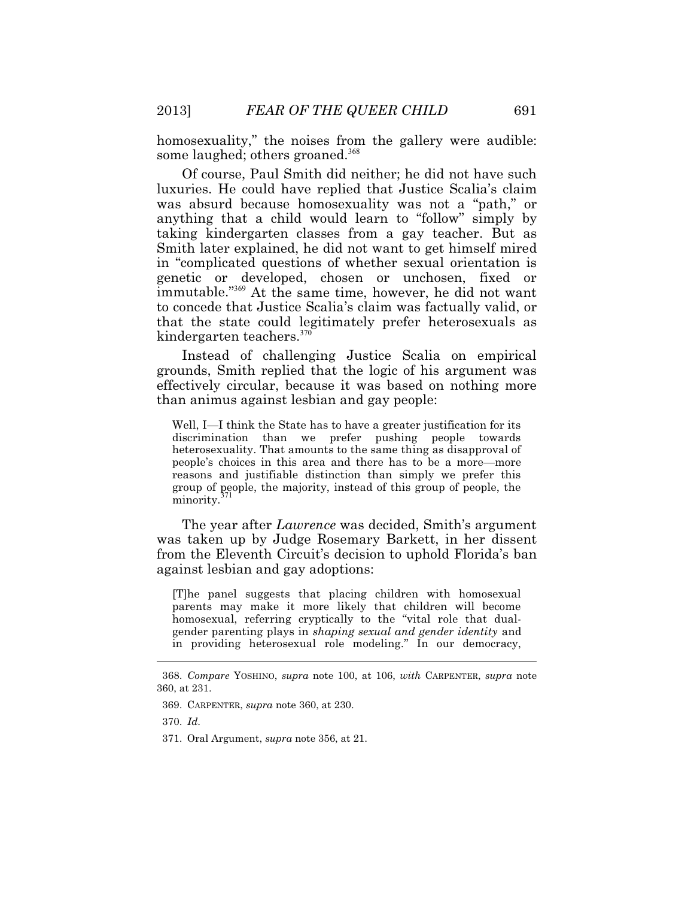homosexuality," the noises from the gallery were audible: some laughed; others groaned.[368]

Of course, Paul Smith did neither; he did not have such luxuries. He could have replied that Justice Scalia's claim was absurd because homosexuality was not a "path," or anything that a child would learn to "follow" simply by taking kindergarten classes from a gay teacher. But as Smith later explained, he did not want to get himself mired in "complicated questions of whether sexual orientation is genetic or developed, chosen or unchosen, fixed or immutable."[369] At the same time, however, he did not want to concede that Justice Scalia's claim was factually valid, or that the state could legitimately prefer heterosexuals as kindergarten teachers.[370]

Instead of challenging Justice Scalia on empirical grounds, Smith replied that the logic of his argument was effectively circular, because it was based on nothing more than animus against lesbian and gay people:

> Well, I—I think the State has to have a greater justification for its discrimination than we prefer pushing people towards heterosexuality. That amounts to the same thing as disapproval of people's choices in this area and there has to be a more—more reasons and justifiable distinction than simply we prefer this group of people, the majority, instead of this group of people, the minority.[371]

The year after *Lawrence* was decided, Smith's argument was taken up by Judge Rosemary Barkett, in her dissent from the Eleventh Circuit's decision to uphold Florida's ban against lesbian and gay adoptions:

> [T]he panel suggests that placing children with homosexual parents may make it more likely that children will become homosexual, referring cryptically to the "vital role that dual-gender parenting plays in *shaping sexual and gender identity* and in providing heterosexual role modeling." In our democracy,

---

368. *Compare* YOSHINO, *supra* note 100, at 106, *with* CARPENTER, *supra* note 360, at 231.

369. CARPENTER, *supra* note 360, at 230.

370. *Id.*

371. Oral Argument, *supra* note 356, at 21.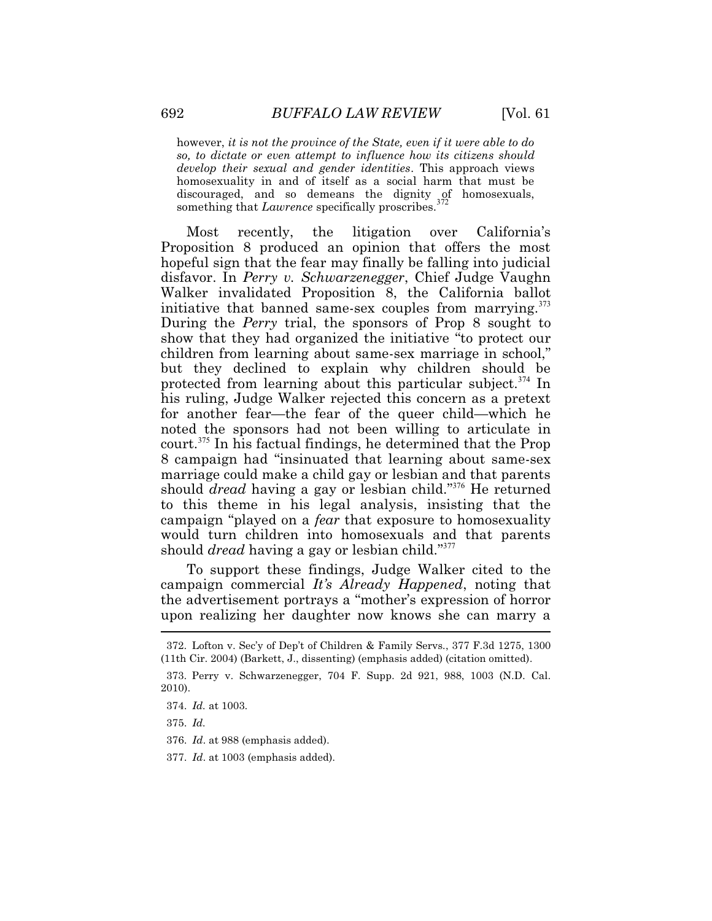however, *it is not the province of the State, even if it were able to do so, to dictate or even attempt to influence how its citizens should develop their sexual and gender identities*. This approach views homosexuality in and of itself as a social harm that must be discouraged, and so demeans the dignity of homosexuals, something that *Lawrence* specifically proscribes.[372]

Most recently, the litigation over California's Proposition 8 produced an opinion that offers the most hopeful sign that the fear may finally be falling into judicial disfavor. In *Perry v. Schwarzenegger*, Chief Judge Vaughn Walker invalidated Proposition 8, the California ballot initiative that banned same-sex couples from marrying.[373] During the *Perry* trial, the sponsors of Prop 8 sought to show that they had organized the initiative "to protect our children from learning about same-sex marriage in school," but they declined to explain why children should be protected from learning about this particular subject.[374] In his ruling, Judge Walker rejected this concern as a pretext for another fear—the fear of the queer child—which he noted the sponsors had not been willing to articulate in court.[375] In his factual findings, he determined that the Prop 8 campaign had "insinuated that learning about same-sex marriage could make a child gay or lesbian and that parents should *dread* having a gay or lesbian child."[376] He returned to this theme in his legal analysis, insisting that the campaign "played on a *fear* that exposure to homosexuality would turn children into homosexuals and that parents should *dread* having a gay or lesbian child."[377]

To support these findings, Judge Walker cited to the campaign commercial *It's Already Happened*, noting that the advertisement portrays a "mother's expression of horror upon realizing her daughter now knows she can marry a

---

372. Lofton v. Sec'y of Dep't of Children & Family Servs., 377 F.3d 1275, 1300 (11th Cir. 2004) (Barkett, J., dissenting) (emphasis added) (citation omitted).

373. Perry v. Schwarzenegger, 704 F. Supp. 2d 921, 988, 1003 (N.D. Cal. 2010).

374. *Id.* at 1003.

375. *Id.*

376. *Id*. at 988 (emphasis added).

377. *Id*. at 1003 (emphasis added).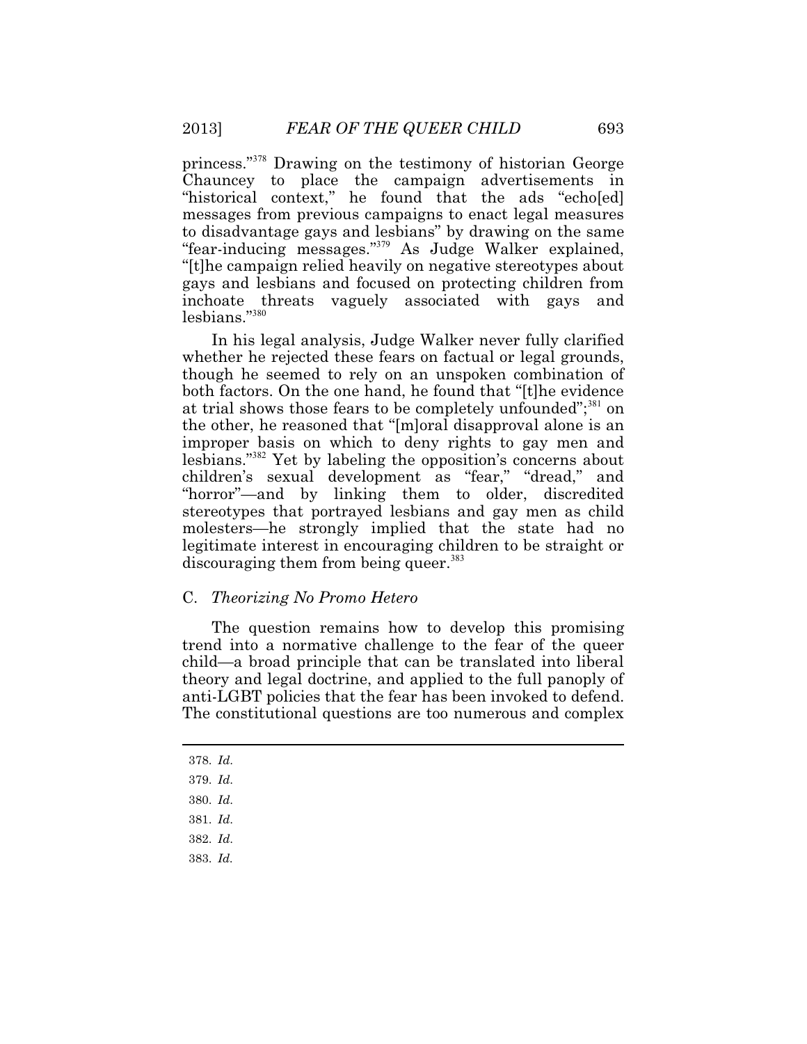princess."[378] Drawing on the testimony of historian George Chauncey to place the campaign advertisements in "historical context," he found that the ads "echo[ed] messages from previous campaigns to enact legal measures to disadvantage gays and lesbians" by drawing on the same "fear-inducing messages."[379] As Judge Walker explained, "[t]he campaign relied heavily on negative stereotypes about gays and lesbians and focused on protecting children from inchoate threats vaguely associated with gays and lesbians."[380]

In his legal analysis, Judge Walker never fully clarified whether he rejected these fears on factual or legal grounds, though he seemed to rely on an unspoken combination of both factors. On the one hand, he found that "[t]he evidence at trial shows those fears to be completely unfounded";[381] on the other, he reasoned that "[m]oral disapproval alone is an improper basis on which to deny rights to gay men and lesbians."[382] Yet by labeling the opposition's concerns about children's sexual development as "fear," "dread," and "horror"—and by linking them to older, discredited stereotypes that portrayed lesbians and gay men as child molesters—he strongly implied that the state had no legitimate interest in encouraging children to be straight or discouraging them from being queer.[383]

### C. *Theorizing No Promo Hetero*

The question remains how to develop this promising trend into a normative challenge to the fear of the queer child—a broad principle that can be translated into liberal theory and legal doctrine, and applied to the full panoply of anti-LGBT policies that the fear has been invoked to defend. The constitutional questions are too numerous and complex

---

378. *Id.*

379. *Id.*

380. *Id.*

381. *Id.*

382. *Id.*

383. *Id.*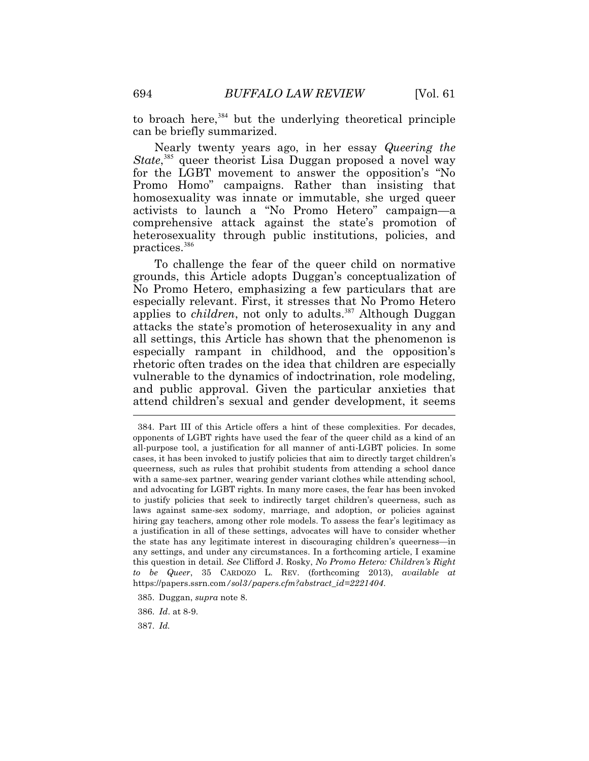to broach here,[384] but the underlying theoretical principle can be briefly summarized.

Nearly twenty years ago, in her essay *Queering the State*,[385] queer theorist Lisa Duggan proposed a novel way for the LGBT movement to answer the opposition's "No Promo Homo" campaigns. Rather than insisting that homosexuality was innate or immutable, she urged queer activists to launch a "No Promo Hetero" campaign—a comprehensive attack against the state's promotion of heterosexuality through public institutions, policies, and practices.[386]

To challenge the fear of the queer child on normative grounds, this Article adopts Duggan's conceptualization of No Promo Hetero, emphasizing a few particulars that are especially relevant. First, it stresses that No Promo Hetero applies to *children*, not only to adults.[387] Although Duggan attacks the state's promotion of heterosexuality in any and all settings, this Article has shown that the phenomenon is especially rampant in childhood, and the opposition's rhetoric often trades on the idea that children are especially vulnerable to the dynamics of indoctrination, role modeling, and public approval. Given the particular anxieties that attend children's sexual and gender development, it seems

---

384. Part III of this Article offers a hint of these complexities. For decades, opponents of LGBT rights have used the fear of the queer child as a kind of an all-purpose tool, a justification for all manner of anti-LGBT policies. In some cases, it has been invoked to justify policies that aim to directly target children's queerness, such as rules that prohibit students from attending a school dance with a same-sex partner, wearing gender variant clothes while attending school, and advocating for LGBT rights. In many more cases, the fear has been invoked to justify policies that seek to indirectly target children's queerness, such as laws against same-sex sodomy, marriage, and adoption, or policies against hiring gay teachers, among other role models. To assess the fear's legitimacy as a justification in all of these settings, advocates will have to consider whether the state has any legitimate interest in discouraging children's queerness—in any settings, and under any circumstances. In a forthcoming article, I examine this question in detail. *See* Clifford J. Rosky, *No Promo Hetero: Children's Right to be Queer*, 35 CARDOZO L. REV. (forthcoming 2013), *available at* https://papers.ssrn.com/sol3/papers.cfm?abstract_id=2221404.

385. Duggan, *supra* note 8.

386. *Id*. at 8-9.

387. *Id.*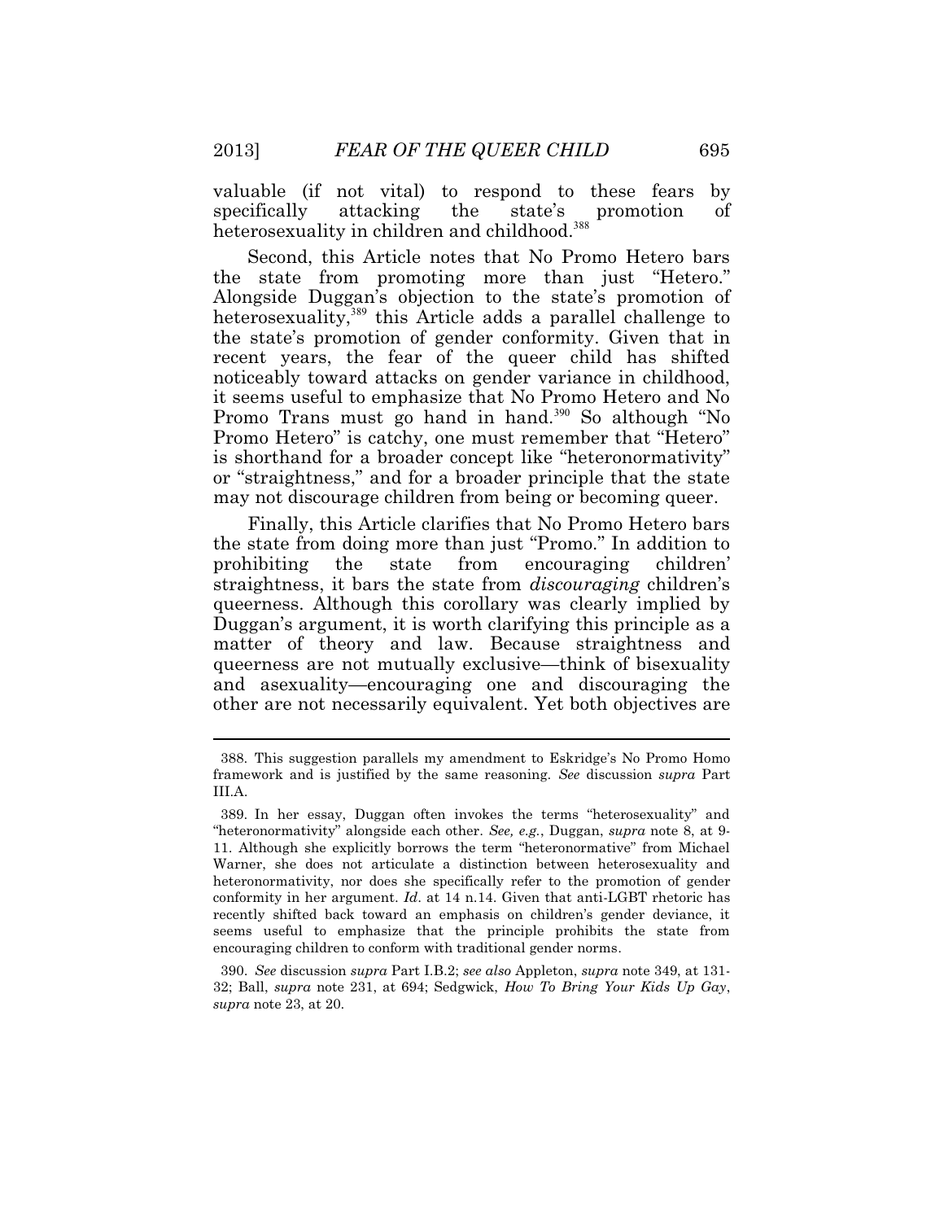valuable (if not vital) to respond to these fears by specifically attacking the state's promotion of heterosexuality in children and childhood.[388]

Second, this Article notes that No Promo Hetero bars the state from promoting more than just "Hetero." Alongside Duggan's objection to the state's promotion of heterosexuality,[389] this Article adds a parallel challenge to the state's promotion of gender conformity. Given that in recent years, the fear of the queer child has shifted noticeably toward attacks on gender variance in childhood, it seems useful to emphasize that No Promo Hetero and No Promo Trans must go hand in hand.[390] So although "No Promo Hetero" is catchy, one must remember that "Hetero" is shorthand for a broader concept like "heteronormativity" or "straightness," and for a broader principle that the state may not discourage children from being or becoming queer.

Finally, this Article clarifies that No Promo Hetero bars the state from doing more than just "Promo." In addition to prohibiting the state from encouraging children' straightness, it bars the state from *discouraging* children's queerness. Although this corollary was clearly implied by Duggan's argument, it is worth clarifying this principle as a matter of theory and law. Because straightness and queerness are not mutually exclusive—think of bisexuality and asexuality—encouraging one and discouraging the other are not necessarily equivalent. Yet both objectives are

---

388. This suggestion parallels my amendment to Eskridge's No Promo Homo framework and is justified by the same reasoning. *See* discussion *supra* Part III.A.

389. In her essay, Duggan often invokes the terms "heterosexuality" and "heteronormativity" alongside each other. *See, e.g.*, Duggan, *supra* note 8, at 9-11. Although she explicitly borrows the term "heteronormative" from Michael Warner, she does not articulate a distinction between heterosexuality and heteronormativity, nor does she specifically refer to the promotion of gender conformity in her argument. *Id*. at 14 n.14. Given that anti-LGBT rhetoric has recently shifted back toward an emphasis on children's gender deviance, it seems useful to emphasize that the principle prohibits the state from encouraging children to conform with traditional gender norms.

390. *See* discussion *supra* Part I.B.2; *see also* Appleton, *supra* note 349, at 131-32; Ball, *supra* note 231, at 694; Sedgwick, *How To Bring Your Kids Up Gay*, *supra* note 23, at 20.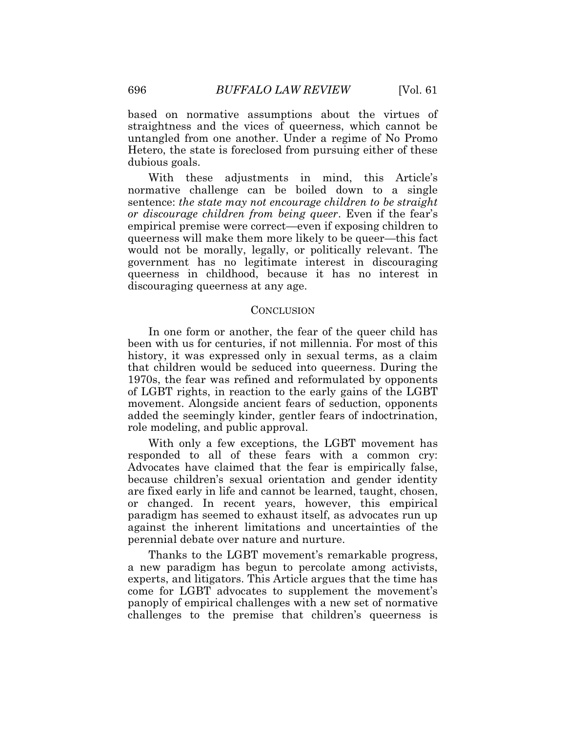based on normative assumptions about the virtues of straightness and the vices of queerness, which cannot be untangled from one another. Under a regime of No Promo Hetero, the state is foreclosed from pursuing either of these dubious goals.

With these adjustments in mind, this Article's normative challenge can be boiled down to a single sentence: *the state may not encourage children to be straight or discourage children from being queer*. Even if the fear's empirical premise were correct—even if exposing children to queerness will make them more likely to be queer—this fact would not be morally, legally, or politically relevant. The government has no legitimate interest in discouraging queerness in childhood, because it has no interest in discouraging queerness at any age.

## CONCLUSION

In one form or another, the fear of the queer child has been with us for centuries, if not millennia. For most of this history, it was expressed only in sexual terms, as a claim that children would be seduced into queerness. During the 1970s, the fear was refined and reformulated by opponents of LGBT rights, in reaction to the early gains of the LGBT movement. Alongside ancient fears of seduction, opponents added the seemingly kinder, gentler fears of indoctrination, role modeling, and public approval.

With only a few exceptions, the LGBT movement has responded to all of these fears with a common cry: Advocates have claimed that the fear is empirically false, because children's sexual orientation and gender identity are fixed early in life and cannot be learned, taught, chosen, or changed. In recent years, however, this empirical paradigm has seemed to exhaust itself, as advocates run up against the inherent limitations and uncertainties of the perennial debate over nature and nurture.

Thanks to the LGBT movement's remarkable progress, a new paradigm has begun to percolate among activists, experts, and litigators. This Article argues that the time has come for LGBT advocates to supplement the movement's panoply of empirical challenges with a new set of normative challenges to the premise that children's queerness is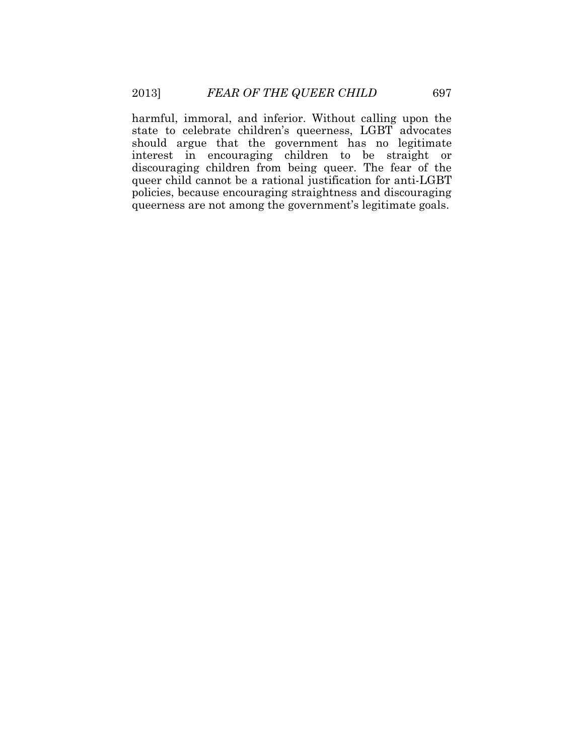harmful, immoral, and inferior. Without calling upon the state to celebrate children's queerness, LGBT advocates should argue that the government has no legitimate interest in encouraging children to be straight or discouraging children from being queer. The fear of the queer child cannot be a rational justification for anti-LGBT policies, because encouraging straightness and discouraging queerness are not among the government's legitimate goals.